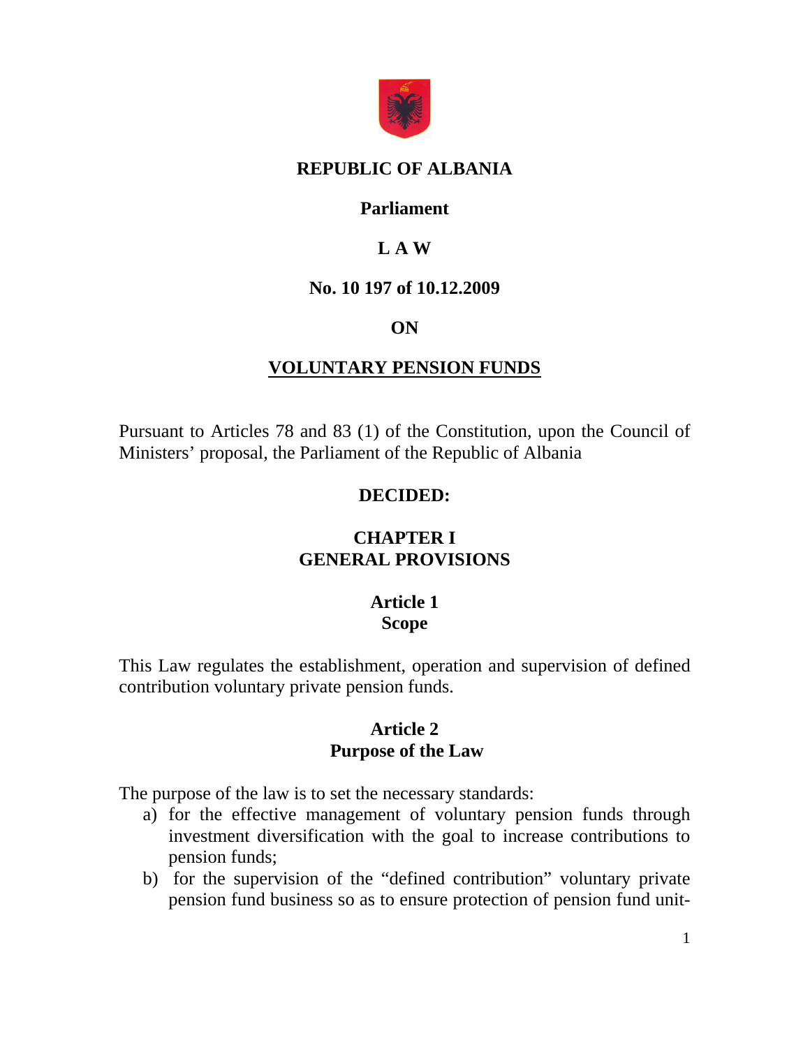# REPUBLIC OF ALBANIA

## Parliament

## L A W

## No. 10 197 of 10.12.2009

## ON

## VOLUNTARY PENSION FUNDS

Pursuant to Articles 78 and 83 (1) of the Constitution, upon the Council of Ministers' proposal, the Parliament of the Republic of Albania

**DECIDED:**

## CHAPTER I
## GENERAL PROVISIONS

### Article 1
### Scope

This Law regulates the establishment, operation and supervision of defined contribution voluntary private pension funds.

### Article 2
### Purpose of the Law

The purpose of the law is to set the necessary standards:

a) for the effective management of voluntary pension funds through investment diversification with the goal to increase contributions to pension funds;
b) for the supervision of the "defined contribution" voluntary private pension fund business so as to ensure protection of pension fund unit-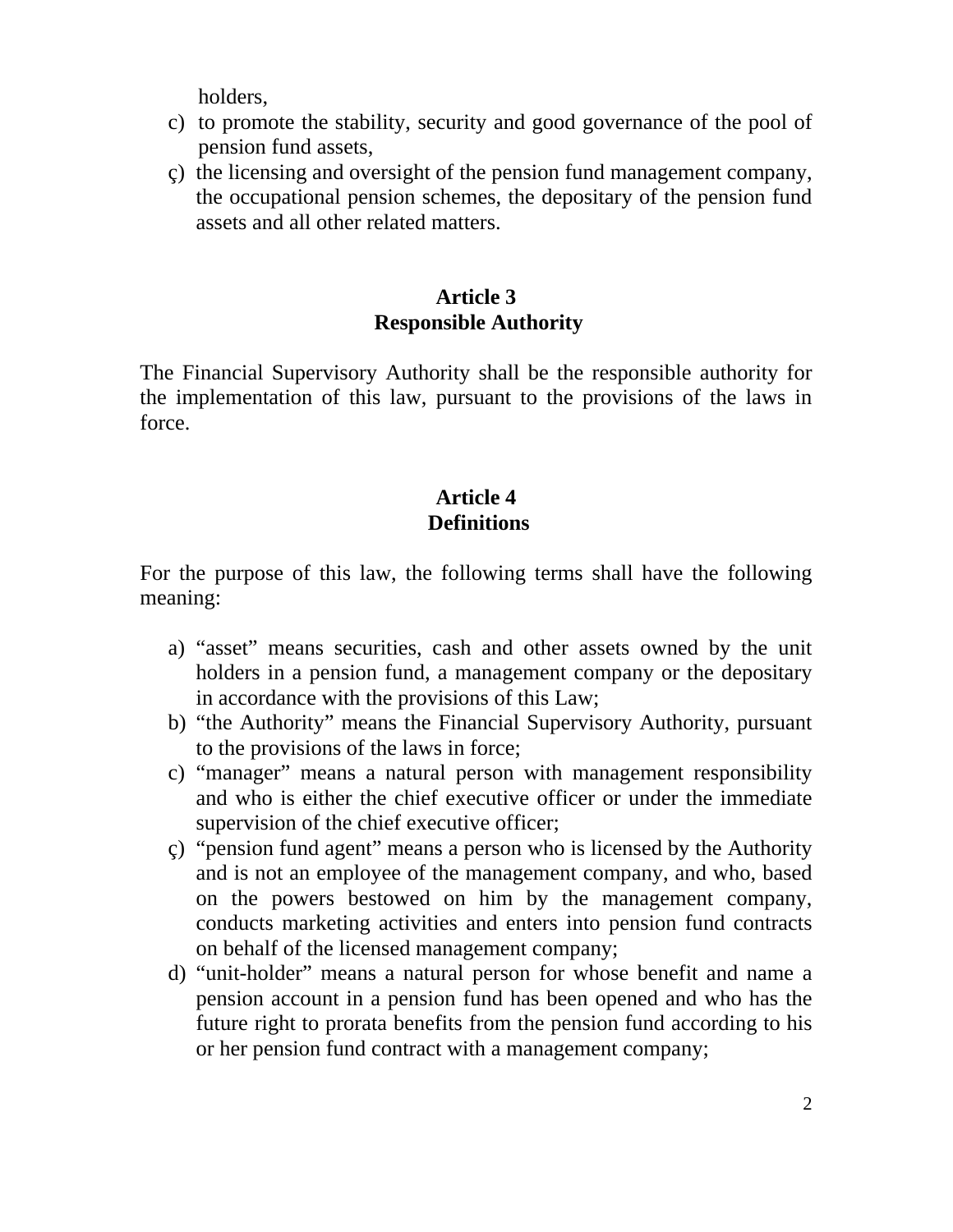holders,

c) to promote the stability, security and good governance of the pool of pension fund assets,

ç) the licensing and oversight of the pension fund management company, the occupational pension schemes, the depositary of the pension fund assets and all other related matters.

## Article 3
## Responsible Authority

The Financial Supervisory Authority shall be the responsible authority for the implementation of this law, pursuant to the provisions of the laws in force.

## Article 4
## Definitions

For the purpose of this law, the following terms shall have the following meaning:

a) "asset" means securities, cash and other assets owned by the unit holders in a pension fund, a management company or the depositary in accordance with the provisions of this Law;

b) "the Authority" means the Financial Supervisory Authority, pursuant to the provisions of the laws in force;

c) "manager" means a natural person with management responsibility and who is either the chief executive officer or under the immediate supervision of the chief executive officer;

ç) "pension fund agent" means a person who is licensed by the Authority and is not an employee of the management company, and who, based on the powers bestowed on him by the management company, conducts marketing activities and enters into pension fund contracts on behalf of the licensed management company;

d) "unit-holder" means a natural person for whose benefit and name a pension account in a pension fund has been opened and who has the future right to prorata benefits from the pension fund according to his or her pension fund contract with a management company;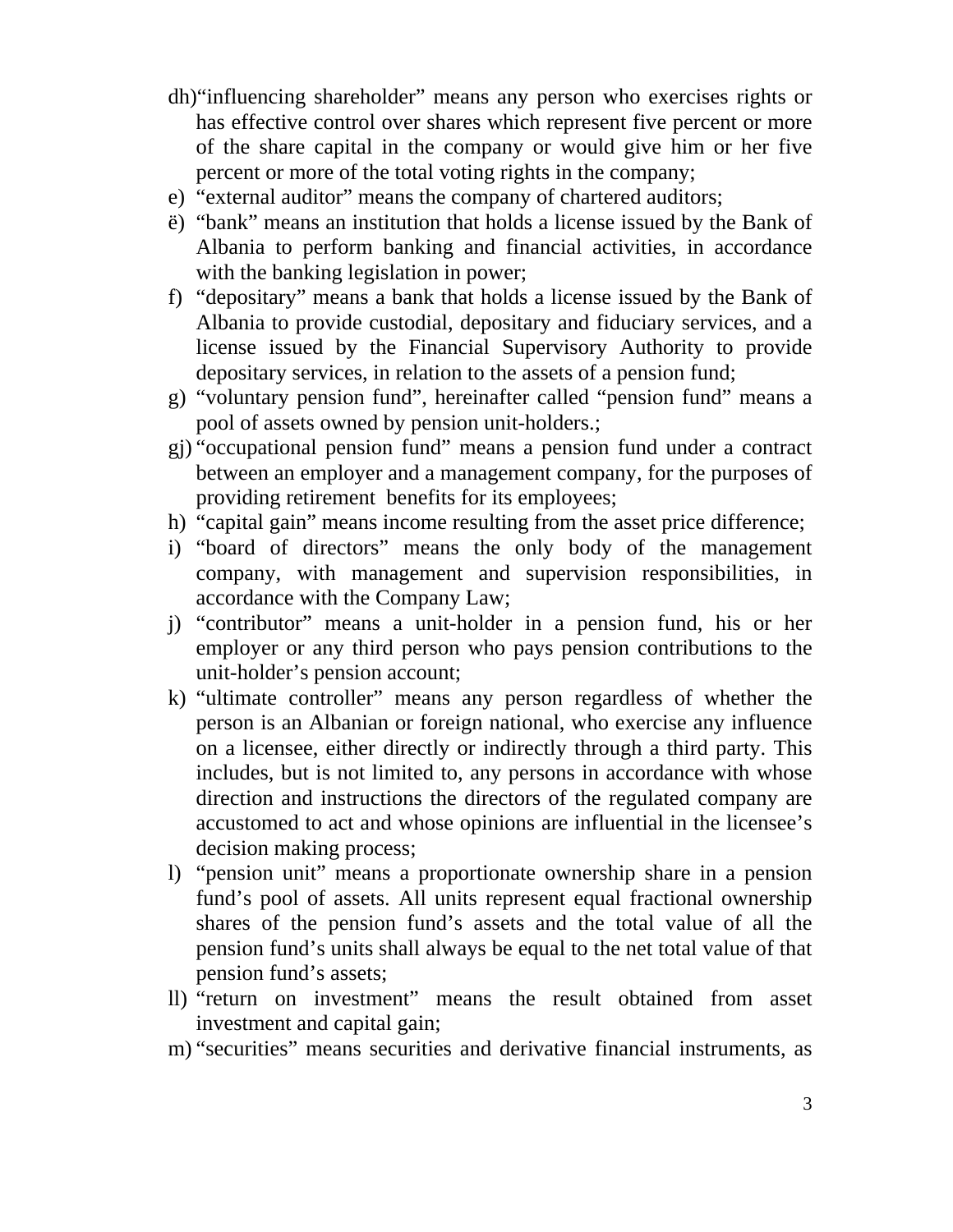dh) "influencing shareholder" means any person who exercises rights or has effective control over shares which represent five percent or more of the share capital in the company or would give him or her five percent or more of the total voting rights in the company;

e) "external auditor" means the company of chartered auditors;

ë) "bank" means an institution that holds a license issued by the Bank of Albania to perform banking and financial activities, in accordance with the banking legislation in power;

f) "depositary" means a bank that holds a license issued by the Bank of Albania to provide custodial, depositary and fiduciary services, and a license issued by the Financial Supervisory Authority to provide depositary services, in relation to the assets of a pension fund;

g) "voluntary pension fund", hereinafter called "pension fund" means a pool of assets owned by pension unit-holders.;

gj) "occupational pension fund" means a pension fund under a contract between an employer and a management company, for the purposes of providing retirement benefits for its employees;

h) "capital gain" means income resulting from the asset price difference;

i) "board of directors" means the only body of the management company, with management and supervision responsibilities, in accordance with the Company Law;

j) "contributor" means a unit-holder in a pension fund, his or her employer or any third person who pays pension contributions to the unit-holder's pension account;

k) "ultimate controller" means any person regardless of whether the person is an Albanian or foreign national, who exercise any influence on a licensee, either directly or indirectly through a third party. This includes, but is not limited to, any persons in accordance with whose direction and instructions the directors of the regulated company are accustomed to act and whose opinions are influential in the licensee's decision making process;

l) "pension unit" means a proportionate ownership share in a pension fund's pool of assets. All units represent equal fractional ownership shares of the pension fund's assets and the total value of all the pension fund's units shall always be equal to the net total value of that pension fund's assets;

ll) "return on investment" means the result obtained from asset investment and capital gain;

m) "securities" means securities and derivative financial instruments, as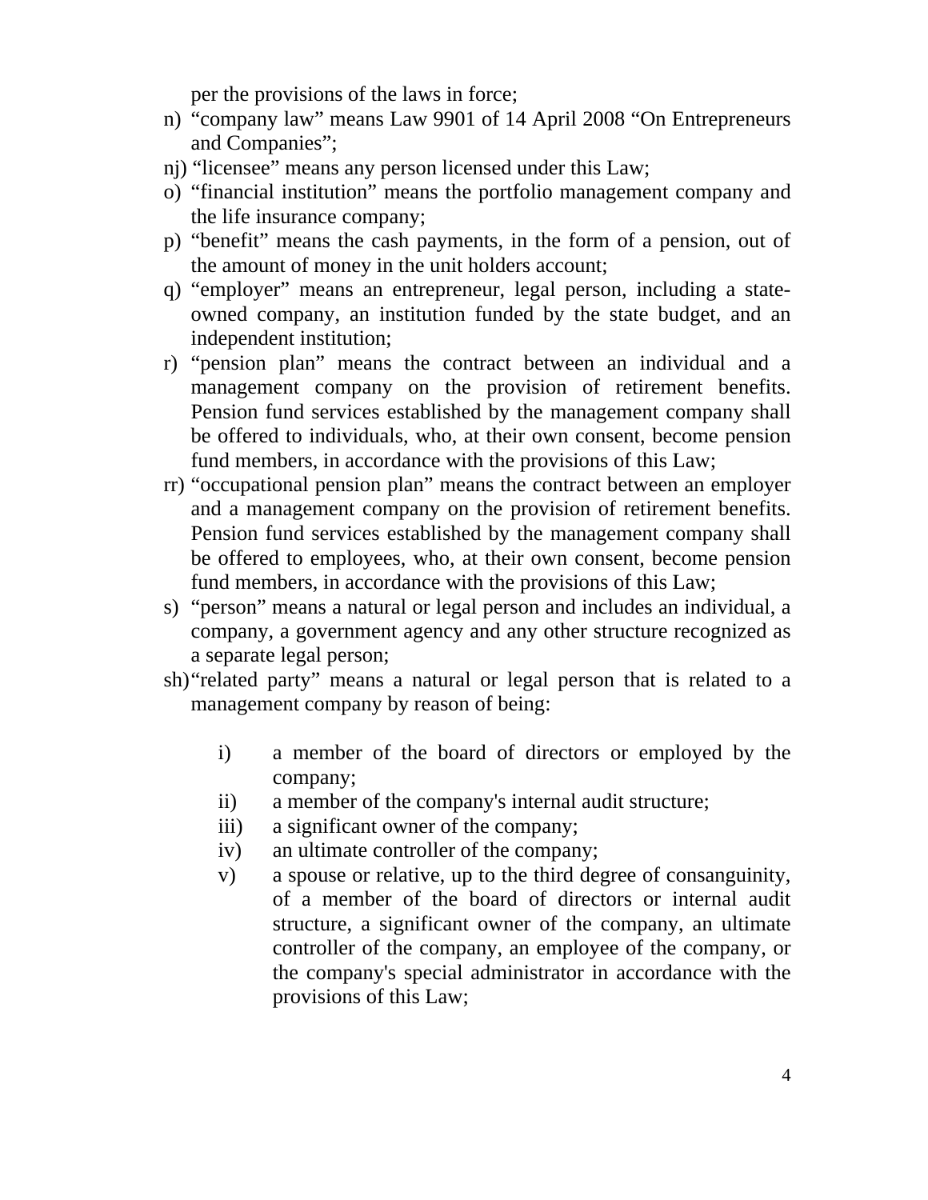per the provisions of the laws in force;

n) “company law” means Law 9901 of 14 April 2008 “On Entrepreneurs and Companies”;

nj) “licensee” means any person licensed under this Law;

o) “financial institution” means the portfolio management company and the life insurance company;

p) “benefit” means the cash payments, in the form of a pension, out of the amount of money in the unit holders account;

q) “employer” means an entrepreneur, legal person, including a state-owned company, an institution funded by the state budget, and an independent institution;

r) “pension plan” means the contract between an individual and a management company on the provision of retirement benefits. Pension fund services established by the management company shall be offered to individuals, who, at their own consent, become pension fund members, in accordance with the provisions of this Law;

rr) “occupational pension plan” means the contract between an employer and a management company on the provision of retirement benefits. Pension fund services established by the management company shall be offered to employees, who, at their own consent, become pension fund members, in accordance with the provisions of this Law;

s) “person” means a natural or legal person and includes an individual, a company, a government agency and any other structure recognized as a separate legal person;

sh) “related party” means a natural or legal person that is related to a management company by reason of being:

  i) a member of the board of directors or employed by the company;
  ii) a member of the company's internal audit structure;
  iii) a significant owner of the company;
  iv) an ultimate controller of the company;
  v) a spouse or relative, up to the third degree of consanguinity, of a member of the board of directors or internal audit structure, a significant owner of the company, an ultimate controller of the company, an employee of the company, or the company's special administrator in accordance with the provisions of this Law;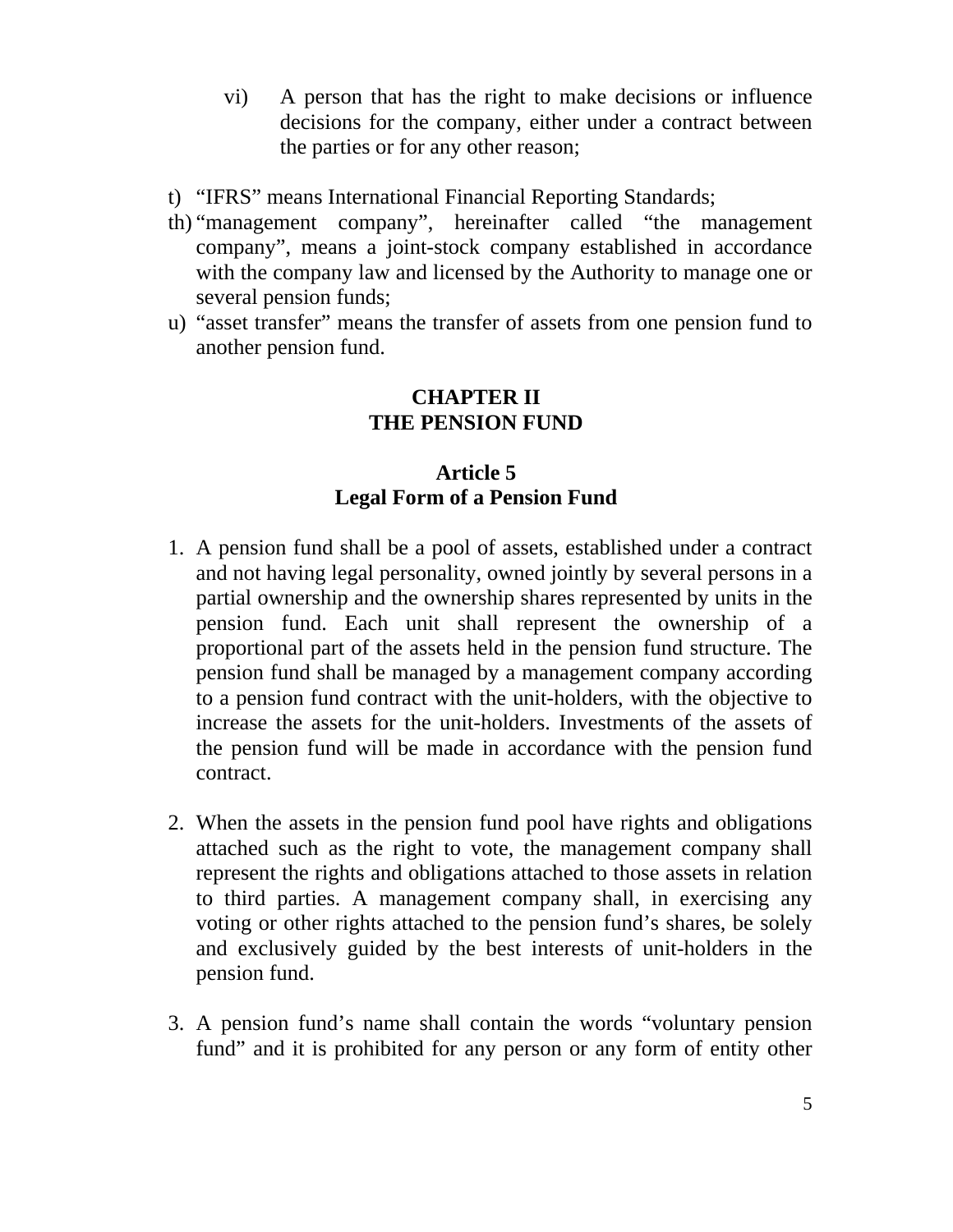vi) A person that has the right to make decisions or influence decisions for the company, either under a contract between the parties or for any other reason;

t) "IFRS" means International Financial Reporting Standards;

th) "management company", hereinafter called "the management company", means a joint-stock company established in accordance with the company law and licensed by the Authority to manage one or several pension funds;

u) "asset transfer" means the transfer of assets from one pension fund to another pension fund.

## CHAPTER II
## THE PENSION FUND

### Article 5
### Legal Form of a Pension Fund

1. A pension fund shall be a pool of assets, established under a contract and not having legal personality, owned jointly by several persons in a partial ownership and the ownership shares represented by units in the pension fund. Each unit shall represent the ownership of a proportional part of the assets held in the pension fund structure. The pension fund shall be managed by a management company according to a pension fund contract with the unit-holders, with the objective to increase the assets for the unit-holders. Investments of the assets of the pension fund will be made in accordance with the pension fund contract.

2. When the assets in the pension fund pool have rights and obligations attached such as the right to vote, the management company shall represent the rights and obligations attached to those assets in relation to third parties. A management company shall, in exercising any voting or other rights attached to the pension fund's shares, be solely and exclusively guided by the best interests of unit-holders in the pension fund.

3. A pension fund's name shall contain the words "voluntary pension fund" and it is prohibited for any person or any form of entity other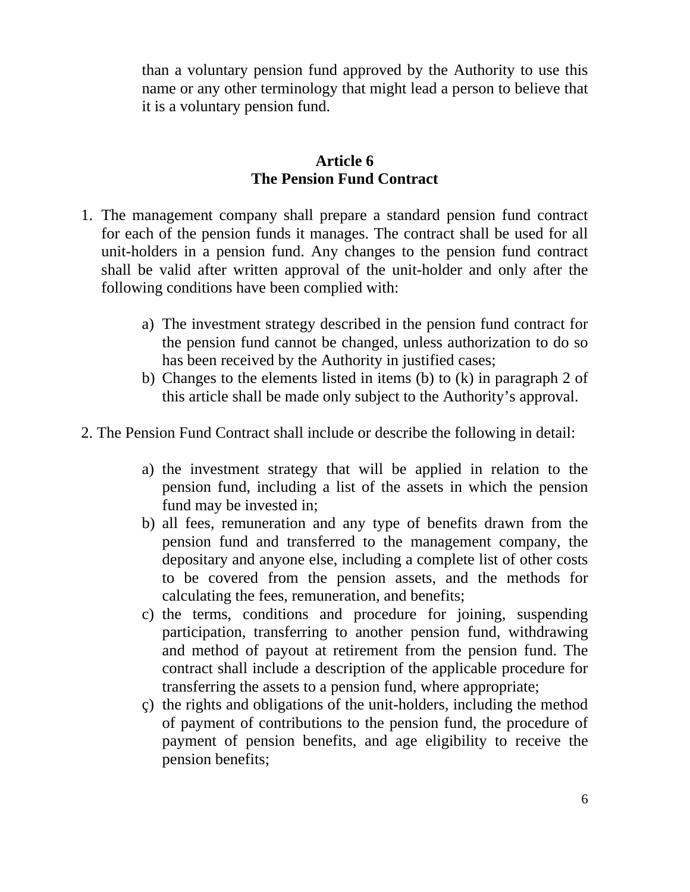than a voluntary pension fund approved by the Authority to use this name or any other terminology that might lead a person to believe that it is a voluntary pension fund.

## Article 6
## The Pension Fund Contract

1. The management company shall prepare a standard pension fund contract for each of the pension funds it manages. The contract shall be used for all unit-holders in a pension fund. Any changes to the pension fund contract shall be valid after written approval of the unit-holder and only after the following conditions have been complied with:

    a) The investment strategy described in the pension fund contract for the pension fund cannot be changed, unless authorization to do so has been received by the Authority in justified cases;
    b) Changes to the elements listed in items (b) to (k) in paragraph 2 of this article shall be made only subject to the Authority's approval.

2. The Pension Fund Contract shall include or describe the following in detail:

    a) the investment strategy that will be applied in relation to the pension fund, including a list of the assets in which the pension fund may be invested in;
    b) all fees, remuneration and any type of benefits drawn from the pension fund and transferred to the management company, the depositary and anyone else, including a complete list of other costs to be covered from the pension assets, and the methods for calculating the fees, remuneration, and benefits;
    c) the terms, conditions and procedure for joining, suspending participation, transferring to another pension fund, withdrawing and method of payout at retirement from the pension fund. The contract shall include a description of the applicable procedure for transferring the assets to a pension fund, where appropriate;
    ç) the rights and obligations of the unit-holders, including the method of payment of contributions to the pension fund, the procedure of payment of pension benefits, and age eligibility to receive the pension benefits;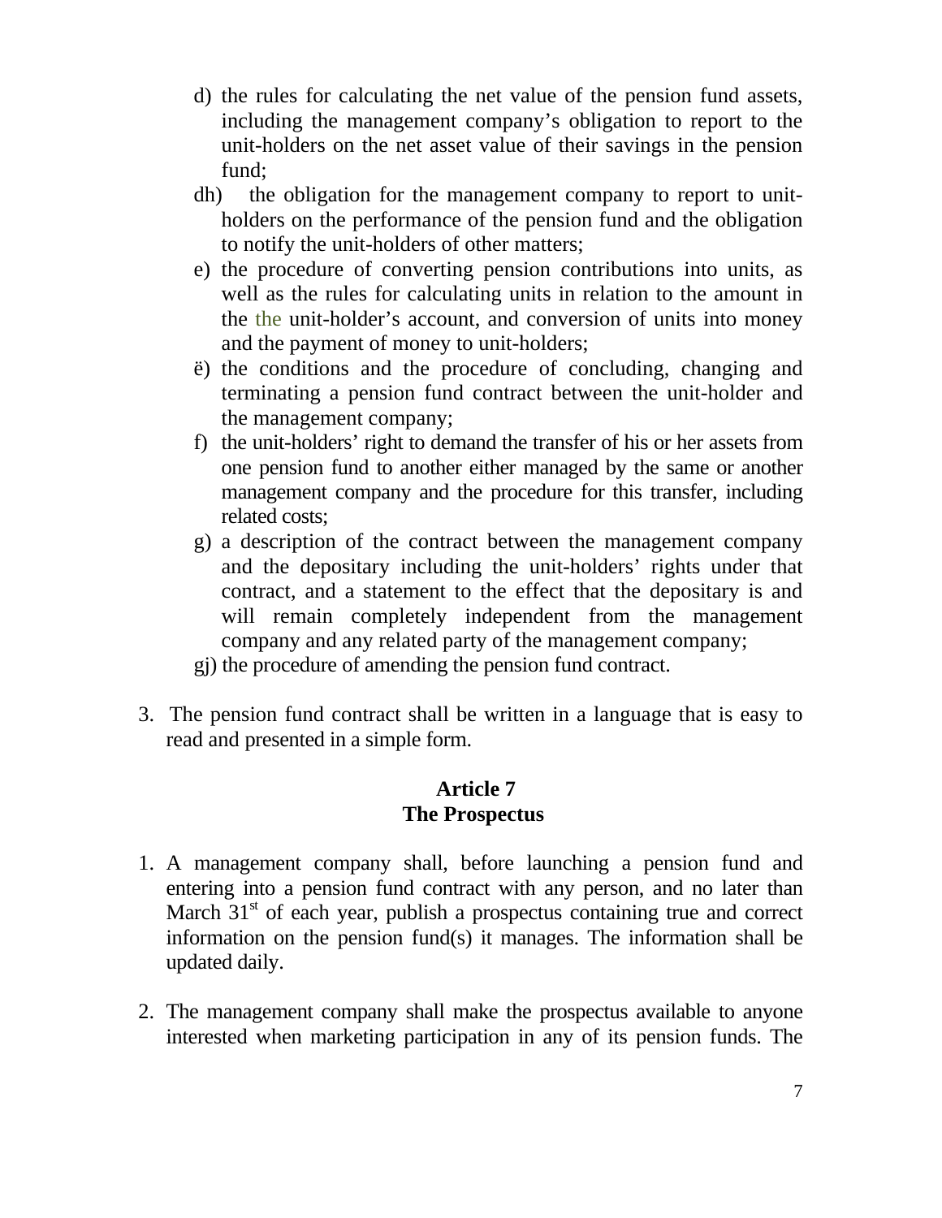d) the rules for calculating the net value of the pension fund assets, including the management company's obligation to report to the unit-holders on the net asset value of their savings in the pension fund;

dh) the obligation for the management company to report to unit-holders on the performance of the pension fund and the obligation to notify the unit-holders of other matters;

e) the procedure of converting pension contributions into units, as well as the rules for calculating units in relation to the amount in the the unit-holder's account, and conversion of units into money and the payment of money to unit-holders;

ë) the conditions and the procedure of concluding, changing and terminating a pension fund contract between the unit-holder and the management company;

f) the unit-holders' right to demand the transfer of his or her assets from one pension fund to another either managed by the same or another management company and the procedure for this transfer, including related costs;

g) a description of the contract between the management company and the depositary including the unit-holders' rights under that contract, and a statement to the effect that the depositary is and will remain completely independent from the management company and any related party of the management company;

gj) the procedure of amending the pension fund contract.

3. The pension fund contract shall be written in a language that is easy to read and presented in a simple form.

## Article 7
## The Prospectus

1. A management company shall, before launching a pension fund and entering into a pension fund contract with any person, and no later than March 31st of each year, publish a prospectus containing true and correct information on the pension fund(s) it manages. The information shall be updated daily.

2. The management company shall make the prospectus available to anyone interested when marketing participation in any of its pension funds. The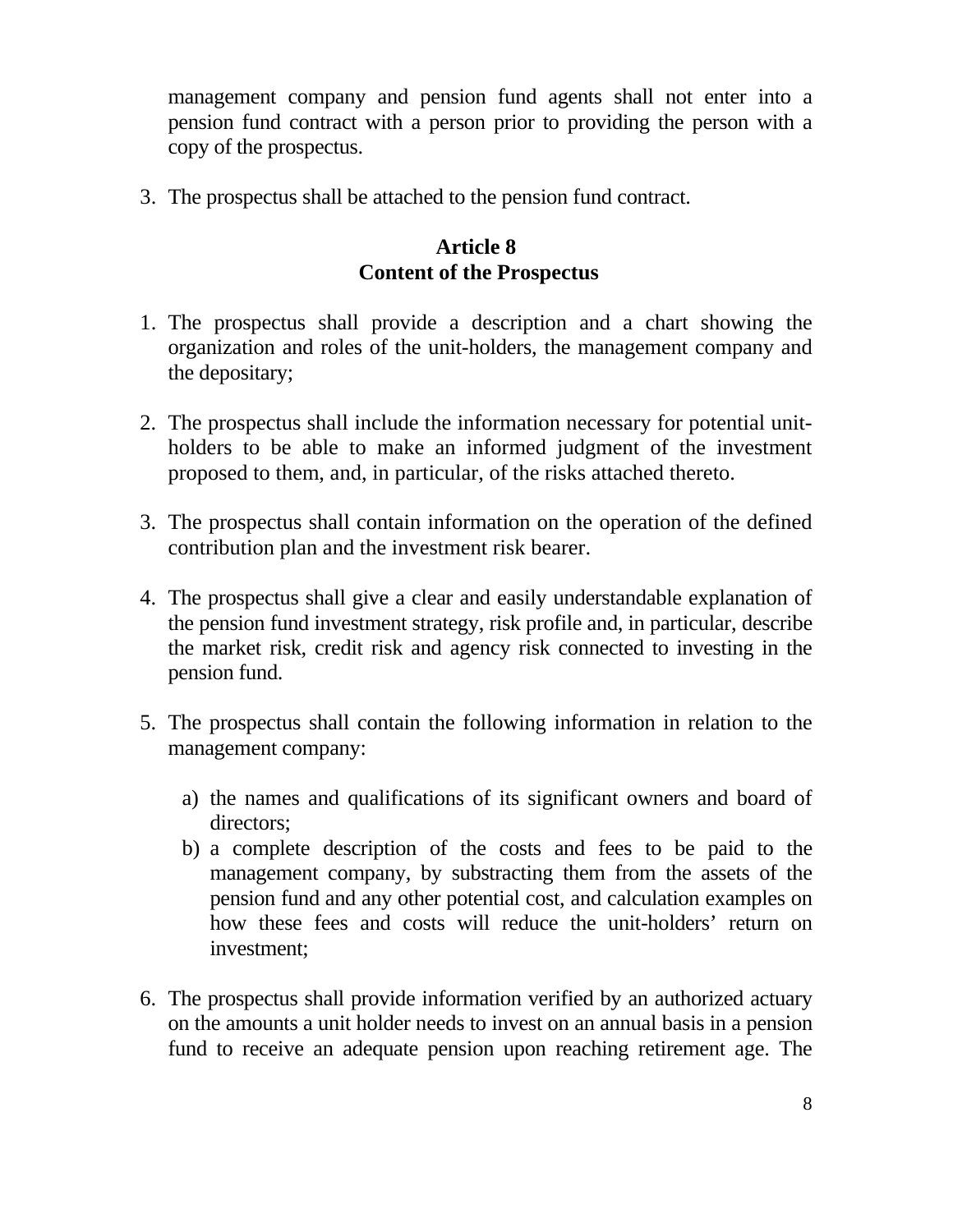management company and pension fund agents shall not enter into a pension fund contract with a person prior to providing the person with a copy of the prospectus.

3. The prospectus shall be attached to the pension fund contract.

### Article 8
### Content of the Prospectus

1. The prospectus shall provide a description and a chart showing the organization and roles of the unit-holders, the management company and the depositary;

2. The prospectus shall include the information necessary for potential unit-holders to be able to make an informed judgment of the investment proposed to them, and, in particular, of the risks attached thereto.

3. The prospectus shall contain information on the operation of the defined contribution plan and the investment risk bearer.

4. The prospectus shall give a clear and easily understandable explanation of the pension fund investment strategy, risk profile and, in particular, describe the market risk, credit risk and agency risk connected to investing in the pension fund.

5. The prospectus shall contain the following information in relation to the management company:

   a) the names and qualifications of its significant owners and board of directors;
   b) a complete description of the costs and fees to be paid to the management company, by substracting them from the assets of the pension fund and any other potential cost, and calculation examples on how these fees and costs will reduce the unit-holders' return on investment;

6. The prospectus shall provide information verified by an authorized actuary on the amounts a unit holder needs to invest on an annual basis in a pension fund to receive an adequate pension upon reaching retirement age. The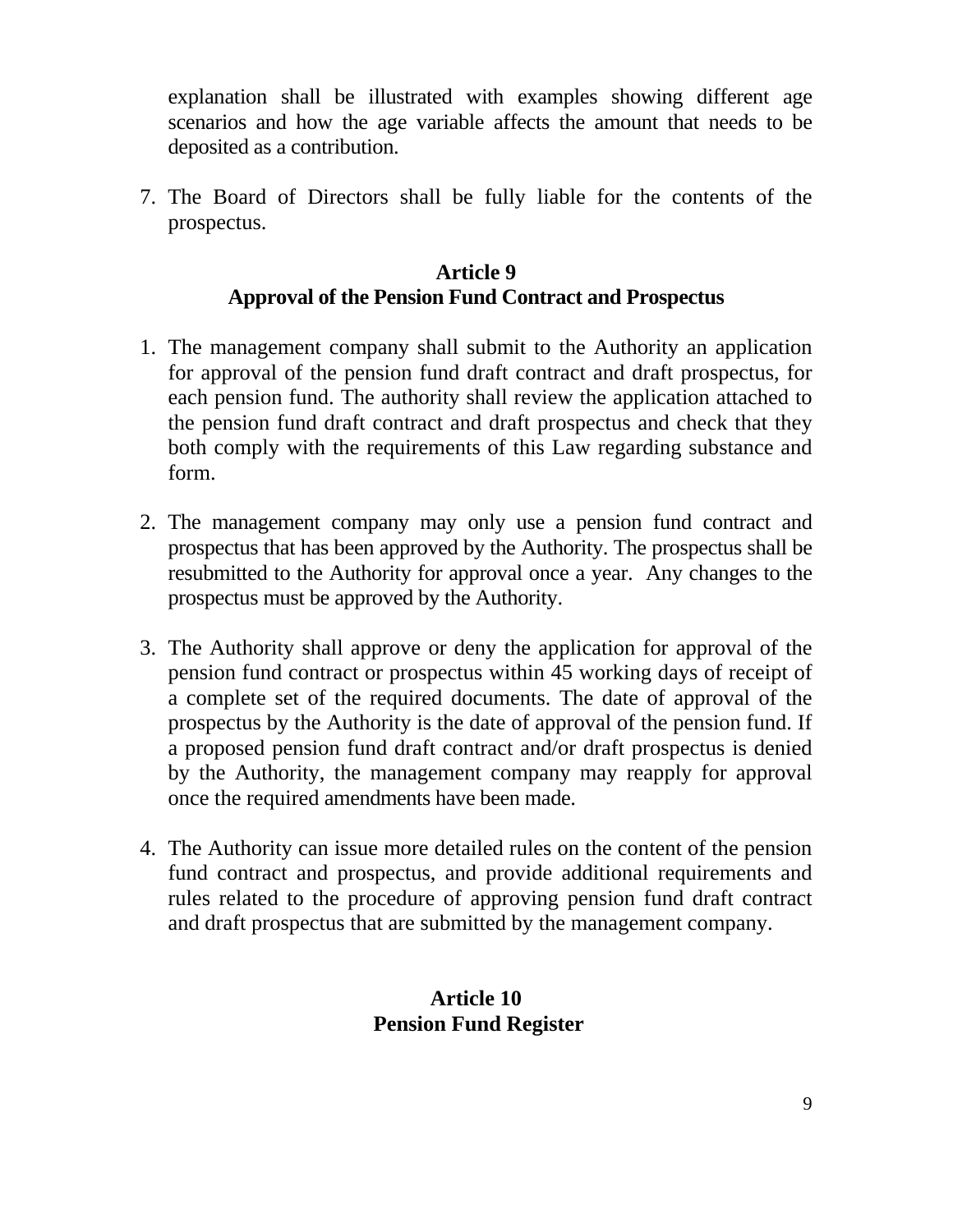explanation shall be illustrated with examples showing different age scenarios and how the age variable affects the amount that needs to be deposited as a contribution.

7. The Board of Directors shall be fully liable for the contents of the prospectus.

### Article 9
### Approval of the Pension Fund Contract and Prospectus

1. The management company shall submit to the Authority an application for approval of the pension fund draft contract and draft prospectus, for each pension fund. The authority shall review the application attached to the pension fund draft contract and draft prospectus and check that they both comply with the requirements of this Law regarding substance and form.

2. The management company may only use a pension fund contract and prospectus that has been approved by the Authority. The prospectus shall be resubmitted to the Authority for approval once a year. Any changes to the prospectus must be approved by the Authority.

3. The Authority shall approve or deny the application for approval of the pension fund contract or prospectus within 45 working days of receipt of a complete set of the required documents. The date of approval of the prospectus by the Authority is the date of approval of the pension fund. If a proposed pension fund draft contract and/or draft prospectus is denied by the Authority, the management company may reapply for approval once the required amendments have been made.

4. The Authority can issue more detailed rules on the content of the pension fund contract and prospectus, and provide additional requirements and rules related to the procedure of approving pension fund draft contract and draft prospectus that are submitted by the management company.

### Article 10
### Pension Fund Register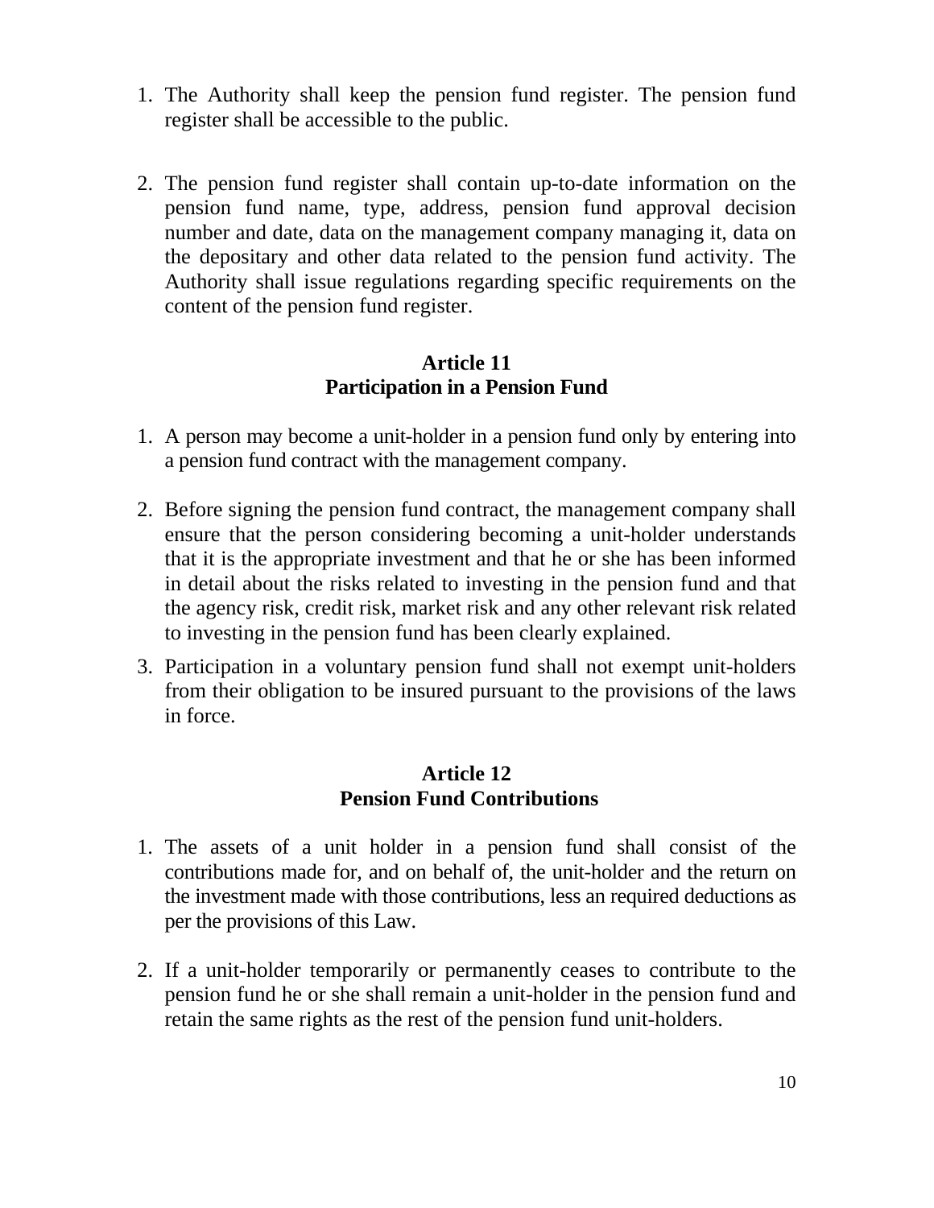1. The Authority shall keep the pension fund register. The pension fund register shall be accessible to the public.

2. The pension fund register shall contain up-to-date information on the pension fund name, type, address, pension fund approval decision number and date, data on the management company managing it, data on the depositary and other data related to the pension fund activity. The Authority shall issue regulations regarding specific requirements on the content of the pension fund register.

### Article 11
### Participation in a Pension Fund

1. A person may become a unit-holder in a pension fund only by entering into a pension fund contract with the management company.

2. Before signing the pension fund contract, the management company shall ensure that the person considering becoming a unit-holder understands that it is the appropriate investment and that he or she has been informed in detail about the risks related to investing in the pension fund and that the agency risk, credit risk, market risk and any other relevant risk related to investing in the pension fund has been clearly explained.

3. Participation in a voluntary pension fund shall not exempt unit-holders from their obligation to be insured pursuant to the provisions of the laws in force.

### Article 12
### Pension Fund Contributions

1. The assets of a unit holder in a pension fund shall consist of the contributions made for, and on behalf of, the unit-holder and the return on the investment made with those contributions, less an required deductions as per the provisions of this Law.

2. If a unit-holder temporarily or permanently ceases to contribute to the pension fund he or she shall remain a unit-holder in the pension fund and retain the same rights as the rest of the pension fund unit-holders.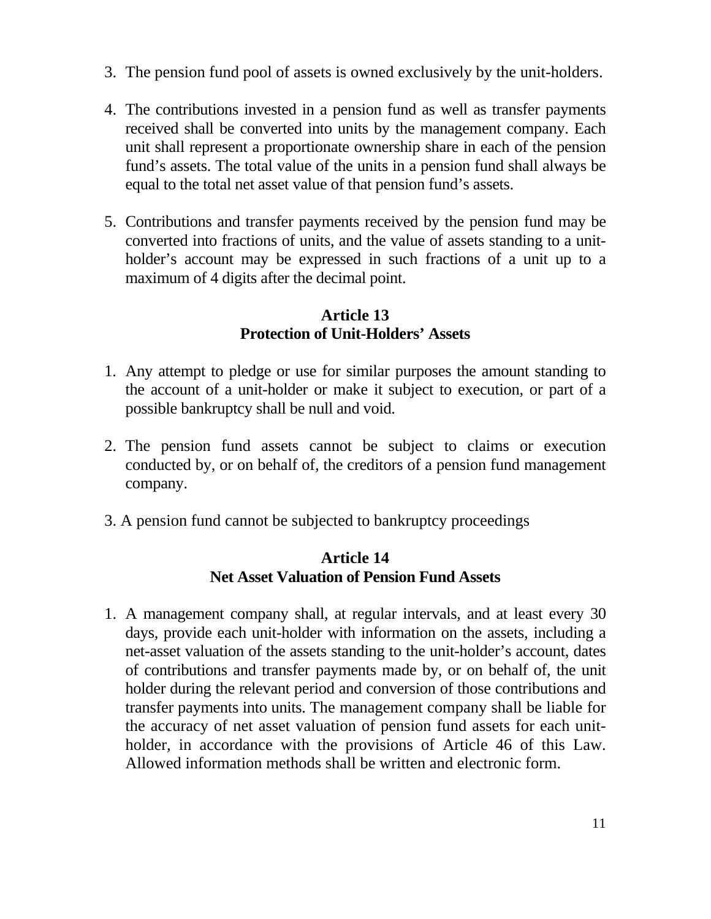3. The pension fund pool of assets is owned exclusively by the unit-holders.

4. The contributions invested in a pension fund as well as transfer payments received shall be converted into units by the management company. Each unit shall represent a proportionate ownership share in each of the pension fund's assets. The total value of the units in a pension fund shall always be equal to the total net asset value of that pension fund's assets.

5. Contributions and transfer payments received by the pension fund may be converted into fractions of units, and the value of assets standing to a unit-holder's account may be expressed in such fractions of a unit up to a maximum of 4 digits after the decimal point.

### Article 13
### Protection of Unit-Holders' Assets

1. Any attempt to pledge or use for similar purposes the amount standing to the account of a unit-holder or make it subject to execution, or part of a possible bankruptcy shall be null and void.

2. The pension fund assets cannot be subject to claims or execution conducted by, or on behalf of, the creditors of a pension fund management company.

3. A pension fund cannot be subjected to bankruptcy proceedings

### Article 14
### Net Asset Valuation of Pension Fund Assets

1. A management company shall, at regular intervals, and at least every 30 days, provide each unit-holder with information on the assets, including a net-asset valuation of the assets standing to the unit-holder's account, dates of contributions and transfer payments made by, or on behalf of, the unit holder during the relevant period and conversion of those contributions and transfer payments into units. The management company shall be liable for the accuracy of net asset valuation of pension fund assets for each unit-holder, in accordance with the provisions of Article 46 of this Law. Allowed information methods shall be written and electronic form.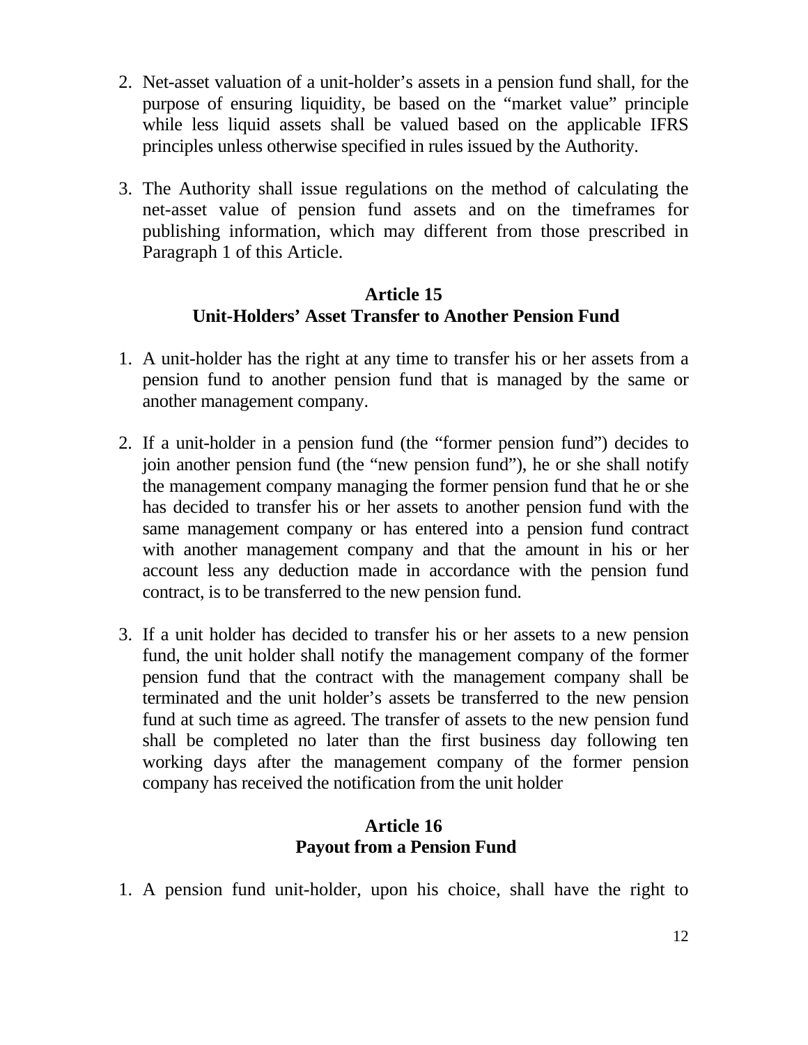2. Net-asset valuation of a unit-holder's assets in a pension fund shall, for the purpose of ensuring liquidity, be based on the "market value" principle while less liquid assets shall be valued based on the applicable IFRS principles unless otherwise specified in rules issued by the Authority.

3. The Authority shall issue regulations on the method of calculating the net-asset value of pension fund assets and on the timeframes for publishing information, which may different from those prescribed in Paragraph 1 of this Article.

### Article 15
### Unit-Holders' Asset Transfer to Another Pension Fund

1. A unit-holder has the right at any time to transfer his or her assets from a pension fund to another pension fund that is managed by the same or another management company.

2. If a unit-holder in a pension fund (the "former pension fund") decides to join another pension fund (the "new pension fund"), he or she shall notify the management company managing the former pension fund that he or she has decided to transfer his or her assets to another pension fund with the same management company or has entered into a pension fund contract with another management company and that the amount in his or her account less any deduction made in accordance with the pension fund contract, is to be transferred to the new pension fund.

3. If a unit holder has decided to transfer his or her assets to a new pension fund, the unit holder shall notify the management company of the former pension fund that the contract with the management company shall be terminated and the unit holder's assets be transferred to the new pension fund at such time as agreed. The transfer of assets to the new pension fund shall be completed no later than the first business day following ten working days after the management company of the former pension company has received the notification from the unit holder

### Article 16
### Payout from a Pension Fund

1. A pension fund unit-holder, upon his choice, shall have the right to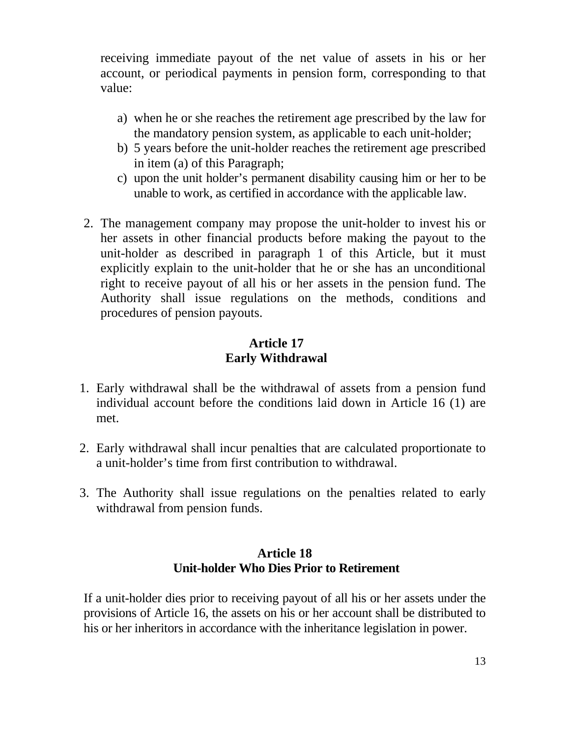receiving immediate payout of the net value of assets in his or her account, or periodical payments in pension form, corresponding to that value:

   a) when he or she reaches the retirement age prescribed by the law for the mandatory pension system, as applicable to each unit-holder;
   b) 5 years before the unit-holder reaches the retirement age prescribed in item (a) of this Paragraph;
   c) upon the unit holder's permanent disability causing him or her to be unable to work, as certified in accordance with the applicable law.

2. The management company may propose the unit-holder to invest his or her assets in other financial products before making the payout to the unit-holder as described in paragraph 1 of this Article, but it must explicitly explain to the unit-holder that he or she has an unconditional right to receive payout of all his or her assets in the pension fund. The Authority shall issue regulations on the methods, conditions and procedures of pension payouts.

### Article 17
### Early Withdrawal

1. Early withdrawal shall be the withdrawal of assets from a pension fund individual account before the conditions laid down in Article 16 (1) are met.

2. Early withdrawal shall incur penalties that are calculated proportionate to a unit-holder's time from first contribution to withdrawal.

3. The Authority shall issue regulations on the penalties related to early withdrawal from pension funds.

### Article 18
### Unit-holder Who Dies Prior to Retirement

If a unit-holder dies prior to receiving payout of all his or her assets under the provisions of Article 16, the assets on his or her account shall be distributed to his or her inheritors in accordance with the inheritance legislation in power.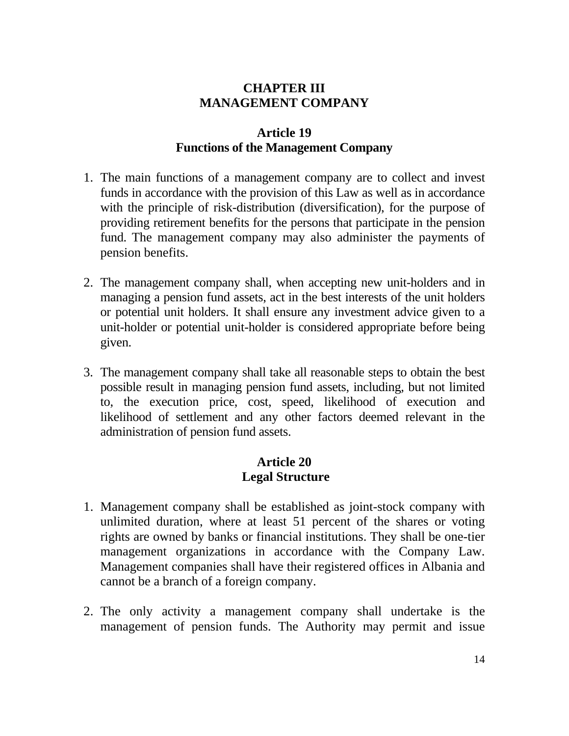## CHAPTER III
## MANAGEMENT COMPANY

### Article 19
### Functions of the Management Company

1. The main functions of a management company are to collect and invest funds in accordance with the provision of this Law as well as in accordance with the principle of risk-distribution (diversification), for the purpose of providing retirement benefits for the persons that participate in the pension fund. The management company may also administer the payments of pension benefits.

2. The management company shall, when accepting new unit-holders and in managing a pension fund assets, act in the best interests of the unit holders or potential unit holders. It shall ensure any investment advice given to a unit-holder or potential unit-holder is considered appropriate before being given.

3. The management company shall take all reasonable steps to obtain the best possible result in managing pension fund assets, including, but not limited to, the execution price, cost, speed, likelihood of execution and likelihood of settlement and any other factors deemed relevant in the administration of pension fund assets.

### Article 20
### Legal Structure

1. Management company shall be established as joint-stock company with unlimited duration, where at least 51 percent of the shares or voting rights are owned by banks or financial institutions. They shall be one-tier management organizations in accordance with the Company Law. Management companies shall have their registered offices in Albania and cannot be a branch of a foreign company.

2. The only activity a management company shall undertake is the management of pension funds. The Authority may permit and issue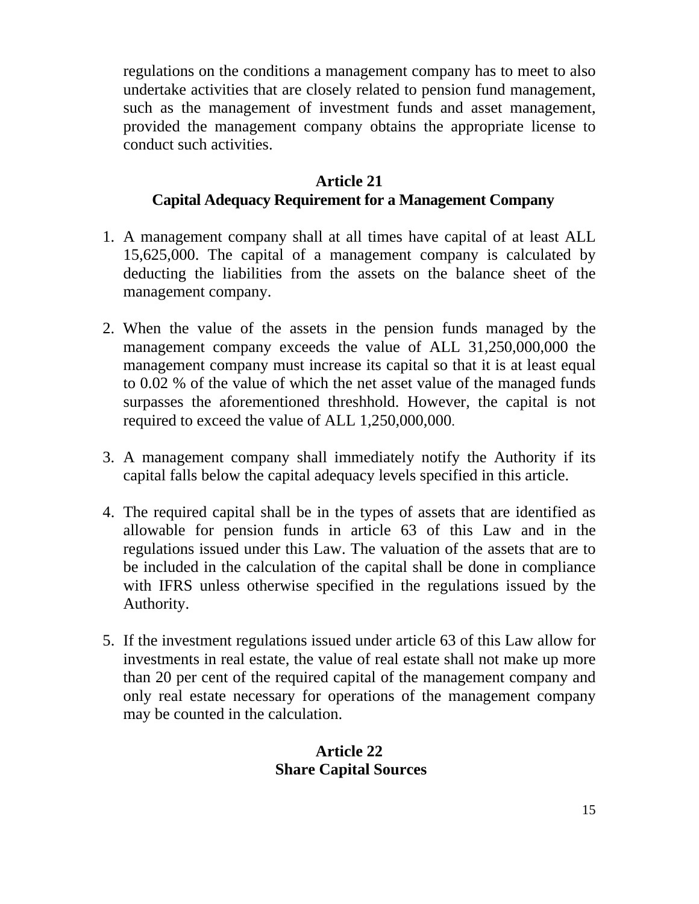regulations on the conditions a management company has to meet to also undertake activities that are closely related to pension fund management, such as the management of investment funds and asset management, provided the management company obtains the appropriate license to conduct such activities.

## Article 21
## Capital Adequacy Requirement for a Management Company

1. A management company shall at all times have capital of at least ALL 15,625,000. The capital of a management company is calculated by deducting the liabilities from the assets on the balance sheet of the management company.

2. When the value of the assets in the pension funds managed by the management company exceeds the value of ALL 31,250,000,000 the management company must increase its capital so that it is at least equal to 0.02 % of the value of which the net asset value of the managed funds surpasses the aforementioned threshhold. However, the capital is not required to exceed the value of ALL 1,250,000,000.

3. A management company shall immediately notify the Authority if its capital falls below the capital adequacy levels specified in this article.

4. The required capital shall be in the types of assets that are identified as allowable for pension funds in article 63 of this Law and in the regulations issued under this Law. The valuation of the assets that are to be included in the calculation of the capital shall be done in compliance with IFRS unless otherwise specified in the regulations issued by the Authority.

5. If the investment regulations issued under article 63 of this Law allow for investments in real estate, the value of real estate shall not make up more than 20 per cent of the required capital of the management company and only real estate necessary for operations of the management company may be counted in the calculation.

## Article 22
## Share Capital Sources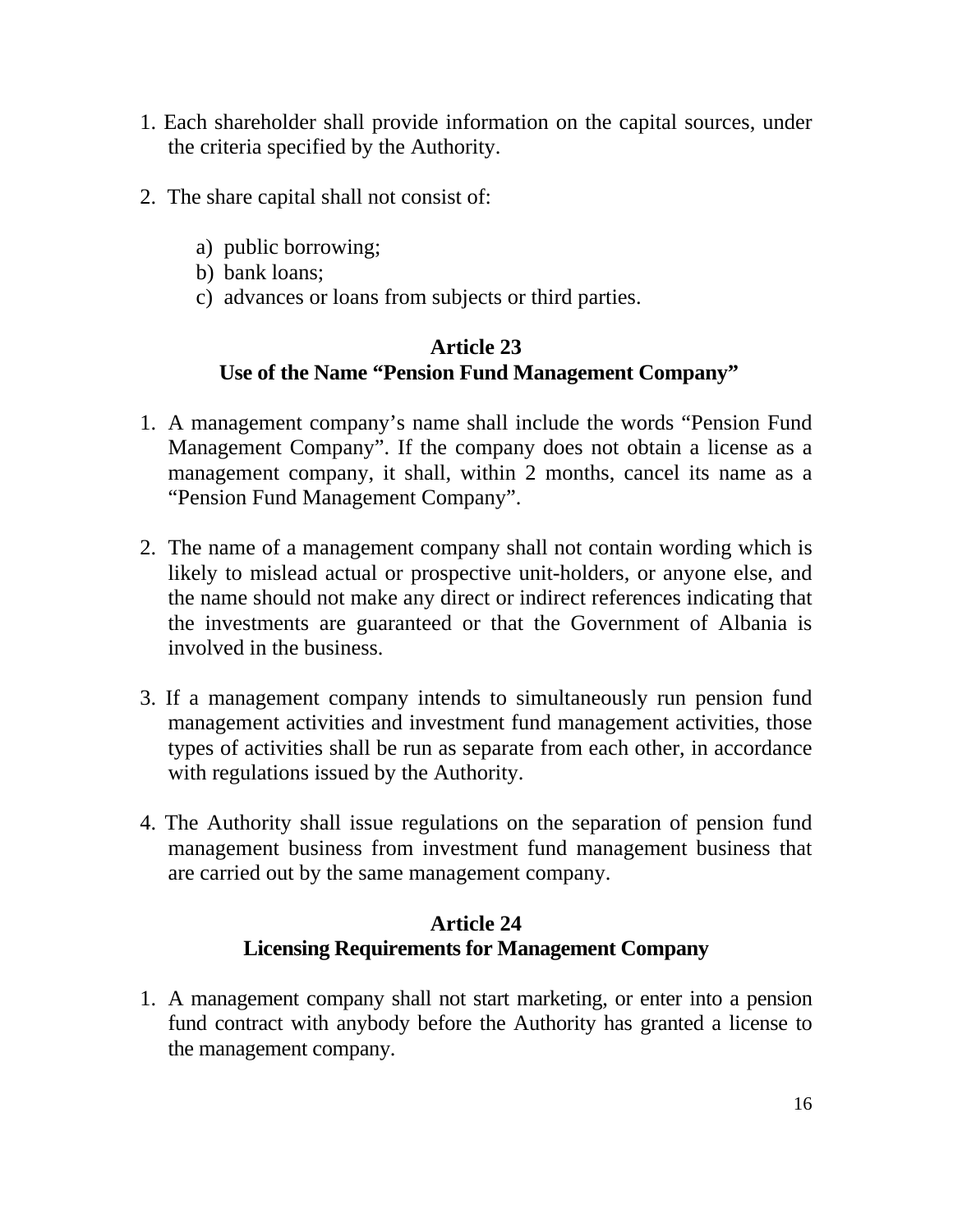1. Each shareholder shall provide information on the capital sources, under the criteria specified by the Authority.

2. The share capital shall not consist of:

   a) public borrowing;
   b) bank loans;
   c) advances or loans from subjects or third parties.

## Article 23
## Use of the Name "Pension Fund Management Company"

1. A management company's name shall include the words "Pension Fund Management Company". If the company does not obtain a license as a management company, it shall, within 2 months, cancel its name as a "Pension Fund Management Company".

2. The name of a management company shall not contain wording which is likely to mislead actual or prospective unit-holders, or anyone else, and the name should not make any direct or indirect references indicating that the investments are guaranteed or that the Government of Albania is involved in the business.

3. If a management company intends to simultaneously run pension fund management activities and investment fund management activities, those types of activities shall be run as separate from each other, in accordance with regulations issued by the Authority.

4. The Authority shall issue regulations on the separation of pension fund management business from investment fund management business that are carried out by the same management company.

## Article 24
## Licensing Requirements for Management Company

1. A management company shall not start marketing, or enter into a pension fund contract with anybody before the Authority has granted a license to the management company.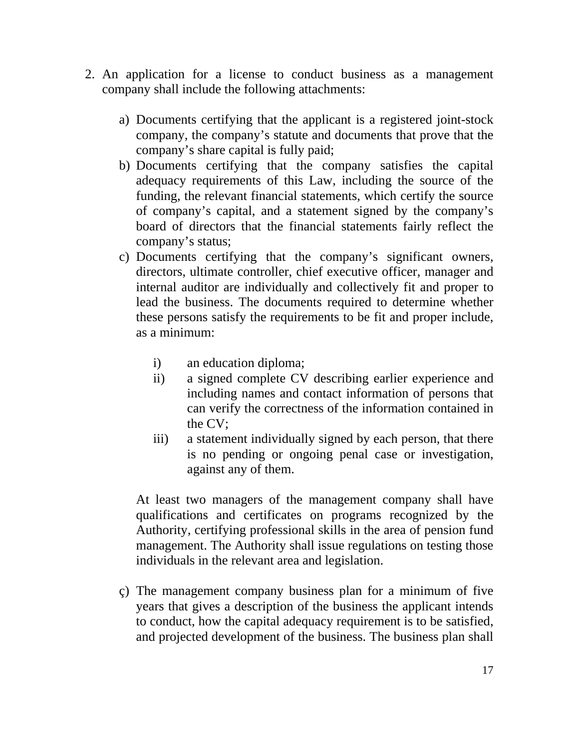2. An application for a license to conduct business as a management company shall include the following attachments:

    a) Documents certifying that the applicant is a registered joint-stock company, the company's statute and documents that prove that the company's share capital is fully paid;
    b) Documents certifying that the company satisfies the capital adequacy requirements of this Law, including the source of the funding, the relevant financial statements, which certify the source of company's capital, and a statement signed by the company's board of directors that the financial statements fairly reflect the company's status;
    c) Documents certifying that the company's significant owners, directors, ultimate controller, chief executive officer, manager and internal auditor are individually and collectively fit and proper to lead the business. The documents required to determine whether these persons satisfy the requirements to be fit and proper include, as a minimum:

        i) an education diploma;
        ii) a signed complete CV describing earlier experience and including names and contact information of persons that can verify the correctness of the information contained in the CV;
        iii) a statement individually signed by each person, that there is no pending or ongoing penal case or investigation, against any of them.

    At least two managers of the management company shall have qualifications and certificates on programs recognized by the Authority, certifying professional skills in the area of pension fund management. The Authority shall issue regulations on testing those individuals in the relevant area and legislation.

    ç) The management company business plan for a minimum of five years that gives a description of the business the applicant intends to conduct, how the capital adequacy requirement is to be satisfied, and projected development of the business. The business plan shall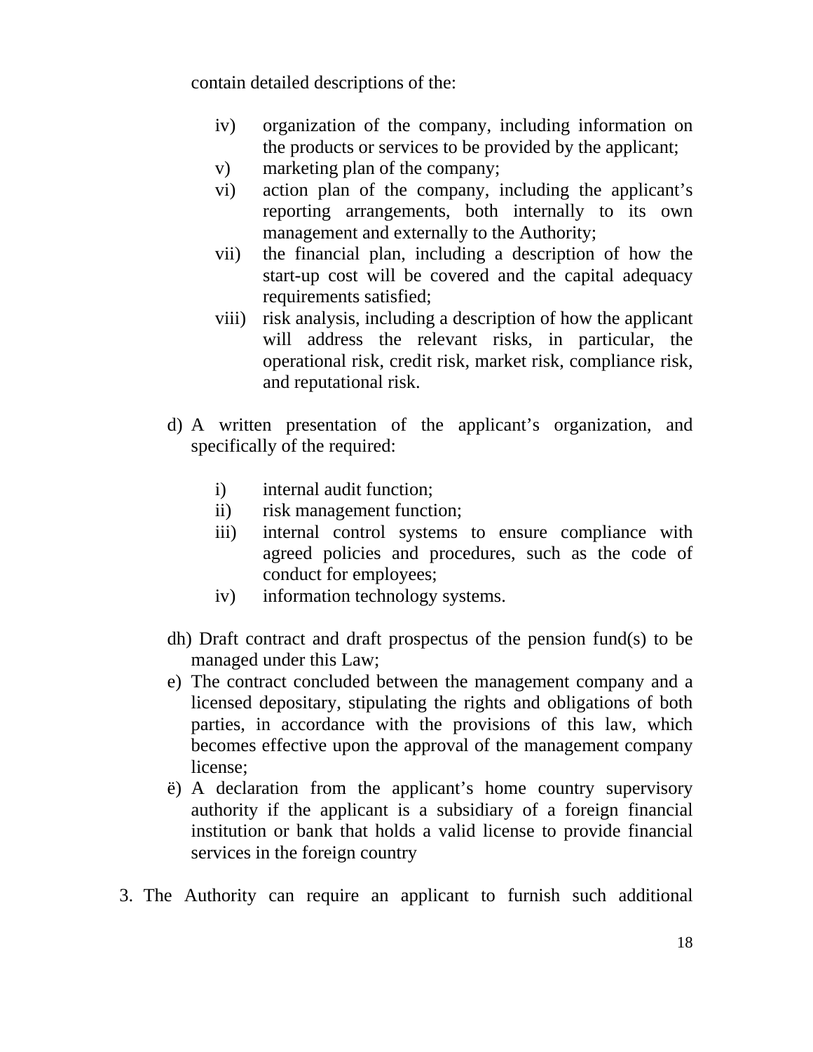contain detailed descriptions of the:

- iv) organization of the company, including information on the products or services to be provided by the applicant;
- v) marketing plan of the company;
- vi) action plan of the company, including the applicant's reporting arrangements, both internally to its own management and externally to the Authority;
- vii) the financial plan, including a description of how the start-up cost will be covered and the capital adequacy requirements satisfied;
- viii) risk analysis, including a description of how the applicant will address the relevant risks, in particular, the operational risk, credit risk, market risk, compliance risk, and reputational risk.

d) A written presentation of the applicant's organization, and specifically of the required:

- i) internal audit function;
- ii) risk management function;
- iii) internal control systems to ensure compliance with agreed policies and procedures, such as the code of conduct for employees;
- iv) information technology systems.

dh) Draft contract and draft prospectus of the pension fund(s) to be managed under this Law;

e) The contract concluded between the management company and a licensed depositary, stipulating the rights and obligations of both parties, in accordance with the provisions of this law, which becomes effective upon the approval of the management company license;

ë) A declaration from the applicant's home country supervisory authority if the applicant is a subsidiary of a foreign financial institution or bank that holds a valid license to provide financial services in the foreign country

3. The Authority can require an applicant to furnish such additional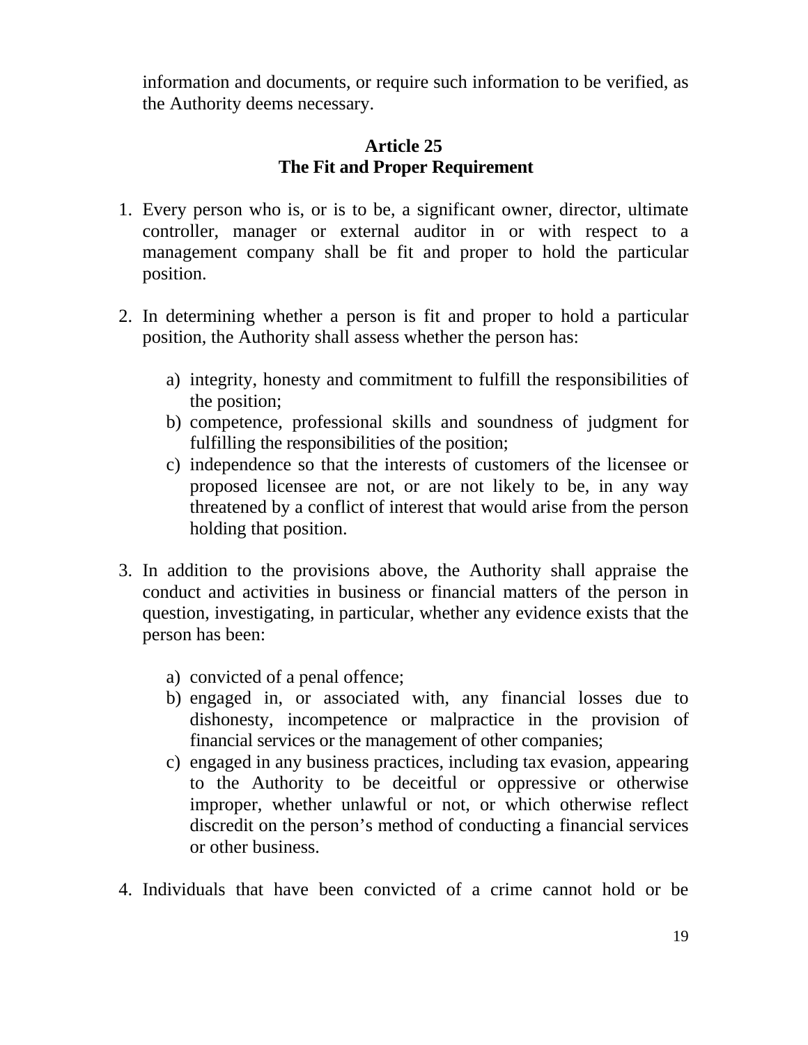information and documents, or require such information to be verified, as the Authority deems necessary.

## Article 25
## The Fit and Proper Requirement

1. Every person who is, or is to be, a significant owner, director, ultimate controller, manager or external auditor in or with respect to a management company shall be fit and proper to hold the particular position.

2. In determining whether a person is fit and proper to hold a particular position, the Authority shall assess whether the person has:

   a) integrity, honesty and commitment to fulfill the responsibilities of the position;
   b) competence, professional skills and soundness of judgment for fulfilling the responsibilities of the position;
   c) independence so that the interests of customers of the licensee or proposed licensee are not, or are not likely to be, in any way threatened by a conflict of interest that would arise from the person holding that position.

3. In addition to the provisions above, the Authority shall appraise the conduct and activities in business or financial matters of the person in question, investigating, in particular, whether any evidence exists that the person has been:

   a) convicted of a penal offence;
   b) engaged in, or associated with, any financial losses due to dishonesty, incompetence or malpractice in the provision of financial services or the management of other companies;
   c) engaged in any business practices, including tax evasion, appearing to the Authority to be deceitful or oppressive or otherwise improper, whether unlawful or not, or which otherwise reflect discredit on the person's method of conducting a financial services or other business.

4. Individuals that have been convicted of a crime cannot hold or be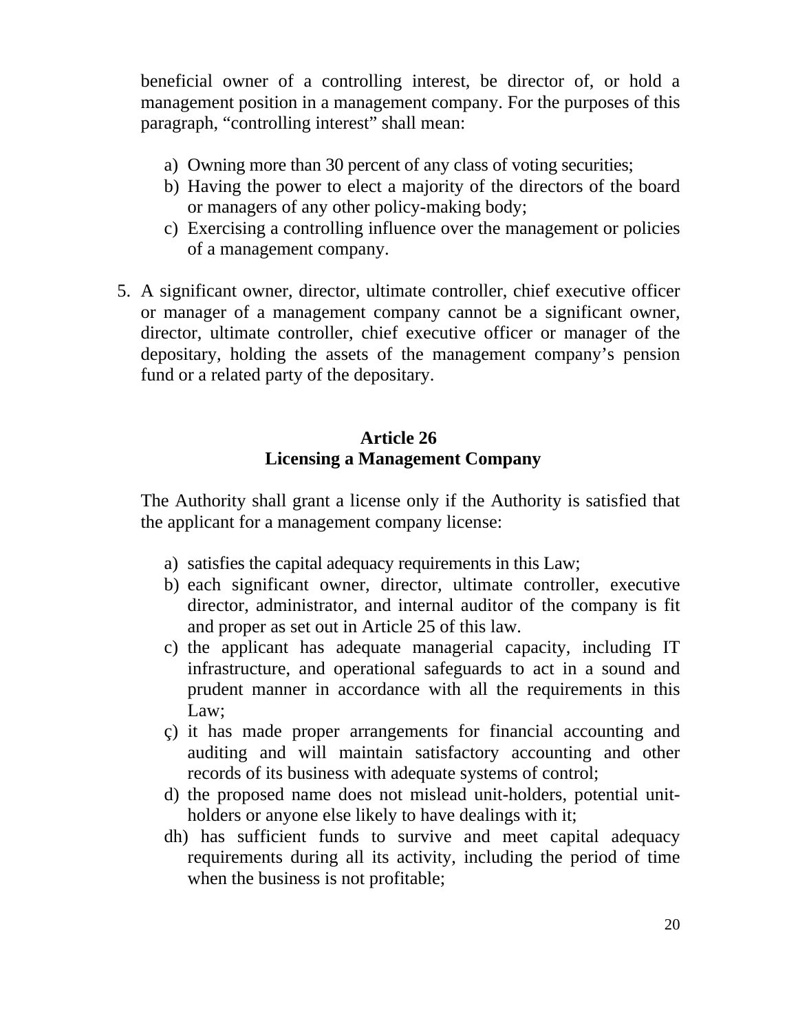beneficial owner of a controlling interest, be director of, or hold a management position in a management company. For the purposes of this paragraph, "controlling interest" shall mean:

a) Owning more than 30 percent of any class of voting securities;
b) Having the power to elect a majority of the directors of the board or managers of any other policy-making body;
c) Exercising a controlling influence over the management or policies of a management company.

5. A significant owner, director, ultimate controller, chief executive officer or manager of a management company cannot be a significant owner, director, ultimate controller, chief executive officer or manager of the depositary, holding the assets of the management company's pension fund or a related party of the depositary.

### Article 26
### Licensing a Management Company

The Authority shall grant a license only if the Authority is satisfied that the applicant for a management company license:

a) satisfies the capital adequacy requirements in this Law;
b) each significant owner, director, ultimate controller, executive director, administrator, and internal auditor of the company is fit and proper as set out in Article 25 of this law.
c) the applicant has adequate managerial capacity, including IT infrastructure, and operational safeguards to act in a sound and prudent manner in accordance with all the requirements in this Law;
ç) it has made proper arrangements for financial accounting and auditing and will maintain satisfactory accounting and other records of its business with adequate systems of control;
d) the proposed name does not mislead unit-holders, potential unit-holders or anyone else likely to have dealings with it;
dh) has sufficient funds to survive and meet capital adequacy requirements during all its activity, including the period of time when the business is not profitable;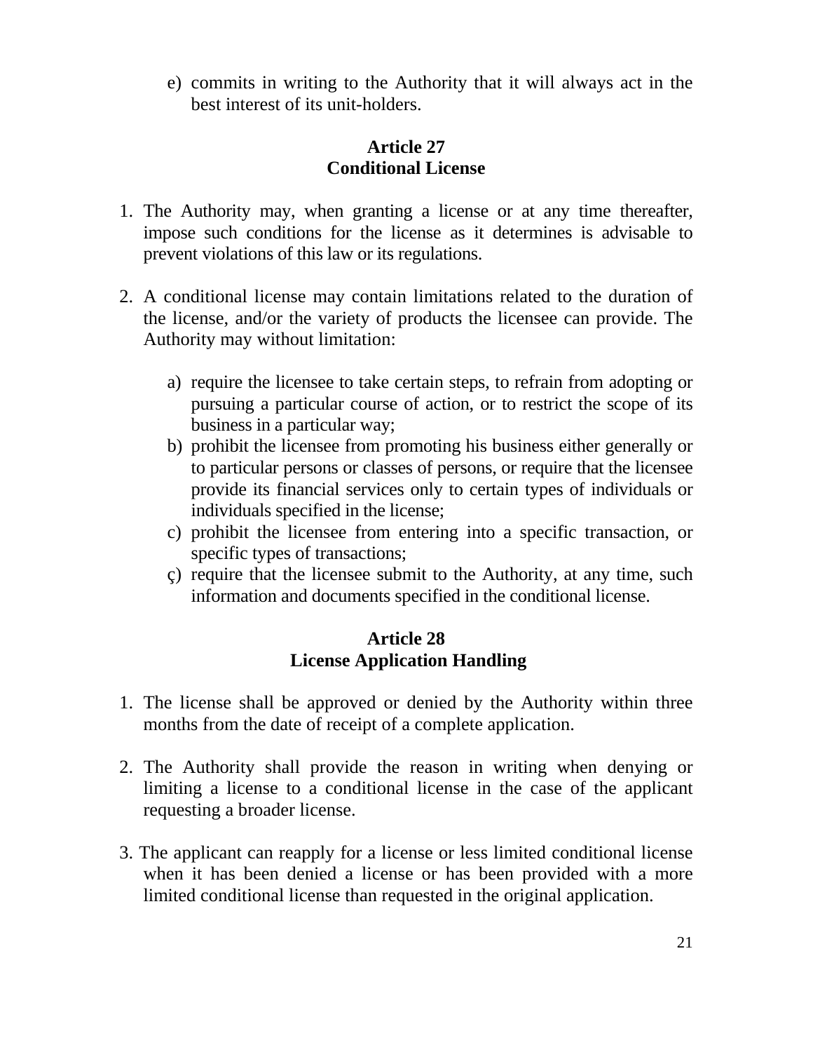e) commits in writing to the Authority that it will always act in the best interest of its unit-holders.

## Article 27
## Conditional License

1. The Authority may, when granting a license or at any time thereafter, impose such conditions for the license as it determines is advisable to prevent violations of this law or its regulations.

2. A conditional license may contain limitations related to the duration of the license, and/or the variety of products the licensee can provide. The Authority may without limitation:

   a) require the licensee to take certain steps, to refrain from adopting or pursuing a particular course of action, or to restrict the scope of its business in a particular way;
   b) prohibit the licensee from promoting his business either generally or to particular persons or classes of persons, or require that the licensee provide its financial services only to certain types of individuals or individuals specified in the license;
   c) prohibit the licensee from entering into a specific transaction, or specific types of transactions;
   ç) require that the licensee submit to the Authority, at any time, such information and documents specified in the conditional license.

## Article 28
## License Application Handling

1. The license shall be approved or denied by the Authority within three months from the date of receipt of a complete application.

2. The Authority shall provide the reason in writing when denying or limiting a license to a conditional license in the case of the applicant requesting a broader license.

3. The applicant can reapply for a license or less limited conditional license when it has been denied a license or has been provided with a more limited conditional license than requested in the original application.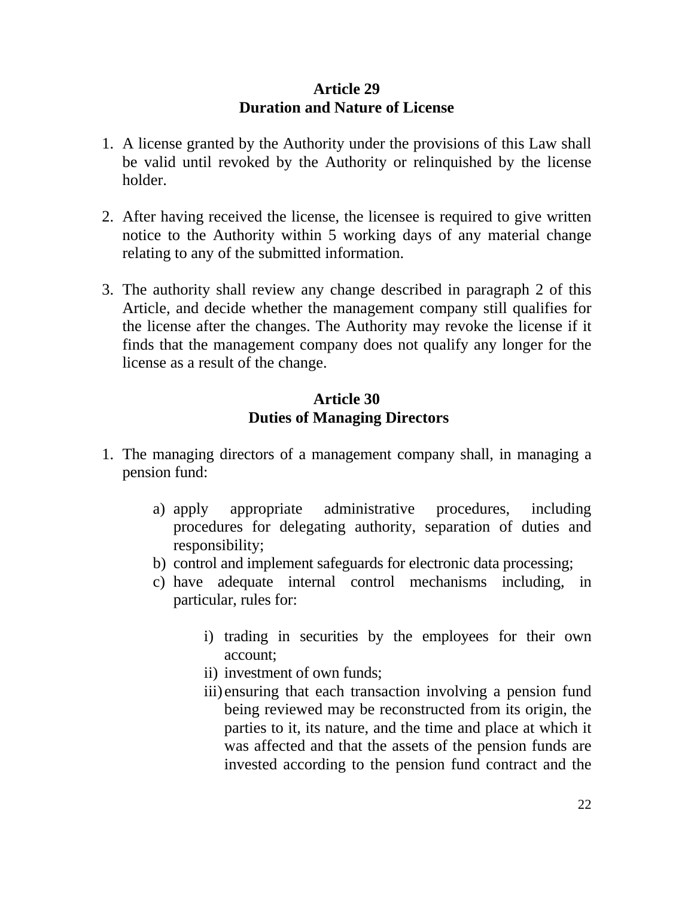### Article 29
### Duration and Nature of License

1. A license granted by the Authority under the provisions of this Law shall be valid until revoked by the Authority or relinquished by the license holder.

2. After having received the license, the licensee is required to give written notice to the Authority within 5 working days of any material change relating to any of the submitted information.

3. The authority shall review any change described in paragraph 2 of this Article, and decide whether the management company still qualifies for the license after the changes. The Authority may revoke the license if it finds that the management company does not qualify any longer for the license as a result of the change.

### Article 30
### Duties of Managing Directors

1. The managing directors of a management company shall, in managing a pension fund:

    a) apply appropriate administrative procedures, including procedures for delegating authority, separation of duties and responsibility;
    b) control and implement safeguards for electronic data processing;
    c) have adequate internal control mechanisms including, in particular, rules for:

        i) trading in securities by the employees for their own account;
        ii) investment of own funds;
        iii) ensuring that each transaction involving a pension fund being reviewed may be reconstructed from its origin, the parties to it, its nature, and the time and place at which it was affected and that the assets of the pension funds are invested according to the pension fund contract and the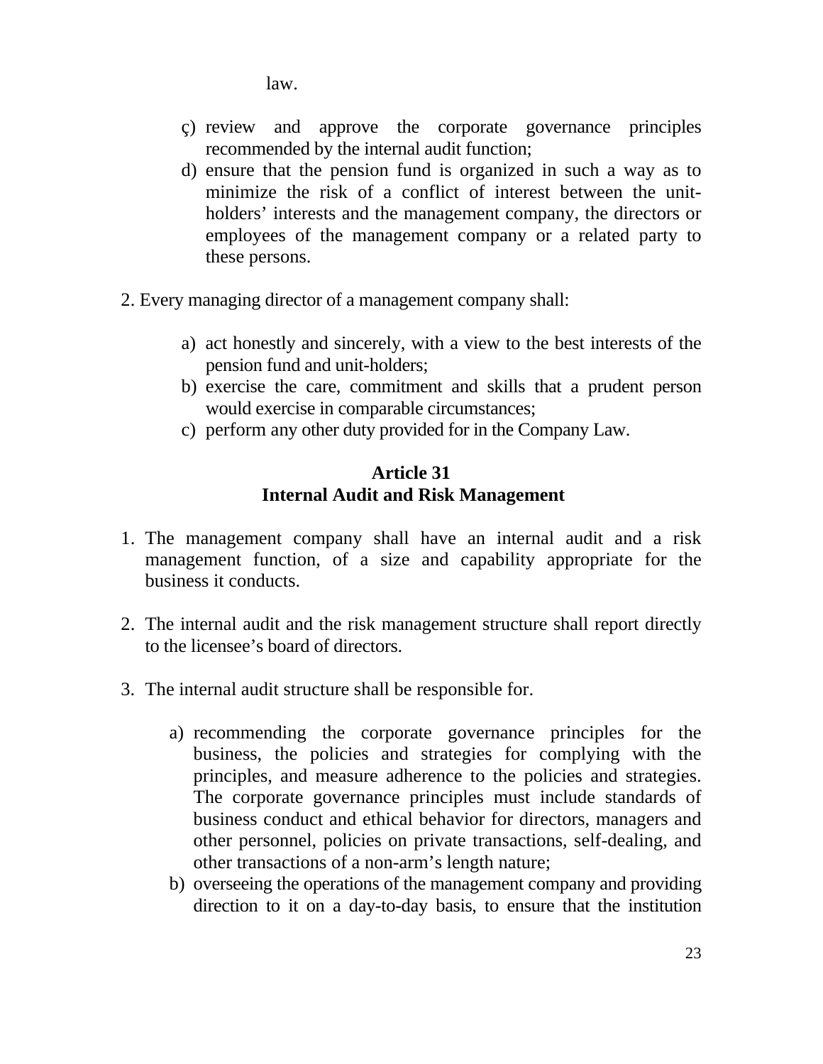law.

ç) review and approve the corporate governance principles recommended by the internal audit function;
d) ensure that the pension fund is organized in such a way as to minimize the risk of a conflict of interest between the unit-holders' interests and the management company, the directors or employees of the management company or a related party to these persons.

2. Every managing director of a management company shall:

   a) act honestly and sincerely, with a view to the best interests of the pension fund and unit-holders;
   b) exercise the care, commitment and skills that a prudent person would exercise in comparable circumstances;
   c) perform any other duty provided for in the Company Law.

### Article 31
### Internal Audit and Risk Management

1. The management company shall have an internal audit and a risk management function, of a size and capability appropriate for the business it conducts.

2. The internal audit and the risk management structure shall report directly to the licensee's board of directors.

3. The internal audit structure shall be responsible for.

   a) recommending the corporate governance principles for the business, the policies and strategies for complying with the principles, and measure adherence to the policies and strategies. The corporate governance principles must include standards of business conduct and ethical behavior for directors, managers and other personnel, policies on private transactions, self-dealing, and other transactions of a non-arm's length nature;
   b) overseeing the operations of the management company and providing direction to it on a day-to-day basis, to ensure that the institution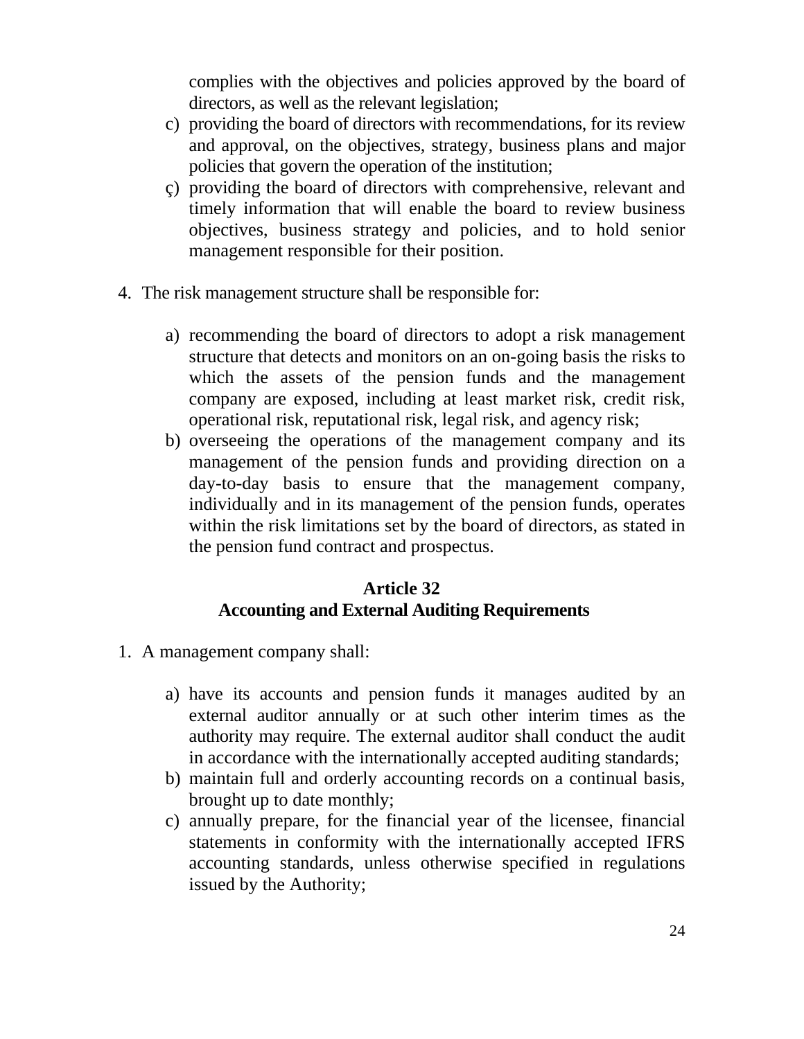complies with the objectives and policies approved by the board of directors, as well as the relevant legislation;

c) providing the board of directors with recommendations, for its review and approval, on the objectives, strategy, business plans and major policies that govern the operation of the institution;

ç) providing the board of directors with comprehensive, relevant and timely information that will enable the board to review business objectives, business strategy and policies, and to hold senior management responsible for their position.

4. The risk management structure shall be responsible for:

   a) recommending the board of directors to adopt a risk management structure that detects and monitors on an on-going basis the risks to which the assets of the pension funds and the management company are exposed, including at least market risk, credit risk, operational risk, reputational risk, legal risk, and agency risk;
   b) overseeing the operations of the management company and its management of the pension funds and providing direction on a day-to-day basis to ensure that the management company, individually and in its management of the pension funds, operates within the risk limitations set by the board of directors, as stated in the pension fund contract and prospectus.

**Article 32**
**Accounting and External Auditing Requirements**

1. A management company shall:

   a) have its accounts and pension funds it manages audited by an external auditor annually or at such other interim times as the authority may require. The external auditor shall conduct the audit in accordance with the internationally accepted auditing standards;
   b) maintain full and orderly accounting records on a continual basis, brought up to date monthly;
   c) annually prepare, for the financial year of the licensee, financial statements in conformity with the internationally accepted IFRS accounting standards, unless otherwise specified in regulations issued by the Authority;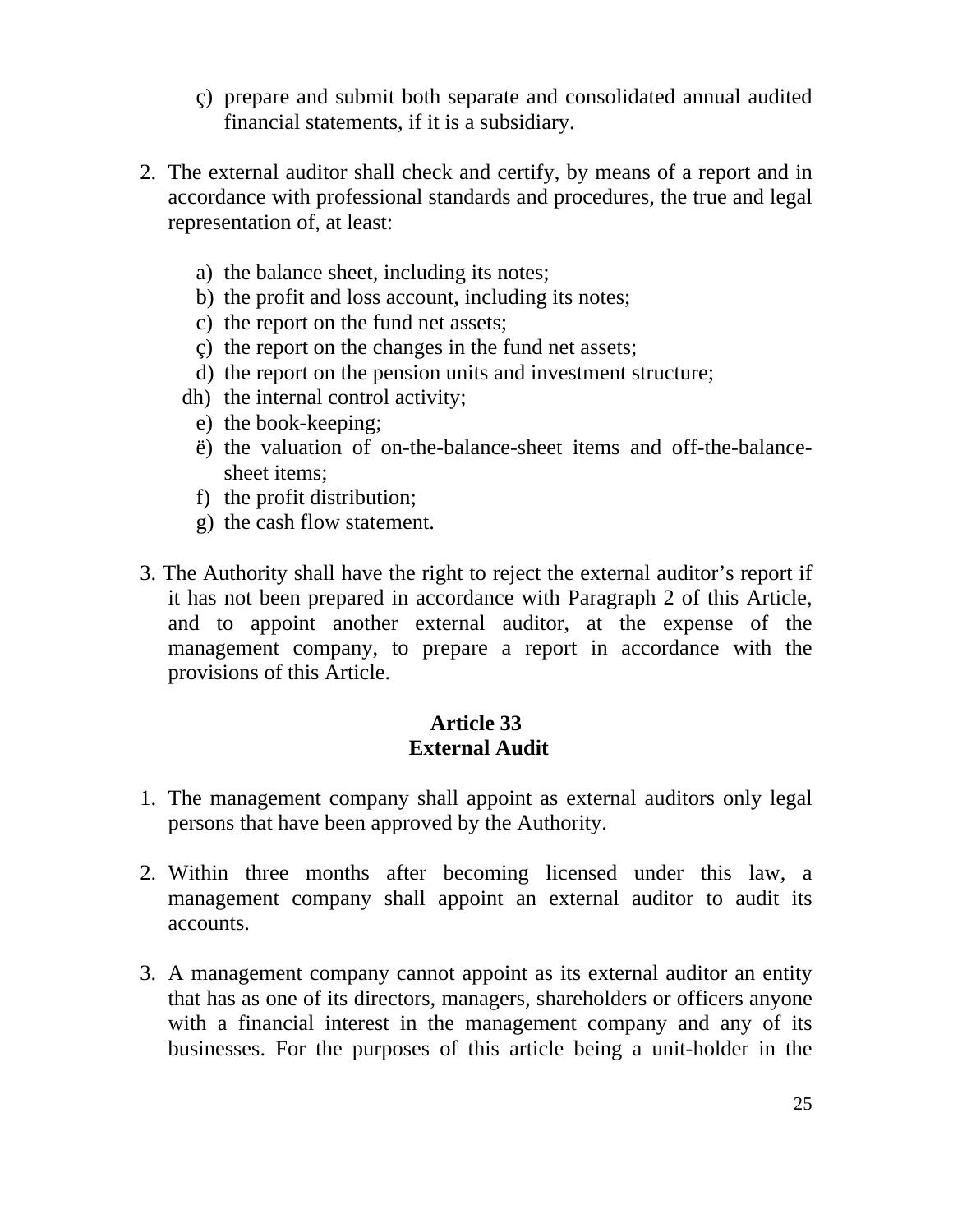ç) prepare and submit both separate and consolidated annual audited financial statements, if it is a subsidiary.

2. The external auditor shall check and certify, by means of a report and in accordance with professional standards and procedures, the true and legal representation of, at least:

   a) the balance sheet, including its notes;
   b) the profit and loss account, including its notes;
   c) the report on the fund net assets;
   ç) the report on the changes in the fund net assets;
   d) the report on the pension units and investment structure;
   dh) the internal control activity;
   e) the book-keeping;
   ë) the valuation of on-the-balance-sheet items and off-the-balance-sheet items;
   f) the profit distribution;
   g) the cash flow statement.

3. The Authority shall have the right to reject the external auditor's report if it has not been prepared in accordance with Paragraph 2 of this Article, and to appoint another external auditor, at the expense of the management company, to prepare a report in accordance with the provisions of this Article.

## Article 33
## External Audit

1. The management company shall appoint as external auditors only legal persons that have been approved by the Authority.

2. Within three months after becoming licensed under this law, a management company shall appoint an external auditor to audit its accounts.

3. A management company cannot appoint as its external auditor an entity that has as one of its directors, managers, shareholders or officers anyone with a financial interest in the management company and any of its businesses. For the purposes of this article being a unit-holder in the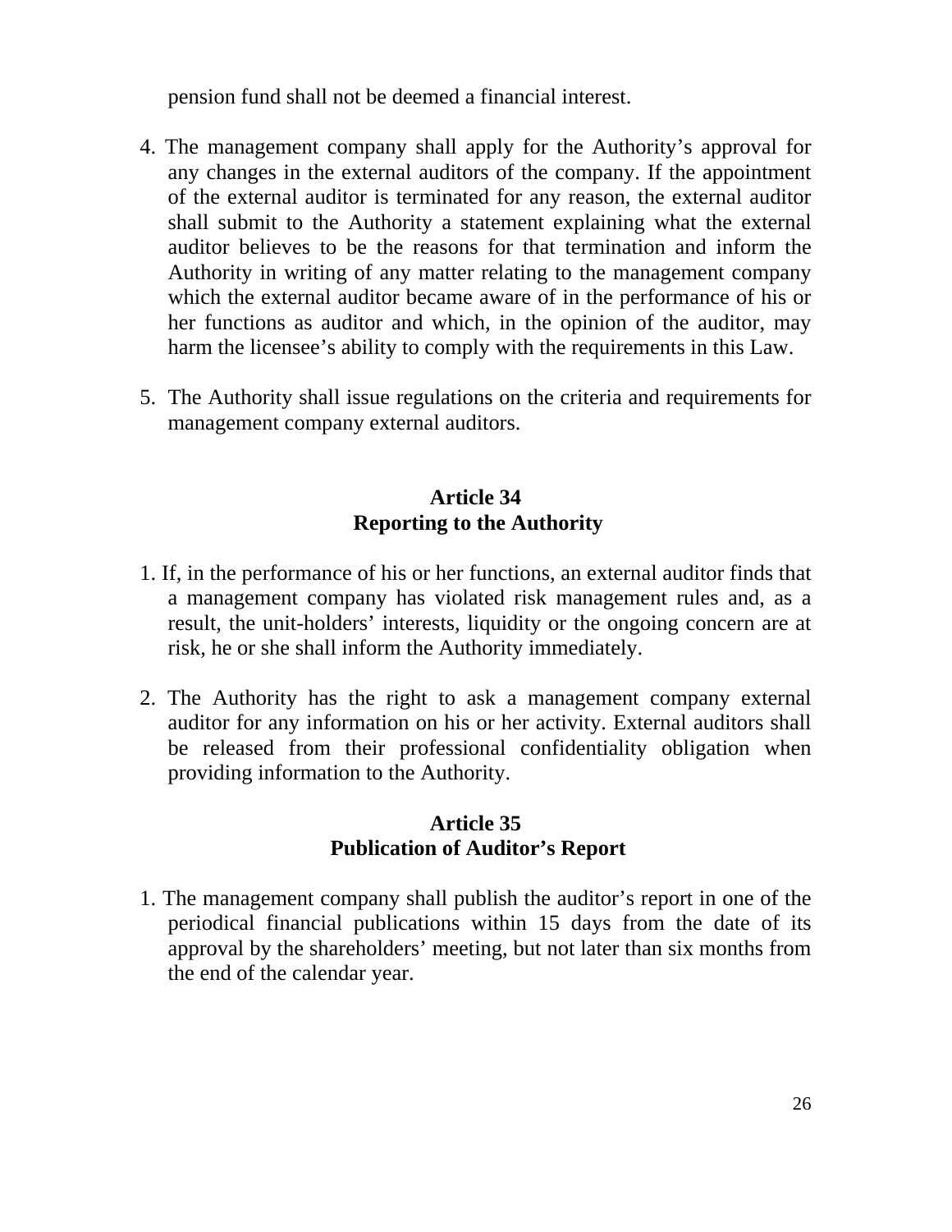pension fund shall not be deemed a financial interest.

4. The management company shall apply for the Authority's approval for any changes in the external auditors of the company. If the appointment of the external auditor is terminated for any reason, the external auditor shall submit to the Authority a statement explaining what the external auditor believes to be the reasons for that termination and inform the Authority in writing of any matter relating to the management company which the external auditor became aware of in the performance of his or her functions as auditor and which, in the opinion of the auditor, may harm the licensee's ability to comply with the requirements in this Law.

5. The Authority shall issue regulations on the criteria and requirements for management company external auditors.

## Article 34
## Reporting to the Authority

1. If, in the performance of his or her functions, an external auditor finds that a management company has violated risk management rules and, as a result, the unit-holders' interests, liquidity or the ongoing concern are at risk, he or she shall inform the Authority immediately.

2. The Authority has the right to ask a management company external auditor for any information on his or her activity. External auditors shall be released from their professional confidentiality obligation when providing information to the Authority.

## Article 35
## Publication of Auditor's Report

1. The management company shall publish the auditor's report in one of the periodical financial publications within 15 days from the date of its approval by the shareholders' meeting, but not later than six months from the end of the calendar year.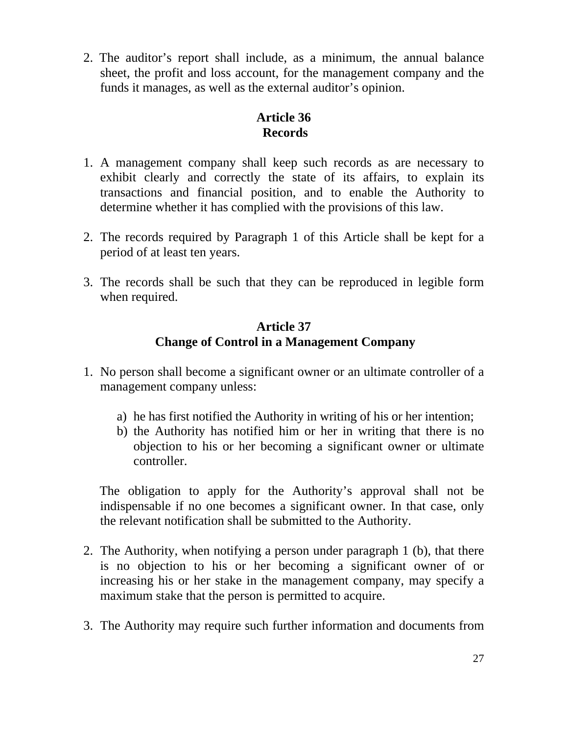2. The auditor's report shall include, as a minimum, the annual balance sheet, the profit and loss account, for the management company and the funds it manages, as well as the external auditor's opinion.

## Article 36
## Records

1. A management company shall keep such records as are necessary to exhibit clearly and correctly the state of its affairs, to explain its transactions and financial position, and to enable the Authority to determine whether it has complied with the provisions of this law.

2. The records required by Paragraph 1 of this Article shall be kept for a period of at least ten years.

3. The records shall be such that they can be reproduced in legible form when required.

## Article 37
## Change of Control in a Management Company

1. No person shall become a significant owner or an ultimate controller of a management company unless:

   a) he has first notified the Authority in writing of his or her intention;
   b) the Authority has notified him or her in writing that there is no objection to his or her becoming a significant owner or ultimate controller.

   The obligation to apply for the Authority's approval shall not be indispensable if no one becomes a significant owner. In that case, only the relevant notification shall be submitted to the Authority.

2. The Authority, when notifying a person under paragraph 1 (b), that there is no objection to his or her becoming a significant owner of or increasing his or her stake in the management company, may specify a maximum stake that the person is permitted to acquire.

3. The Authority may require such further information and documents from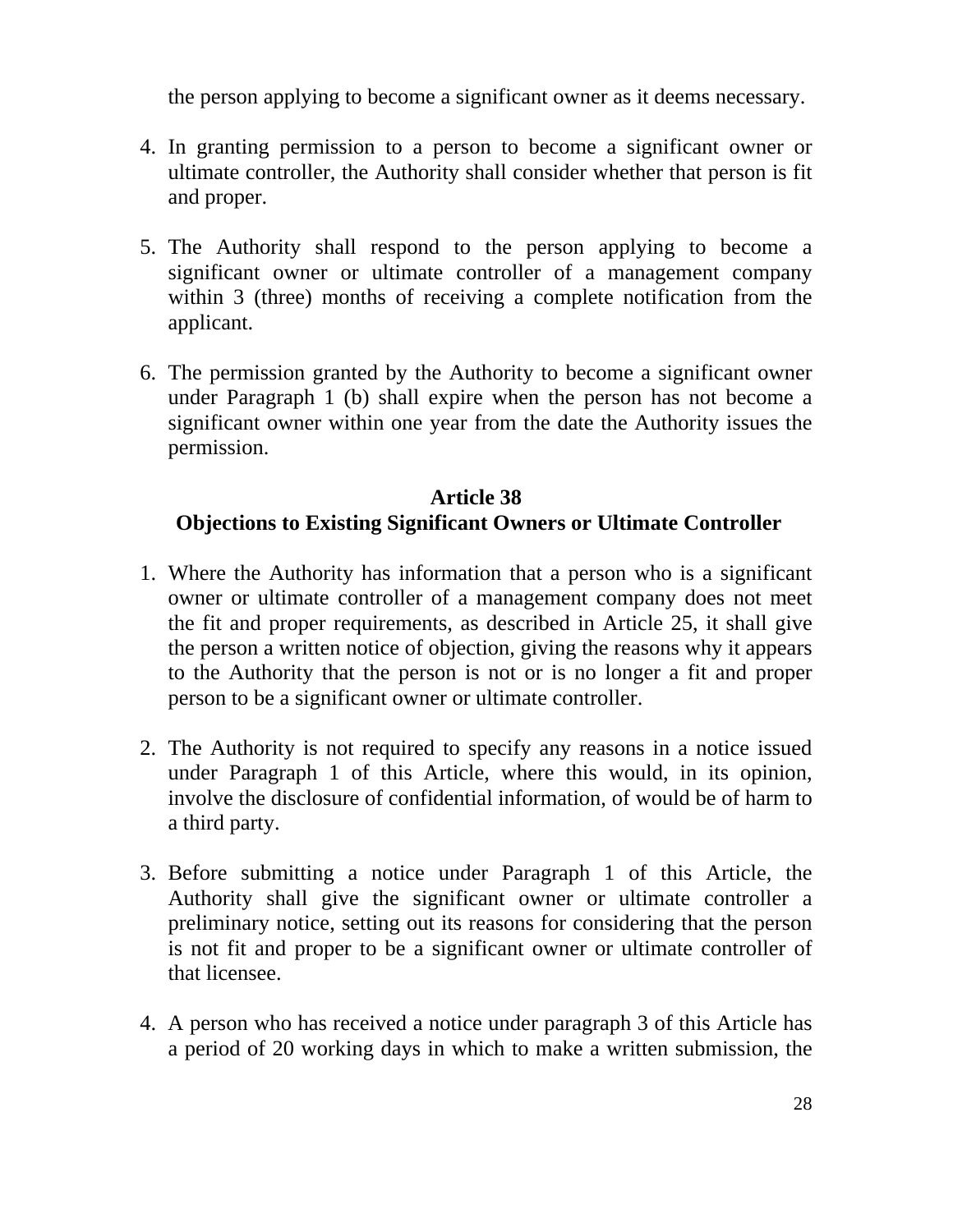the person applying to become a significant owner as it deems necessary.

4. In granting permission to a person to become a significant owner or ultimate controller, the Authority shall consider whether that person is fit and proper.

5. The Authority shall respond to the person applying to become a significant owner or ultimate controller of a management company within 3 (three) months of receiving a complete notification from the applicant.

6. The permission granted by the Authority to become a significant owner under Paragraph 1 (b) shall expire when the person has not become a significant owner within one year from the date the Authority issues the permission.

## Article 38
## Objections to Existing Significant Owners or Ultimate Controller

1. Where the Authority has information that a person who is a significant owner or ultimate controller of a management company does not meet the fit and proper requirements, as described in Article 25, it shall give the person a written notice of objection, giving the reasons why it appears to the Authority that the person is not or is no longer a fit and proper person to be a significant owner or ultimate controller.

2. The Authority is not required to specify any reasons in a notice issued under Paragraph 1 of this Article, where this would, in its opinion, involve the disclosure of confidential information, of would be of harm to a third party.

3. Before submitting a notice under Paragraph 1 of this Article, the Authority shall give the significant owner or ultimate controller a preliminary notice, setting out its reasons for considering that the person is not fit and proper to be a significant owner or ultimate controller of that licensee.

4. A person who has received a notice under paragraph 3 of this Article has a period of 20 working days in which to make a written submission, the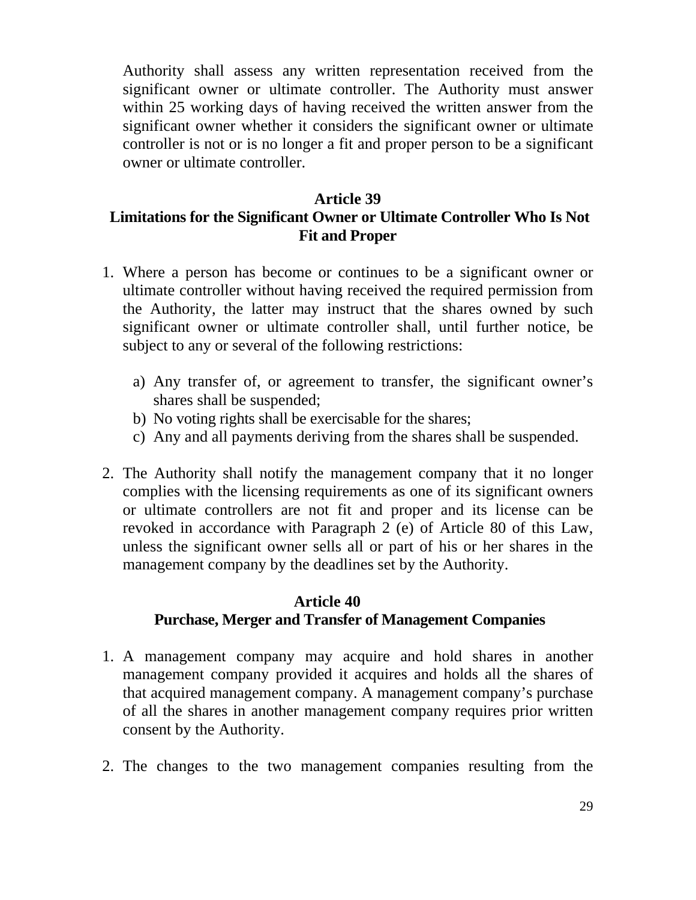Authority shall assess any written representation received from the significant owner or ultimate controller. The Authority must answer within 25 working days of having received the written answer from the significant owner whether it considers the significant owner or ultimate controller is not or is no longer a fit and proper person to be a significant owner or ultimate controller.

### Article 39
### Limitations for the Significant Owner or Ultimate Controller Who Is Not Fit and Proper

1. Where a person has become or continues to be a significant owner or ultimate controller without having received the required permission from the Authority, the latter may instruct that the shares owned by such significant owner or ultimate controller shall, until further notice, be subject to any or several of the following restrictions:

   a) Any transfer of, or agreement to transfer, the significant owner's shares shall be suspended;
   b) No voting rights shall be exercisable for the shares;
   c) Any and all payments deriving from the shares shall be suspended.

2. The Authority shall notify the management company that it no longer complies with the licensing requirements as one of its significant owners or ultimate controllers are not fit and proper and its license can be revoked in accordance with Paragraph 2 (e) of Article 80 of this Law, unless the significant owner sells all or part of his or her shares in the management company by the deadlines set by the Authority.

### Article 40
### Purchase, Merger and Transfer of Management Companies

1. A management company may acquire and hold shares in another management company provided it acquires and holds all the shares of that acquired management company. A management company's purchase of all the shares in another management company requires prior written consent by the Authority.

2. The changes to the two management companies resulting from the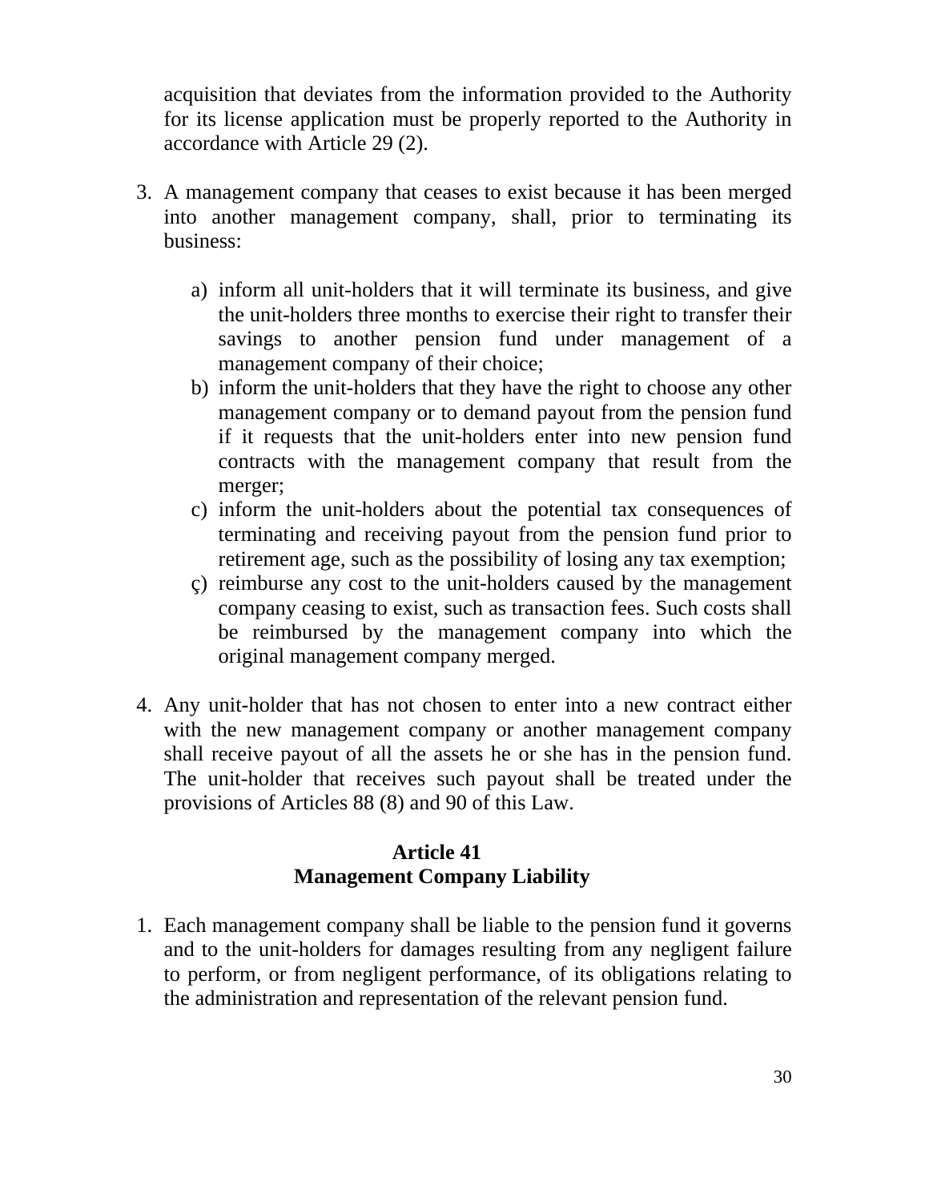acquisition that deviates from the information provided to the Authority for its license application must be properly reported to the Authority in accordance with Article 29 (2).

3. A management company that ceases to exist because it has been merged into another management company, shall, prior to terminating its business:

   a) inform all unit-holders that it will terminate its business, and give the unit-holders three months to exercise their right to transfer their savings to another pension fund under management of a management company of their choice;
   b) inform the unit-holders that they have the right to choose any other management company or to demand payout from the pension fund if it requests that the unit-holders enter into new pension fund contracts with the management company that result from the merger;
   c) inform the unit-holders about the potential tax consequences of terminating and receiving payout from the pension fund prior to retirement age, such as the possibility of losing any tax exemption;
   ç) reimburse any cost to the unit-holders caused by the management company ceasing to exist, such as transaction fees. Such costs shall be reimbursed by the management company into which the original management company merged.

4. Any unit-holder that has not chosen to enter into a new contract either with the new management company or another management company shall receive payout of all the assets he or she has in the pension fund. The unit-holder that receives such payout shall be treated under the provisions of Articles 88 (8) and 90 of this Law.

## Article 41
## Management Company Liability

1. Each management company shall be liable to the pension fund it governs and to the unit-holders for damages resulting from any negligent failure to perform, or from negligent performance, of its obligations relating to the administration and representation of the relevant pension fund.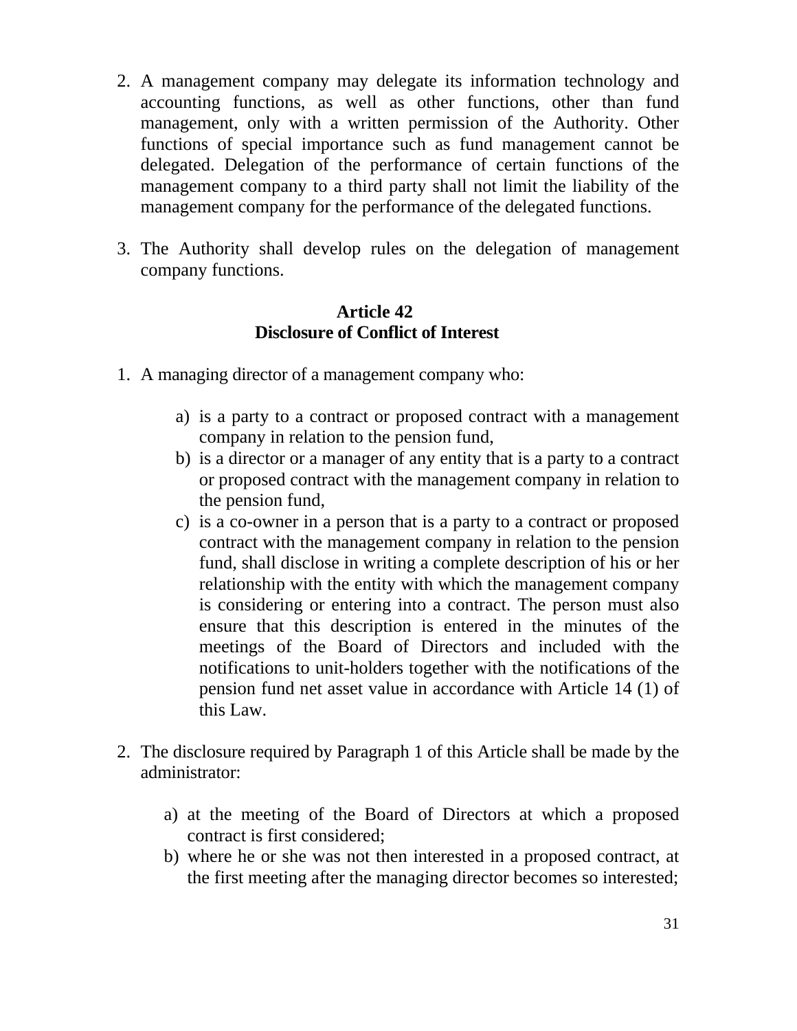2. A management company may delegate its information technology and accounting functions, as well as other functions, other than fund management, only with a written permission of the Authority. Other functions of special importance such as fund management cannot be delegated. Delegation of the performance of certain functions of the management company to a third party shall not limit the liability of the management company for the performance of the delegated functions.

3. The Authority shall develop rules on the delegation of management company functions.

### Article 42
### Disclosure of Conflict of Interest

1. A managing director of a management company who:

    a) is a party to a contract or proposed contract with a management company in relation to the pension fund,
    b) is a director or a manager of any entity that is a party to a contract or proposed contract with the management company in relation to the pension fund,
    c) is a co-owner in a person that is a party to a contract or proposed contract with the management company in relation to the pension fund, shall disclose in writing a complete description of his or her relationship with the entity with which the management company is considering or entering into a contract. The person must also ensure that this description is entered in the minutes of the meetings of the Board of Directors and included with the notifications to unit-holders together with the notifications of the pension fund net asset value in accordance with Article 14 (1) of this Law.

2. The disclosure required by Paragraph 1 of this Article shall be made by the administrator:

    a) at the meeting of the Board of Directors at which a proposed contract is first considered;
    b) where he or she was not then interested in a proposed contract, at the first meeting after the managing director becomes so interested;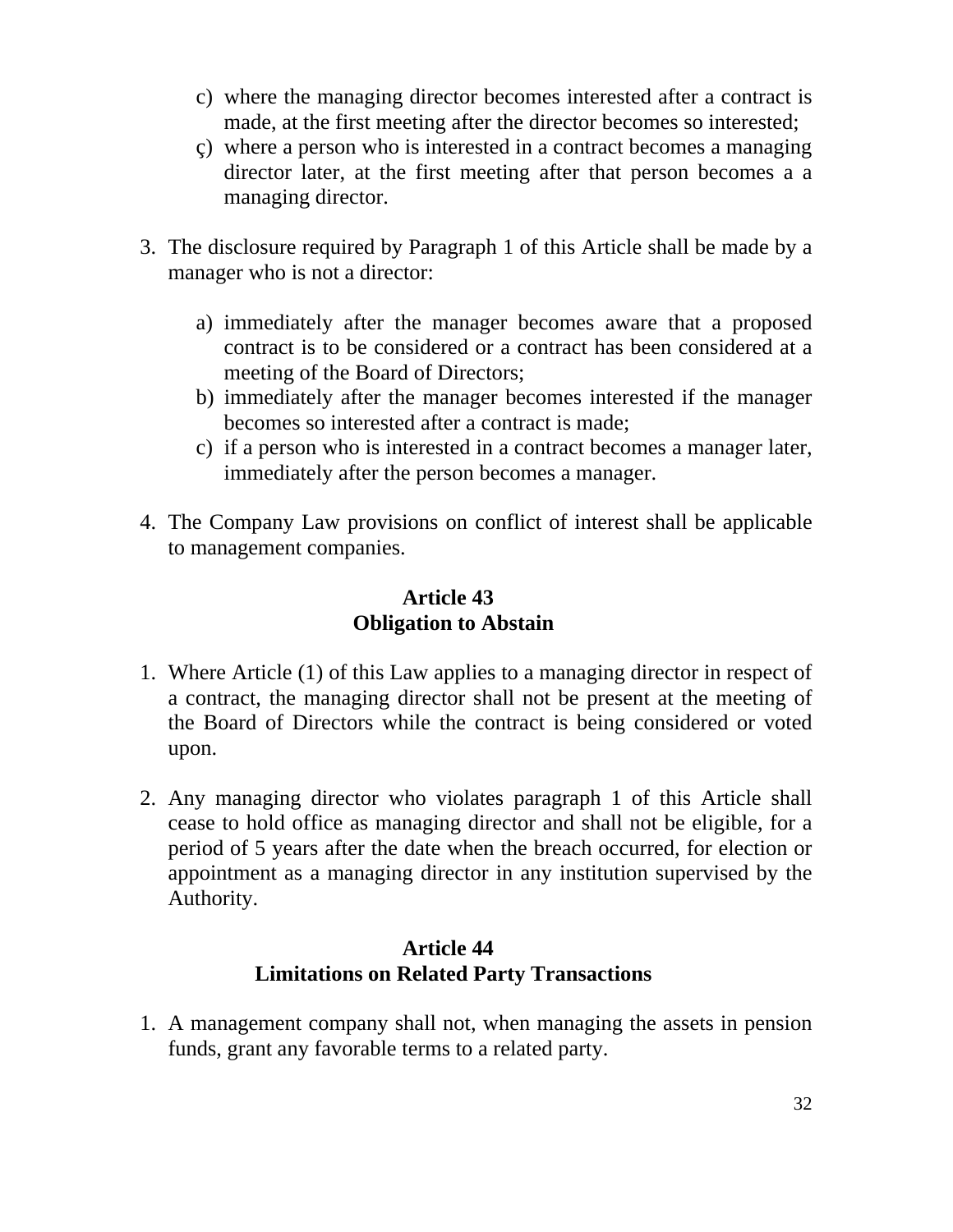c) where the managing director becomes interested after a contract is made, at the first meeting after the director becomes so interested;
ç) where a person who is interested in a contract becomes a managing director later, at the first meeting after that person becomes a a managing director.

3. The disclosure required by Paragraph 1 of this Article shall be made by a manager who is not a director:

   a) immediately after the manager becomes aware that a proposed contract is to be considered or a contract has been considered at a meeting of the Board of Directors;
   b) immediately after the manager becomes interested if the manager becomes so interested after a contract is made;
   c) if a person who is interested in a contract becomes a manager later, immediately after the person becomes a manager.

4. The Company Law provisions on conflict of interest shall be applicable to management companies.

### Article 43
### Obligation to Abstain

1. Where Article (1) of this Law applies to a managing director in respect of a contract, the managing director shall not be present at the meeting of the Board of Directors while the contract is being considered or voted upon.

2. Any managing director who violates paragraph 1 of this Article shall cease to hold office as managing director and shall not be eligible, for a period of 5 years after the date when the breach occurred, for election or appointment as a managing director in any institution supervised by the Authority.

### Article 44
### Limitations on Related Party Transactions

1. A management company shall not, when managing the assets in pension funds, grant any favorable terms to a related party.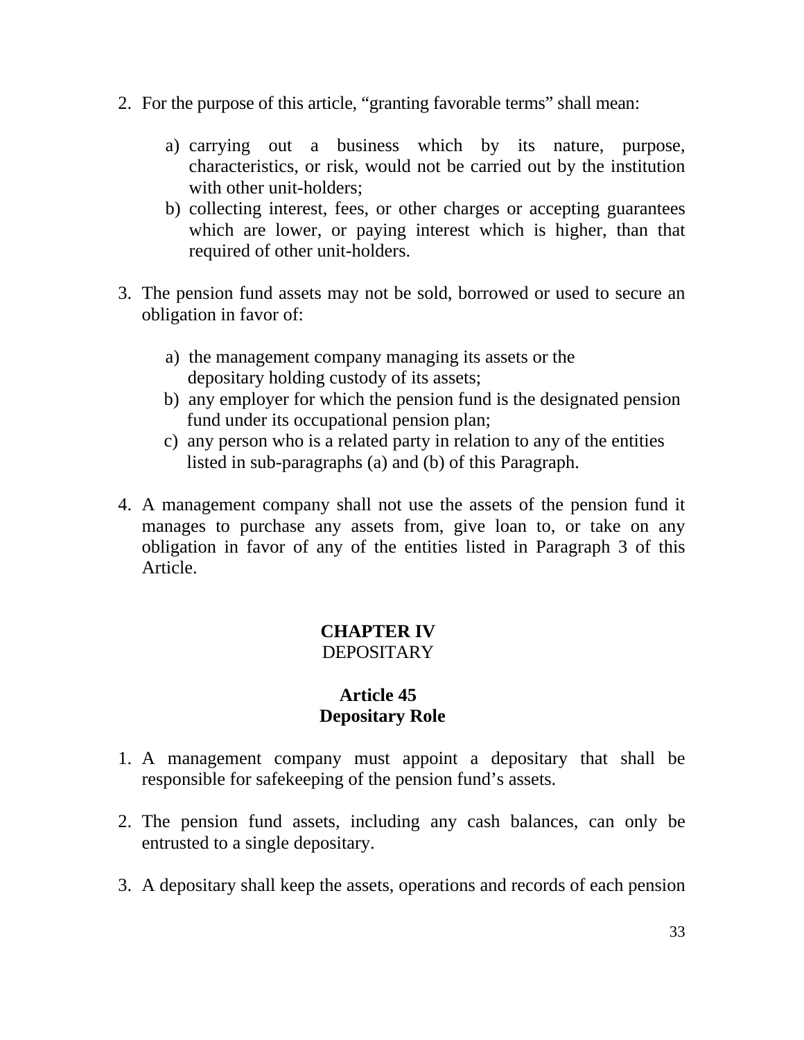2. For the purpose of this article, “granting favorable terms” shall mean:

   a) carrying out a business which by its nature, purpose, characteristics, or risk, would not be carried out by the institution with other unit-holders;
   b) collecting interest, fees, or other charges or accepting guarantees which are lower, or paying interest which is higher, than that required of other unit-holders.

3. The pension fund assets may not be sold, borrowed or used to secure an obligation in favor of:

   a) the management company managing its assets or the depositary holding custody of its assets;
   b) any employer for which the pension fund is the designated pension fund under its occupational pension plan;
   c) any person who is a related party in relation to any of the entities listed in sub-paragraphs (a) and (b) of this Paragraph.

4. A management company shall not use the assets of the pension fund it manages to purchase any assets from, give loan to, or take on any obligation in favor of any of the entities listed in Paragraph 3 of this Article.

## CHAPTER IV
## DEPOSITARY

### Article 45
### Depositary Role

1. A management company must appoint a depositary that shall be responsible for safekeeping of the pension fund’s assets.

2. The pension fund assets, including any cash balances, can only be entrusted to a single depositary.

3. A depositary shall keep the assets, operations and records of each pension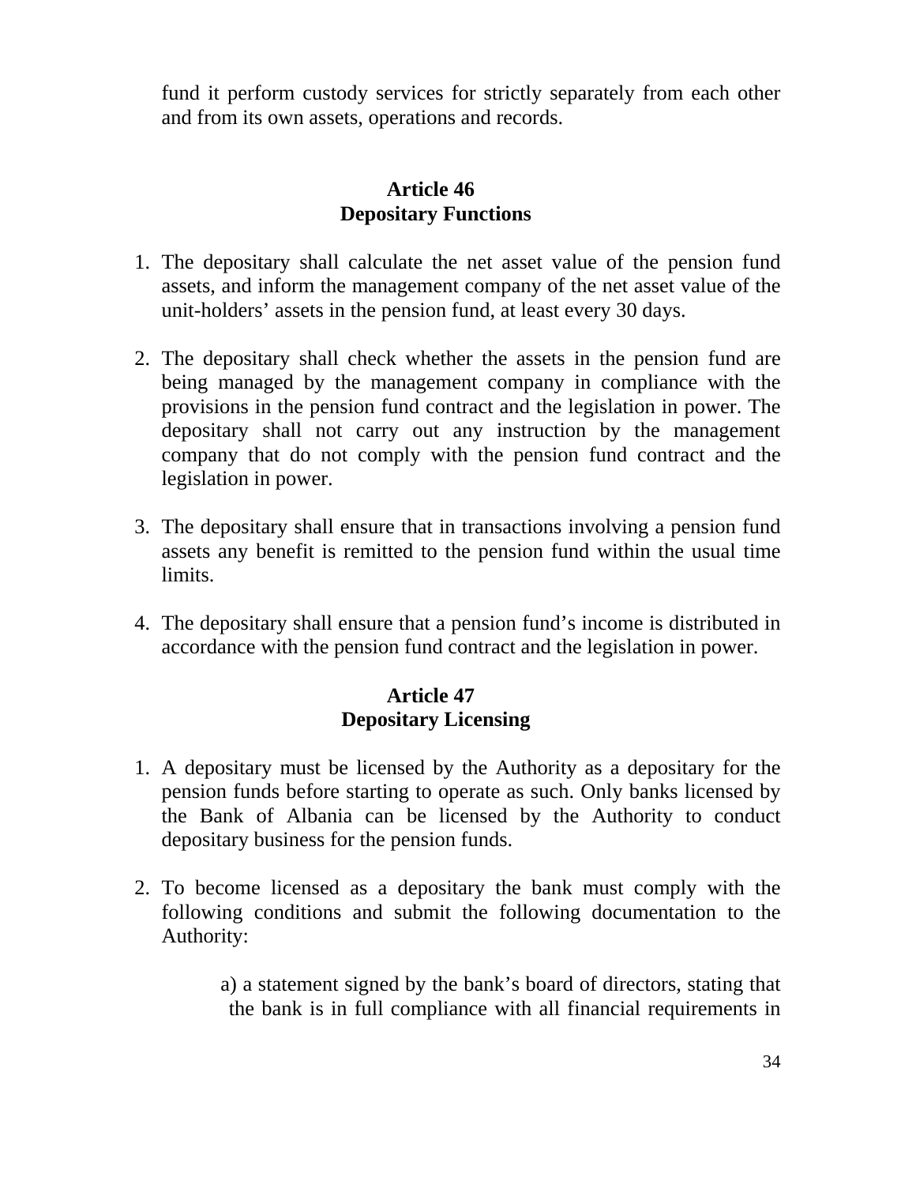fund it perform custody services for strictly separately from each other and from its own assets, operations and records.

**Article 46**
**Depositary Functions**

1. The depositary shall calculate the net asset value of the pension fund assets, and inform the management company of the net asset value of the unit-holders' assets in the pension fund, at least every 30 days.

2. The depositary shall check whether the assets in the pension fund are being managed by the management company in compliance with the provisions in the pension fund contract and the legislation in power. The depositary shall not carry out any instruction by the management company that do not comply with the pension fund contract and the legislation in power.

3. The depositary shall ensure that in transactions involving a pension fund assets any benefit is remitted to the pension fund within the usual time limits.

4. The depositary shall ensure that a pension fund's income is distributed in accordance with the pension fund contract and the legislation in power.

**Article 47**
**Depositary Licensing**

1. A depositary must be licensed by the Authority as a depositary for the pension funds before starting to operate as such. Only banks licensed by the Bank of Albania can be licensed by the Authority to conduct depositary business for the pension funds.

2. To become licensed as a depositary the bank must comply with the following conditions and submit the following documentation to the Authority:

   a) a statement signed by the bank's board of directors, stating that the bank is in full compliance with all financial requirements in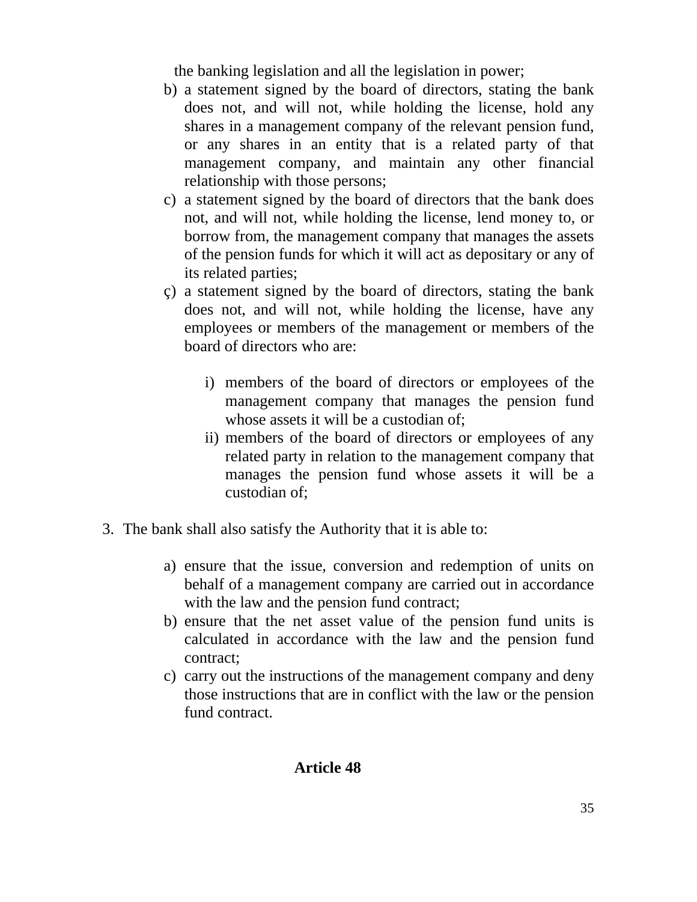the banking legislation and all the legislation in power;

b) a statement signed by the board of directors, stating the bank does not, and will not, while holding the license, hold any shares in a management company of the relevant pension fund, or any shares in an entity that is a related party of that management company, and maintain any other financial relationship with those persons;
c) a statement signed by the board of directors that the bank does not, and will not, while holding the license, lend money to, or borrow from, the management company that manages the assets of the pension funds for which it will act as depositary or any of its related parties;
ç) a statement signed by the board of directors, stating the bank does not, and will not, while holding the license, have any employees or members of the management or members of the board of directors who are:

   i) members of the board of directors or employees of the management company that manages the pension fund whose assets it will be a custodian of;
   ii) members of the board of directors or employees of any related party in relation to the management company that manages the pension fund whose assets it will be a custodian of;

3. The bank shall also satisfy the Authority that it is able to:

   a) ensure that the issue, conversion and redemption of units on behalf of a management company are carried out in accordance with the law and the pension fund contract;
   b) ensure that the net asset value of the pension fund units is calculated in accordance with the law and the pension fund contract;
   c) carry out the instructions of the management company and deny those instructions that are in conflict with the law or the pension fund contract.

**Article 48**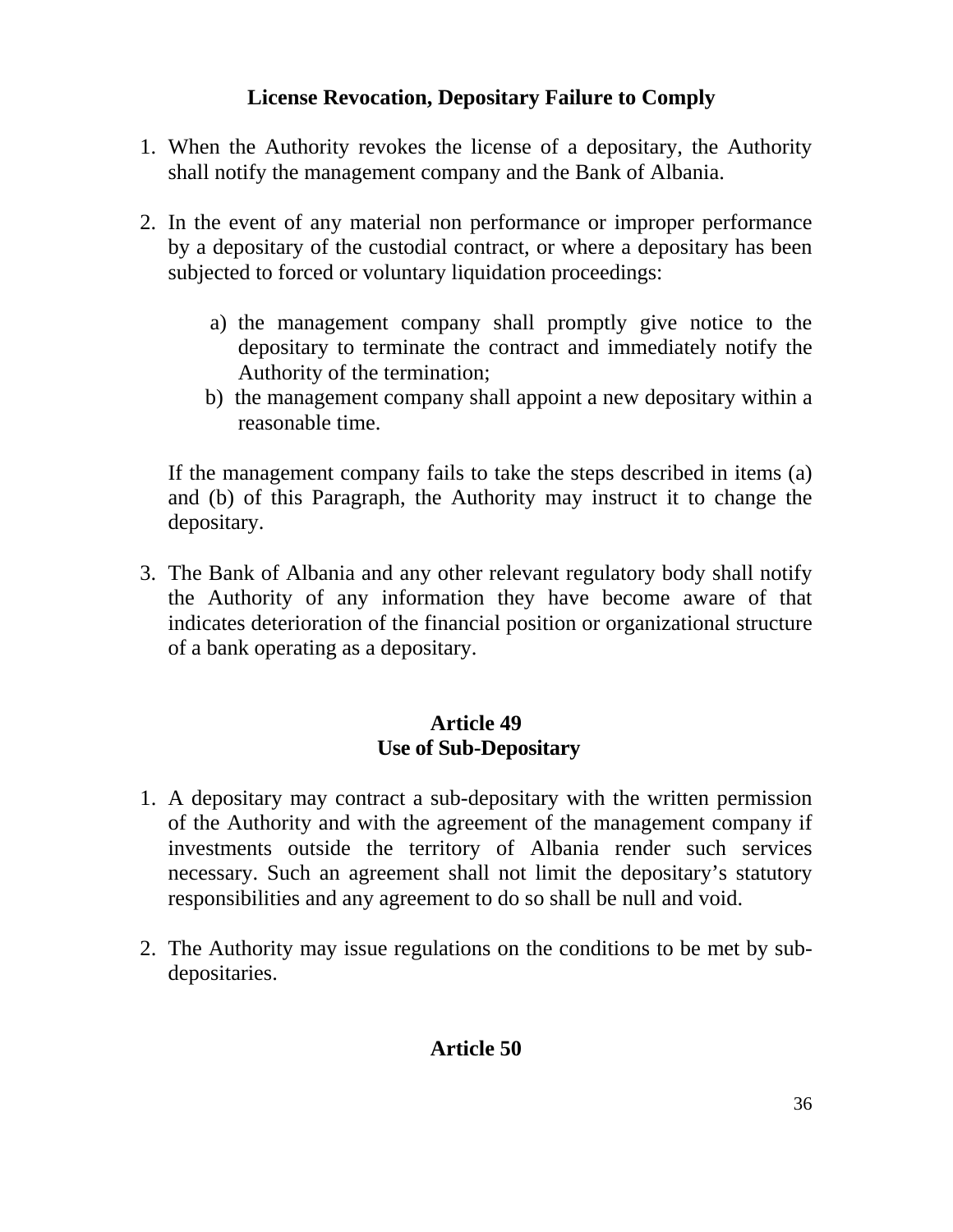**License Revocation, Depositary Failure to Comply**

1. When the Authority revokes the license of a depositary, the Authority shall notify the management company and the Bank of Albania.

2. In the event of any material non performance or improper performance by a depositary of the custodial contract, or where a depositary has been subjected to forced or voluntary liquidation proceedings:

   a) the management company shall promptly give notice to the depositary to terminate the contract and immediately notify the Authority of the termination;
   b) the management company shall appoint a new depositary within a reasonable time.

   If the management company fails to take the steps described in items (a) and (b) of this Paragraph, the Authority may instruct it to change the depositary.

3. The Bank of Albania and any other relevant regulatory body shall notify the Authority of any information they have become aware of that indicates deterioration of the financial position or organizational structure of a bank operating as a depositary.

## Article 49
## Use of Sub-Depositary

1. A depositary may contract a sub-depositary with the written permission of the Authority and with the agreement of the management company if investments outside the territory of Albania render such services necessary. Such an agreement shall not limit the depositary's statutory responsibilities and any agreement to do so shall be null and void.

2. The Authority may issue regulations on the conditions to be met by sub-depositaries.

## Article 50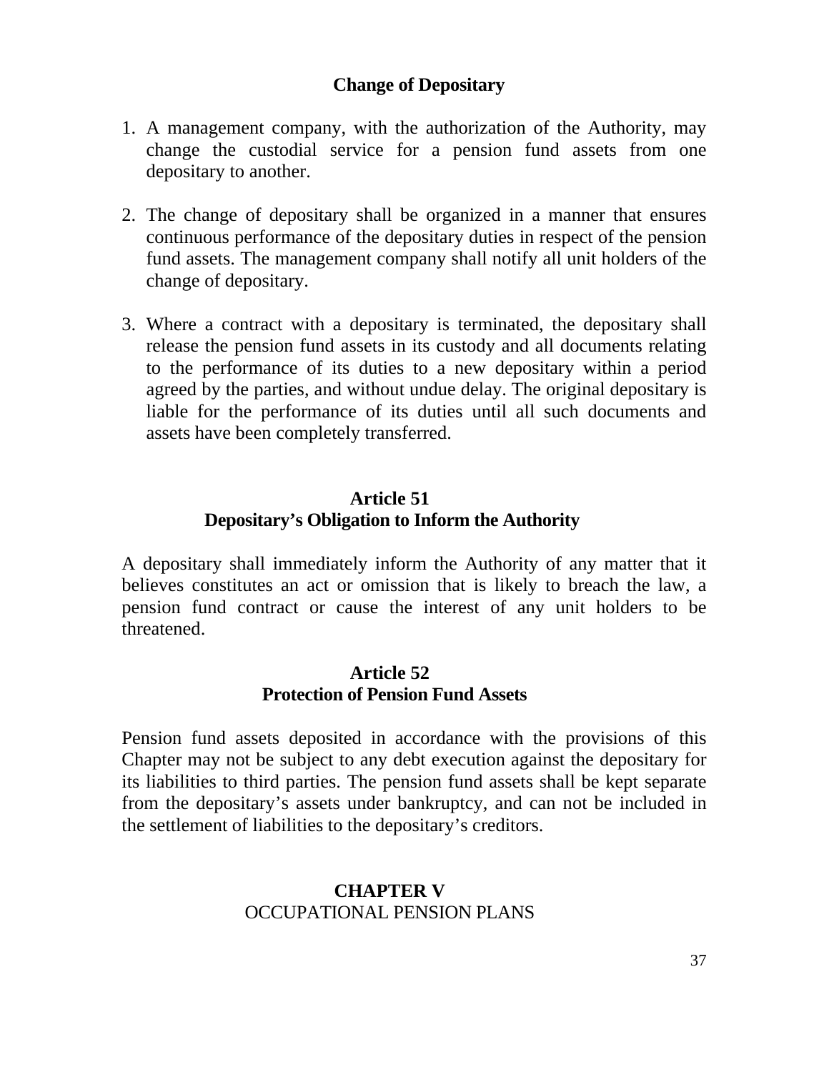### Change of Depositary

1. A management company, with the authorization of the Authority, may change the custodial service for a pension fund assets from one depositary to another.

2. The change of depositary shall be organized in a manner that ensures continuous performance of the depositary duties in respect of the pension fund assets. The management company shall notify all unit holders of the change of depositary.

3. Where a contract with a depositary is terminated, the depositary shall release the pension fund assets in its custody and all documents relating to the performance of its duties to a new depositary within a period agreed by the parties, and without undue delay. The original depositary is liable for the performance of its duties until all such documents and assets have been completely transferred.

### Article 51
### Depositary's Obligation to Inform the Authority

A depositary shall immediately inform the Authority of any matter that it believes constitutes an act or omission that is likely to breach the law, a pension fund contract or cause the interest of any unit holders to be threatened.

### Article 52
### Protection of Pension Fund Assets

Pension fund assets deposited in accordance with the provisions of this Chapter may not be subject to any debt execution against the depositary for its liabilities to third parties. The pension fund assets shall be kept separate from the depositary's assets under bankruptcy, and can not be included in the settlement of liabilities to the depositary's creditors.

## CHAPTER V
## OCCUPATIONAL PENSION PLANS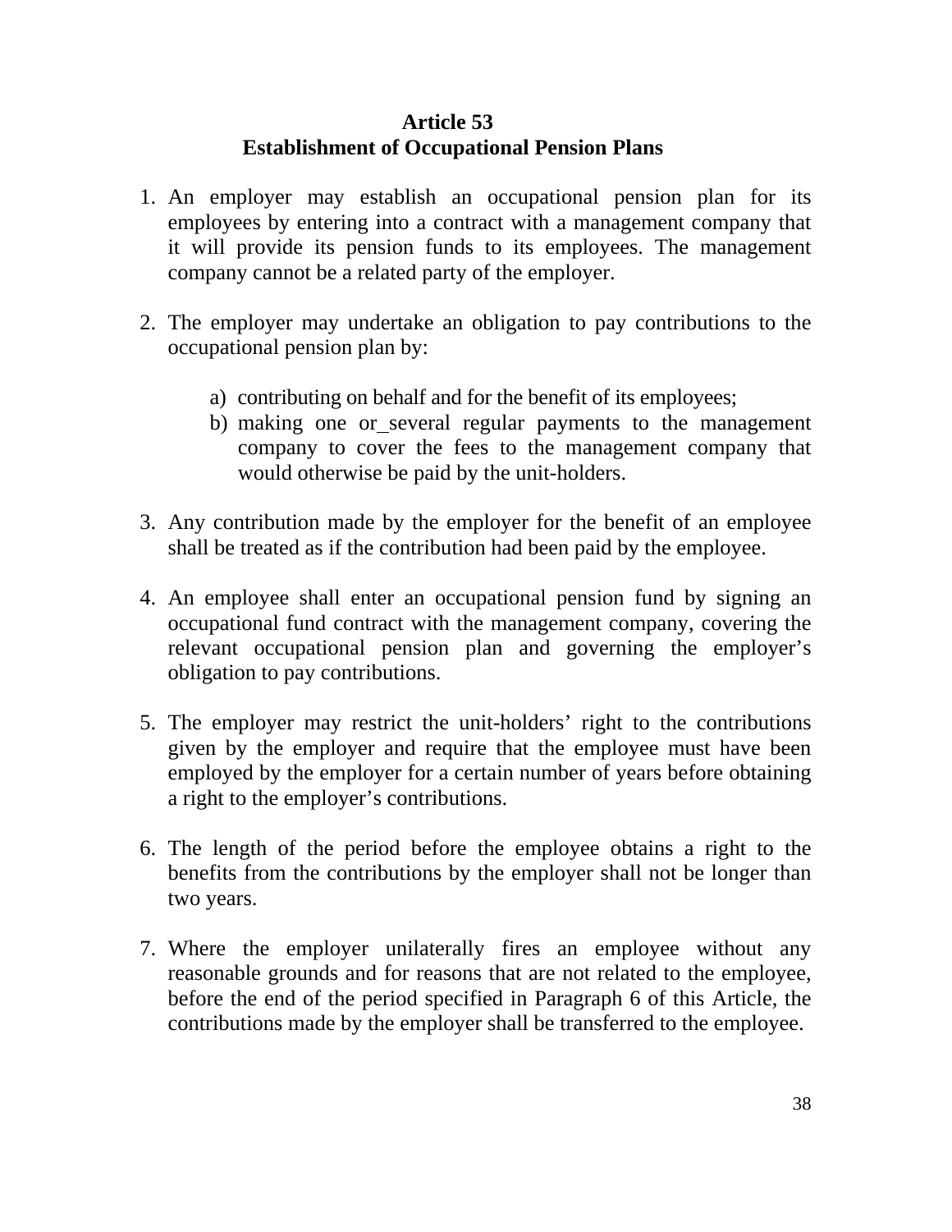## Article 53
## Establishment of Occupational Pension Plans

1. An employer may establish an occupational pension plan for its employees by entering into a contract with a management company that it will provide its pension funds to its employees. The management company cannot be a related party of the employer.

2. The employer may undertake an obligation to pay contributions to the occupational pension plan by:

   a) contributing on behalf and for the benefit of its employees;
   b) making one or_several regular payments to the management company to cover the fees to the management company that would otherwise be paid by the unit-holders.

3. Any contribution made by the employer for the benefit of an employee shall be treated as if the contribution had been paid by the employee.

4. An employee shall enter an occupational pension fund by signing an occupational fund contract with the management company, covering the relevant occupational pension plan and governing the employer's obligation to pay contributions.

5. The employer may restrict the unit-holders' right to the contributions given by the employer and require that the employee must have been employed by the employer for a certain number of years before obtaining a right to the employer's contributions.

6. The length of the period before the employee obtains a right to the benefits from the contributions by the employer shall not be longer than two years.

7. Where the employer unilaterally fires an employee without any reasonable grounds and for reasons that are not related to the employee, before the end of the period specified in Paragraph 6 of this Article, the contributions made by the employer shall be transferred to the employee.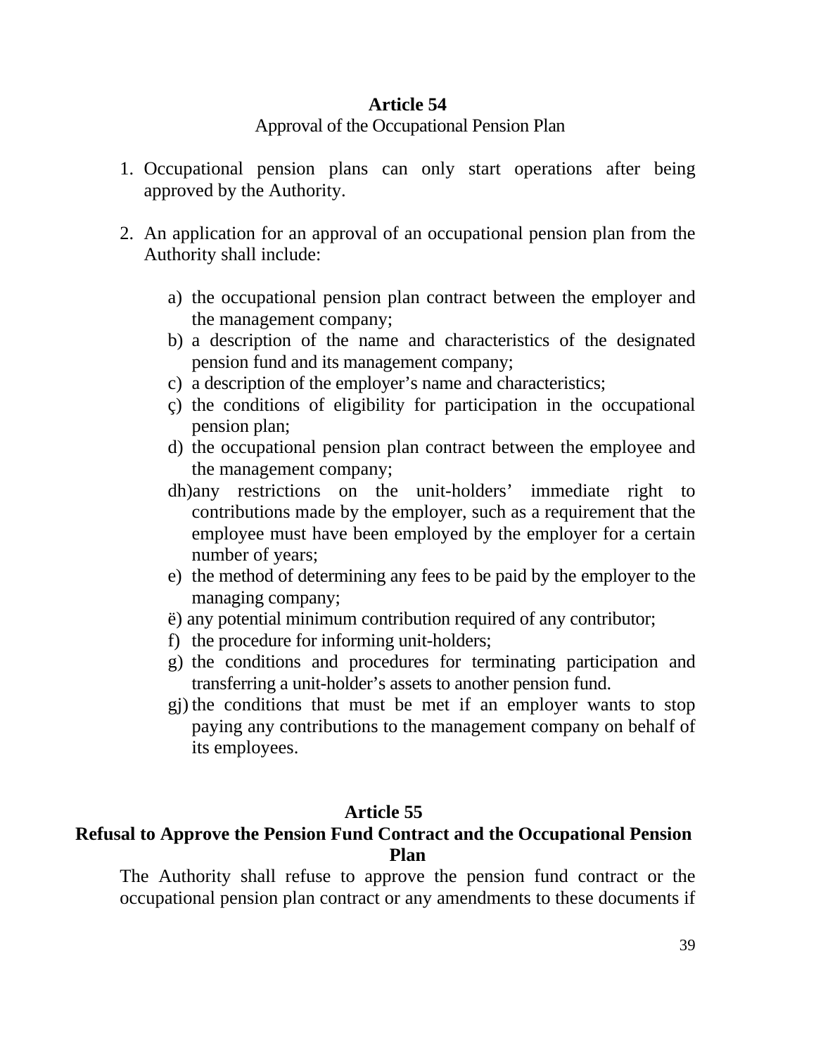## Article 54

Approval of the Occupational Pension Plan

1. Occupational pension plans can only start operations after being approved by the Authority.

2. An application for an approval of an occupational pension plan from the Authority shall include:

    a) the occupational pension plan contract between the employer and the management company;
    b) a description of the name and characteristics of the designated pension fund and its management company;
    c) a description of the employer's name and characteristics;
    ç) the conditions of eligibility for participation in the occupational pension plan;
    d) the occupational pension plan contract between the employee and the management company;
    dh) any restrictions on the unit-holders' immediate right to contributions made by the employer, such as a requirement that the employee must have been employed by the employer for a certain number of years;
    e) the method of determining any fees to be paid by the employer to the managing company;
    ë) any potential minimum contribution required of any contributor;
    f) the procedure for informing unit-holders;
    g) the conditions and procedures for terminating participation and transferring a unit-holder's assets to another pension fund.
    gj) the conditions that must be met if an employer wants to stop paying any contributions to the management company on behalf of its employees.

## Article 55

**Refusal to Approve the Pension Fund Contract and the Occupational Pension Plan**

The Authority shall refuse to approve the pension fund contract or the occupational pension plan contract or any amendments to these documents if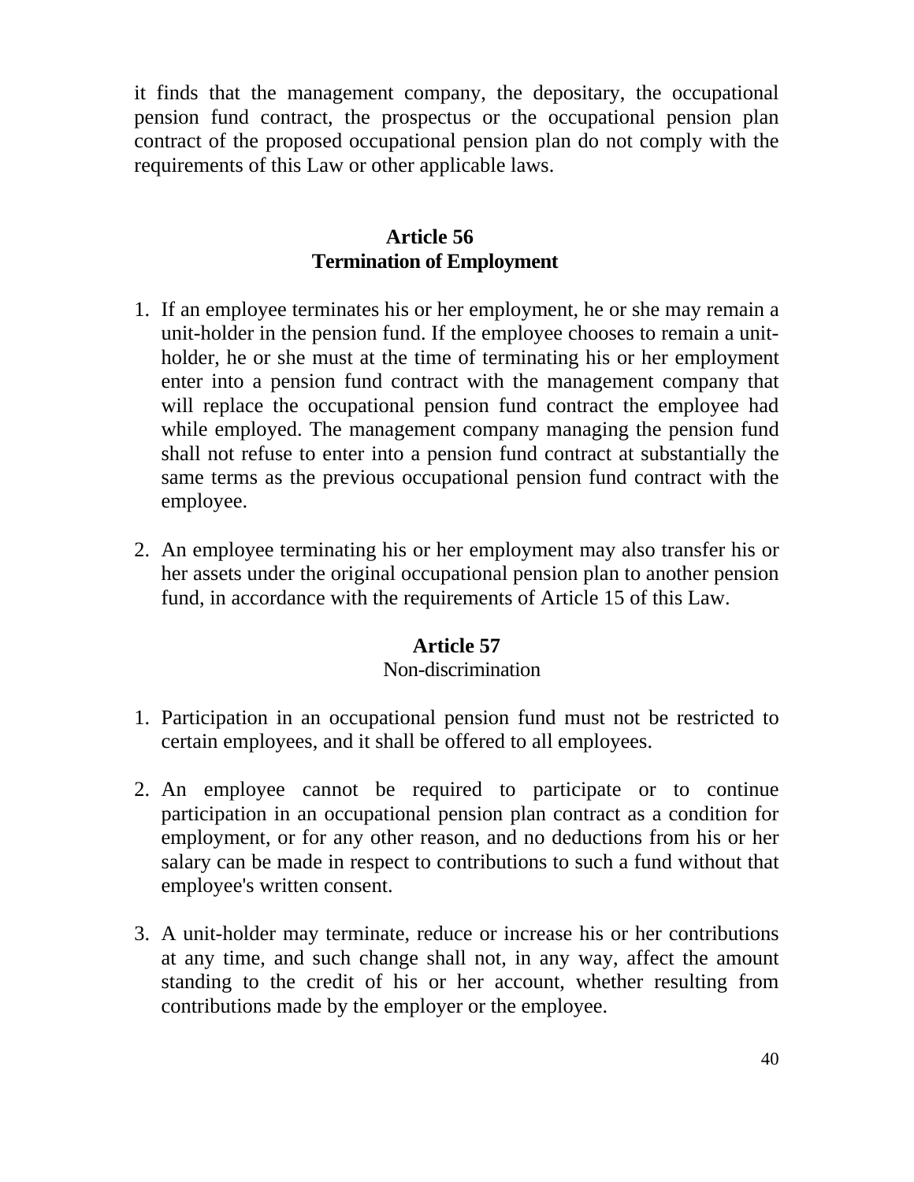it finds that the management company, the depositary, the occupational pension fund contract, the prospectus or the occupational pension plan contract of the proposed occupational pension plan do not comply with the requirements of this Law or other applicable laws.

## Article 56
## Termination of Employment

1. If an employee terminates his or her employment, he or she may remain a unit-holder in the pension fund. If the employee chooses to remain a unit-holder, he or she must at the time of terminating his or her employment enter into a pension fund contract with the management company that will replace the occupational pension fund contract the employee had while employed. The management company managing the pension fund shall not refuse to enter into a pension fund contract at substantially the same terms as the previous occupational pension fund contract with the employee.

2. An employee terminating his or her employment may also transfer his or her assets under the original occupational pension plan to another pension fund, in accordance with the requirements of Article 15 of this Law.

## Article 57
Non-discrimination

1. Participation in an occupational pension fund must not be restricted to certain employees, and it shall be offered to all employees.

2. An employee cannot be required to participate or to continue participation in an occupational pension plan contract as a condition for employment, or for any other reason, and no deductions from his or her salary can be made in respect to contributions to such a fund without that employee's written consent.

3. A unit-holder may terminate, reduce or increase his or her contributions at any time, and such change shall not, in any way, affect the amount standing to the credit of his or her account, whether resulting from contributions made by the employer or the employee.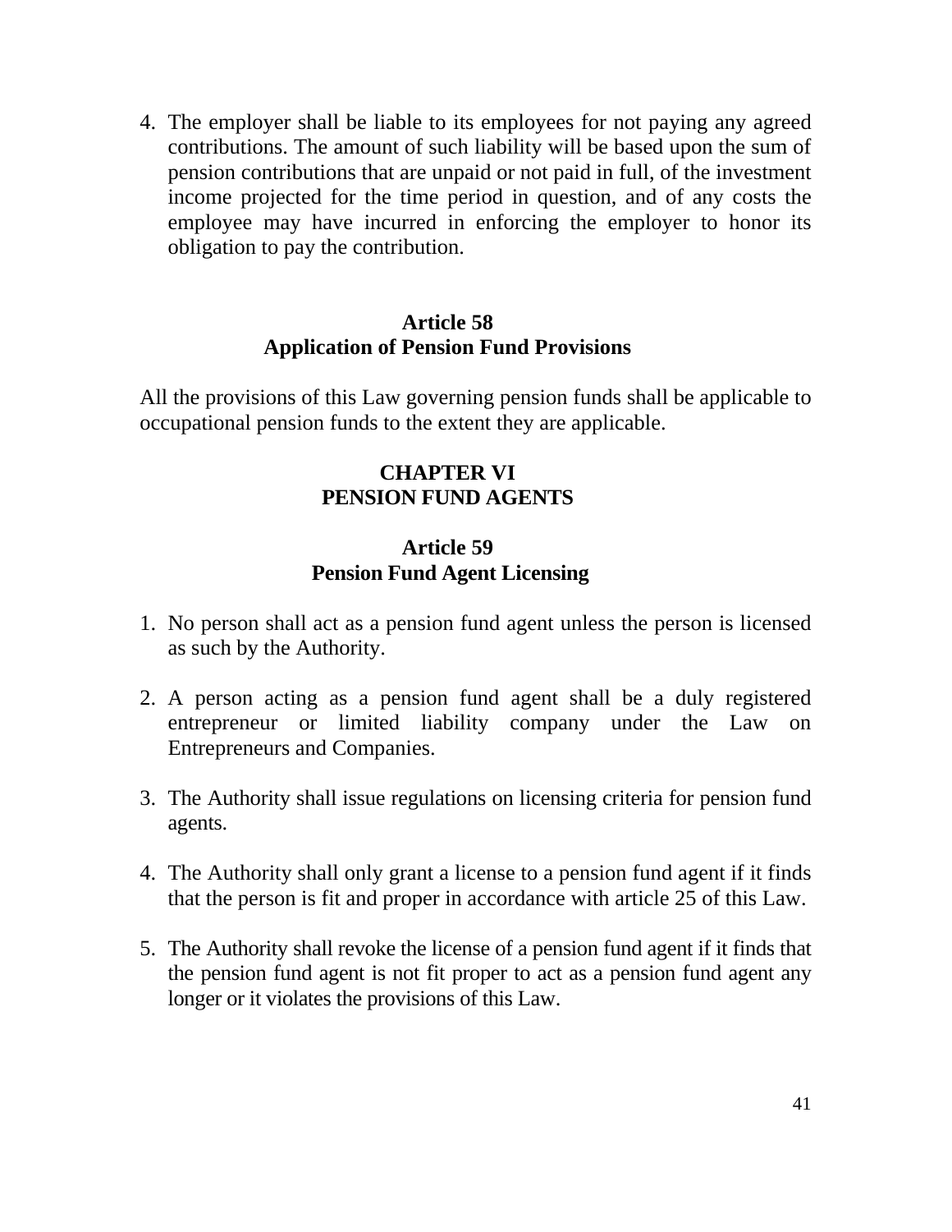4. The employer shall be liable to its employees for not paying any agreed contributions. The amount of such liability will be based upon the sum of pension contributions that are unpaid or not paid in full, of the investment income projected for the time period in question, and of any costs the employee may have incurred in enforcing the employer to honor its obligation to pay the contribution.

### Article 58
### Application of Pension Fund Provisions

All the provisions of this Law governing pension funds shall be applicable to occupational pension funds to the extent they are applicable.

## CHAPTER VI
## PENSION FUND AGENTS

### Article 59
### Pension Fund Agent Licensing

1. No person shall act as a pension fund agent unless the person is licensed as such by the Authority.

2. A person acting as a pension fund agent shall be a duly registered entrepreneur or limited liability company under the Law on Entrepreneurs and Companies.

3. The Authority shall issue regulations on licensing criteria for pension fund agents.

4. The Authority shall only grant a license to a pension fund agent if it finds that the person is fit and proper in accordance with article 25 of this Law.

5. The Authority shall revoke the license of a pension fund agent if it finds that the pension fund agent is not fit proper to act as a pension fund agent any longer or it violates the provisions of this Law.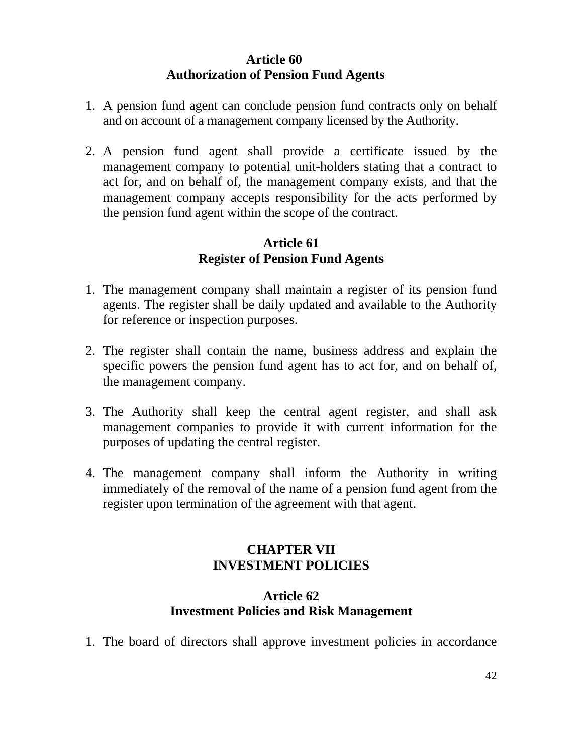## Article 60
## Authorization of Pension Fund Agents

1. A pension fund agent can conclude pension fund contracts only on behalf and on account of a management company licensed by the Authority.

2. A pension fund agent shall provide a certificate issued by the management company to potential unit-holders stating that a contract to act for, and on behalf of, the management company exists, and that the management company accepts responsibility for the acts performed by the pension fund agent within the scope of the contract.

## Article 61
## Register of Pension Fund Agents

1. The management company shall maintain a register of its pension fund agents. The register shall be daily updated and available to the Authority for reference or inspection purposes.

2. The register shall contain the name, business address and explain the specific powers the pension fund agent has to act for, and on behalf of, the management company.

3. The Authority shall keep the central agent register, and shall ask management companies to provide it with current information for the purposes of updating the central register.

4. The management company shall inform the Authority in writing immediately of the removal of the name of a pension fund agent from the register upon termination of the agreement with that agent.

# CHAPTER VII
# INVESTMENT POLICIES

## Article 62
## Investment Policies and Risk Management

1. The board of directors shall approve investment policies in accordance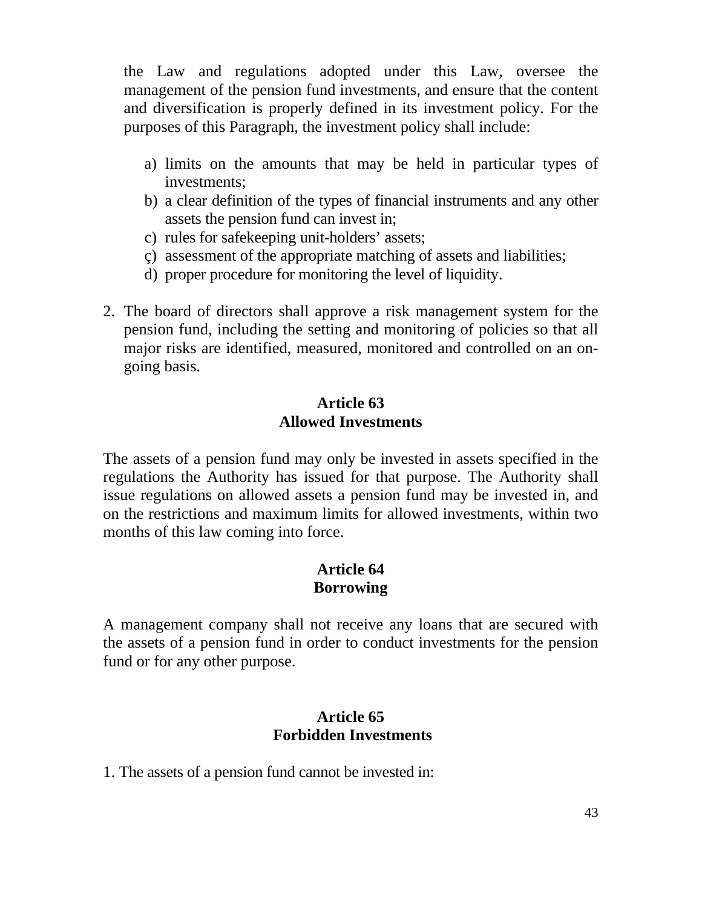the Law and regulations adopted under this Law, oversee the management of the pension fund investments, and ensure that the content and diversification is properly defined in its investment policy. For the purposes of this Paragraph, the investment policy shall include:

a) limits on the amounts that may be held in particular types of investments;
b) a clear definition of the types of financial instruments and any other assets the pension fund can invest in;
c) rules for safekeeping unit-holders' assets;
ç) assessment of the appropriate matching of assets and liabilities;
d) proper procedure for monitoring the level of liquidity.

2. The board of directors shall approve a risk management system for the pension fund, including the setting and monitoring of policies so that all major risks are identified, measured, monitored and controlled on an on-going basis.

**Article 63**
**Allowed Investments**

The assets of a pension fund may only be invested in assets specified in the regulations the Authority has issued for that purpose. The Authority shall issue regulations on allowed assets a pension fund may be invested in, and on the restrictions and maximum limits for allowed investments, within two months of this law coming into force.

**Article 64**
**Borrowing**

A management company shall not receive any loans that are secured with the assets of a pension fund in order to conduct investments for the pension fund or for any other purpose.

**Article 65**
**Forbidden Investments**

1. The assets of a pension fund cannot be invested in: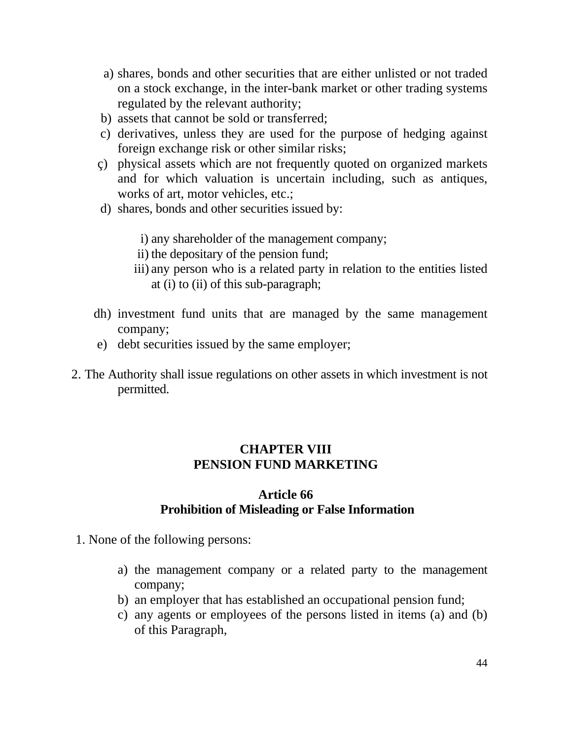a) shares, bonds and other securities that are either unlisted or not traded on a stock exchange, in the inter-bank market or other trading systems regulated by the relevant authority;
b) assets that cannot be sold or transferred;
c) derivatives, unless they are used for the purpose of hedging against foreign exchange risk or other similar risks;
ç) physical assets which are not frequently quoted on organized markets and for which valuation is uncertain including, such as antiques, works of art, motor vehicles, etc.;
d) shares, bonds and other securities issued by:

   i) any shareholder of the management company;
   ii) the depositary of the pension fund;
   iii) any person who is a related party in relation to the entities listed at (i) to (ii) of this sub-paragraph;

dh) investment fund units that are managed by the same management company;
e) debt securities issued by the same employer;

2. The Authority shall issue regulations on other assets in which investment is not permitted.

## CHAPTER VIII
## PENSION FUND MARKETING

### Article 66
### Prohibition of Misleading or False Information

1. None of the following persons:

   a) the management company or a related party to the management company;
   b) an employer that has established an occupational pension fund;
   c) any agents or employees of the persons listed in items (a) and (b) of this Paragraph,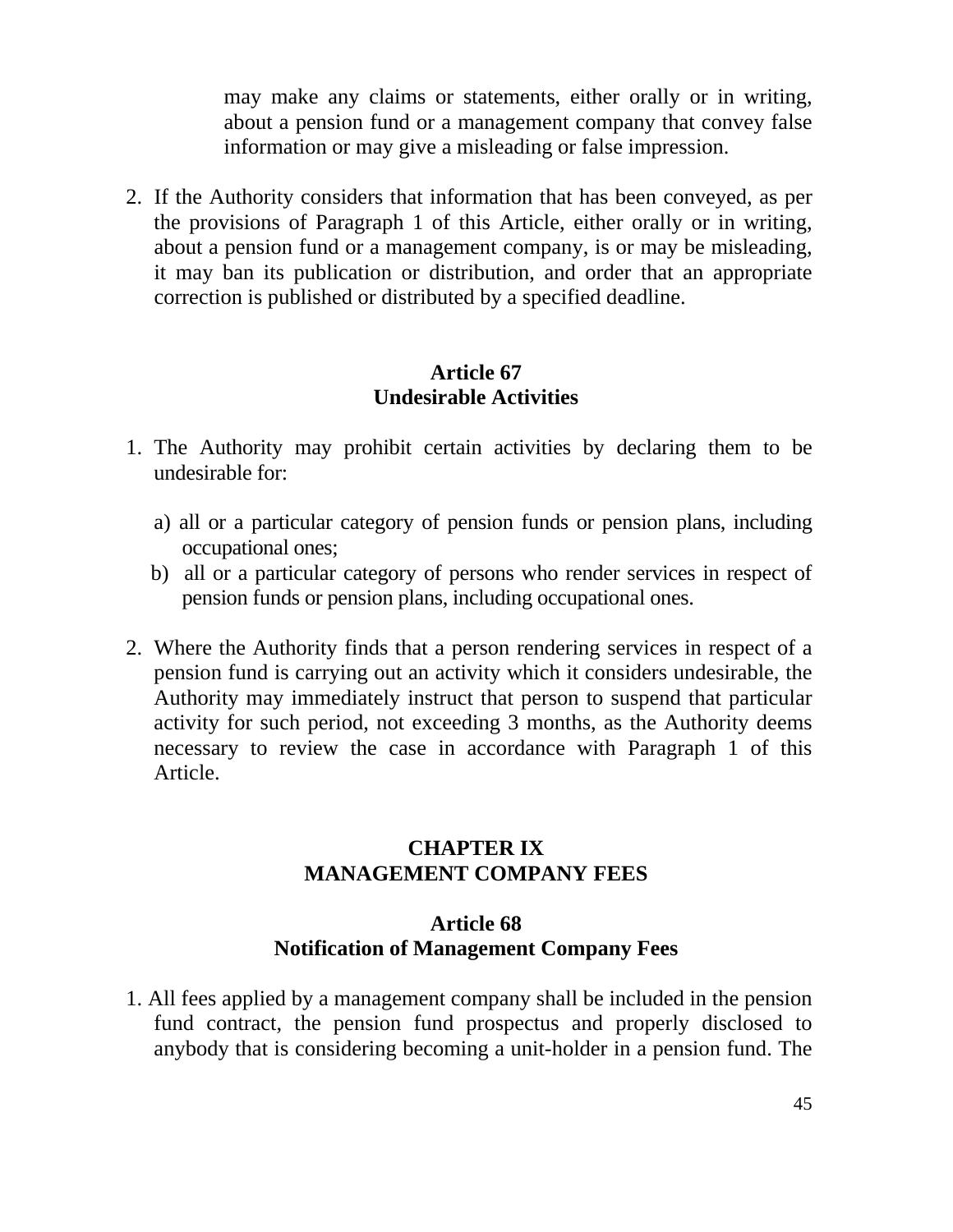may make any claims or statements, either orally or in writing, about a pension fund or a management company that convey false information or may give a misleading or false impression.

2. If the Authority considers that information that has been conveyed, as per the provisions of Paragraph 1 of this Article, either orally or in writing, about a pension fund or a management company, is or may be misleading, it may ban its publication or distribution, and order that an appropriate correction is published or distributed by a specified deadline.

### Article 67
### Undesirable Activities

1. The Authority may prohibit certain activities by declaring them to be undesirable for:

   a) all or a particular category of pension funds or pension plans, including occupational ones;

   b) all or a particular category of persons who render services in respect of pension funds or pension plans, including occupational ones.

2. Where the Authority finds that a person rendering services in respect of a pension fund is carrying out an activity which it considers undesirable, the Authority may immediately instruct that person to suspend that particular activity for such period, not exceeding 3 months, as the Authority deems necessary to review the case in accordance with Paragraph 1 of this Article.

## CHAPTER IX
## MANAGEMENT COMPANY FEES

### Article 68
### Notification of Management Company Fees

1. All fees applied by a management company shall be included in the pension fund contract, the pension fund prospectus and properly disclosed to anybody that is considering becoming a unit-holder in a pension fund. The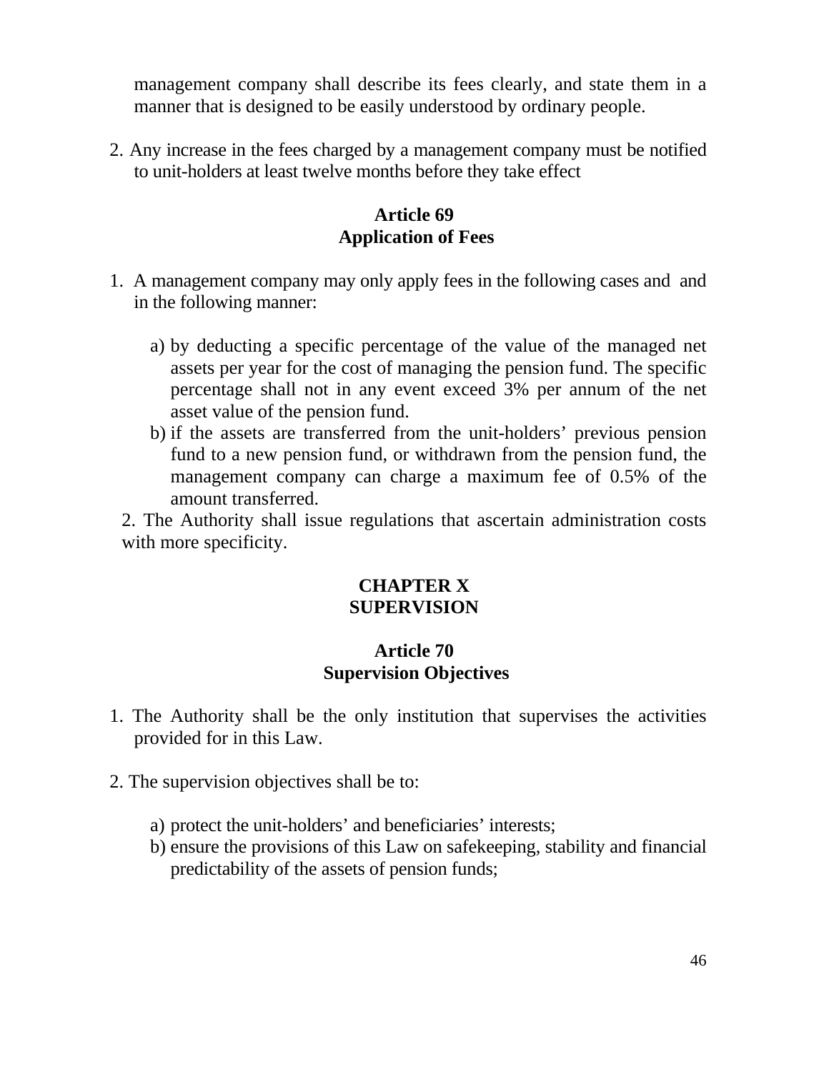management company shall describe its fees clearly, and state them in a manner that is designed to be easily understood by ordinary people.

2. Any increase in the fees charged by a management company must be notified to unit-holders at least twelve months before they take effect

### Article 69
### Application of Fees

1. A management company may only apply fees in the following cases and and in the following manner:

   a) by deducting a specific percentage of the value of the managed net assets per year for the cost of managing the pension fund. The specific percentage shall not in any event exceed 3% per annum of the net asset value of the pension fund.
   b) if the assets are transferred from the unit-holders' previous pension fund to a new pension fund, or withdrawn from the pension fund, the management company can charge a maximum fee of 0.5% of the amount transferred.

2. The Authority shall issue regulations that ascertain administration costs with more specificity.

## CHAPTER X
## SUPERVISION

### Article 70
### Supervision Objectives

1. The Authority shall be the only institution that supervises the activities provided for in this Law.

2. The supervision objectives shall be to:

   a) protect the unit-holders' and beneficiaries' interests;
   b) ensure the provisions of this Law on safekeeping, stability and financial predictability of the assets of pension funds;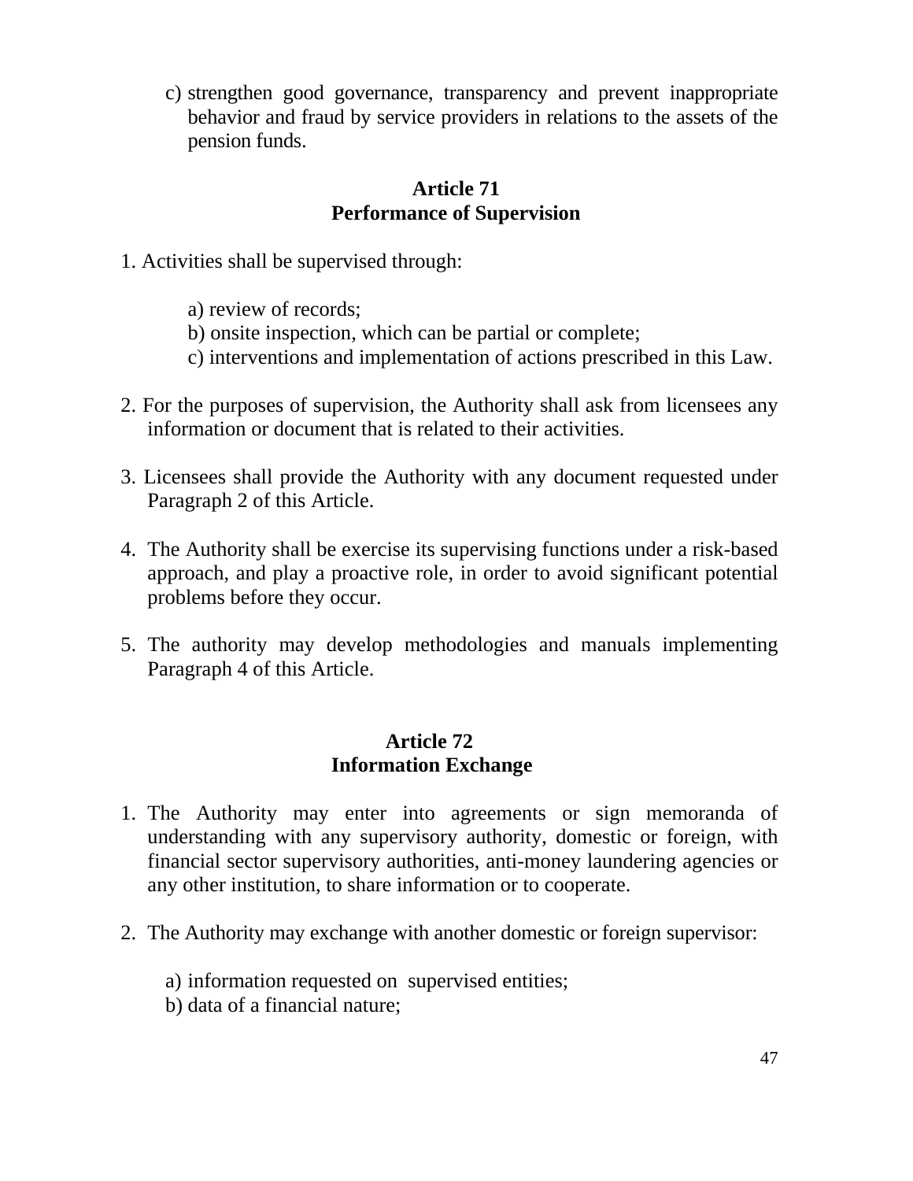c) strengthen good governance, transparency and prevent inappropriate behavior and fraud by service providers in relations to the assets of the pension funds.

**Article 71**
**Performance of Supervision**

1. Activities shall be supervised through:

    a) review of records;
    b) onsite inspection, which can be partial or complete;
    c) interventions and implementation of actions prescribed in this Law.

2. For the purposes of supervision, the Authority shall ask from licensees any information or document that is related to their activities.

3. Licensees shall provide the Authority with any document requested under Paragraph 2 of this Article.

4. The Authority shall be exercise its supervising functions under a risk-based approach, and play a proactive role, in order to avoid significant potential problems before they occur.

5. The authority may develop methodologies and manuals implementing Paragraph 4 of this Article.

**Article 72**
**Information Exchange**

1. The Authority may enter into agreements or sign memoranda of understanding with any supervisory authority, domestic or foreign, with financial sector supervisory authorities, anti-money laundering agencies or any other institution, to share information or to cooperate.

2. The Authority may exchange with another domestic or foreign supervisor:

    a) information requested on supervised entities;
    b) data of a financial nature;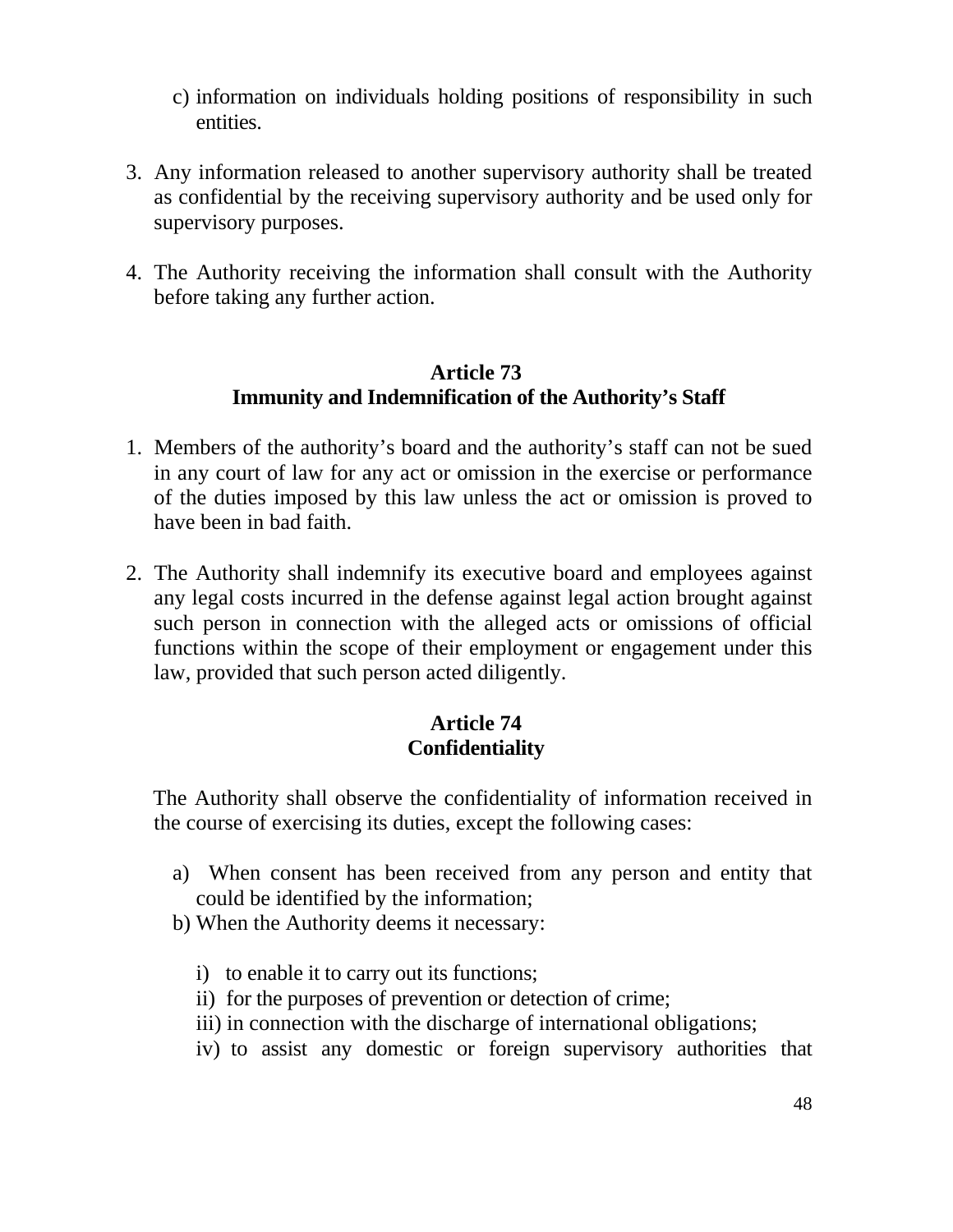c) information on individuals holding positions of responsibility in such entities.

3. Any information released to another supervisory authority shall be treated as confidential by the receiving supervisory authority and be used only for supervisory purposes.

4. The Authority receiving the information shall consult with the Authority before taking any further action.

### Article 73
### Immunity and Indemnification of the Authority's Staff

1. Members of the authority's board and the authority's staff can not be sued in any court of law for any act or omission in the exercise or performance of the duties imposed by this law unless the act or omission is proved to have been in bad faith.

2. The Authority shall indemnify its executive board and employees against any legal costs incurred in the defense against legal action brought against such person in connection with the alleged acts or omissions of official functions within the scope of their employment or engagement under this law, provided that such person acted diligently.

### Article 74
### Confidentiality

The Authority shall observe the confidentiality of information received in the course of exercising its duties, except the following cases:

a) When consent has been received from any person and entity that could be identified by the information;

b) When the Authority deems it necessary:

   i) to enable it to carry out its functions;
   ii) for the purposes of prevention or detection of crime;
   iii) in connection with the discharge of international obligations;
   iv) to assist any domestic or foreign supervisory authorities that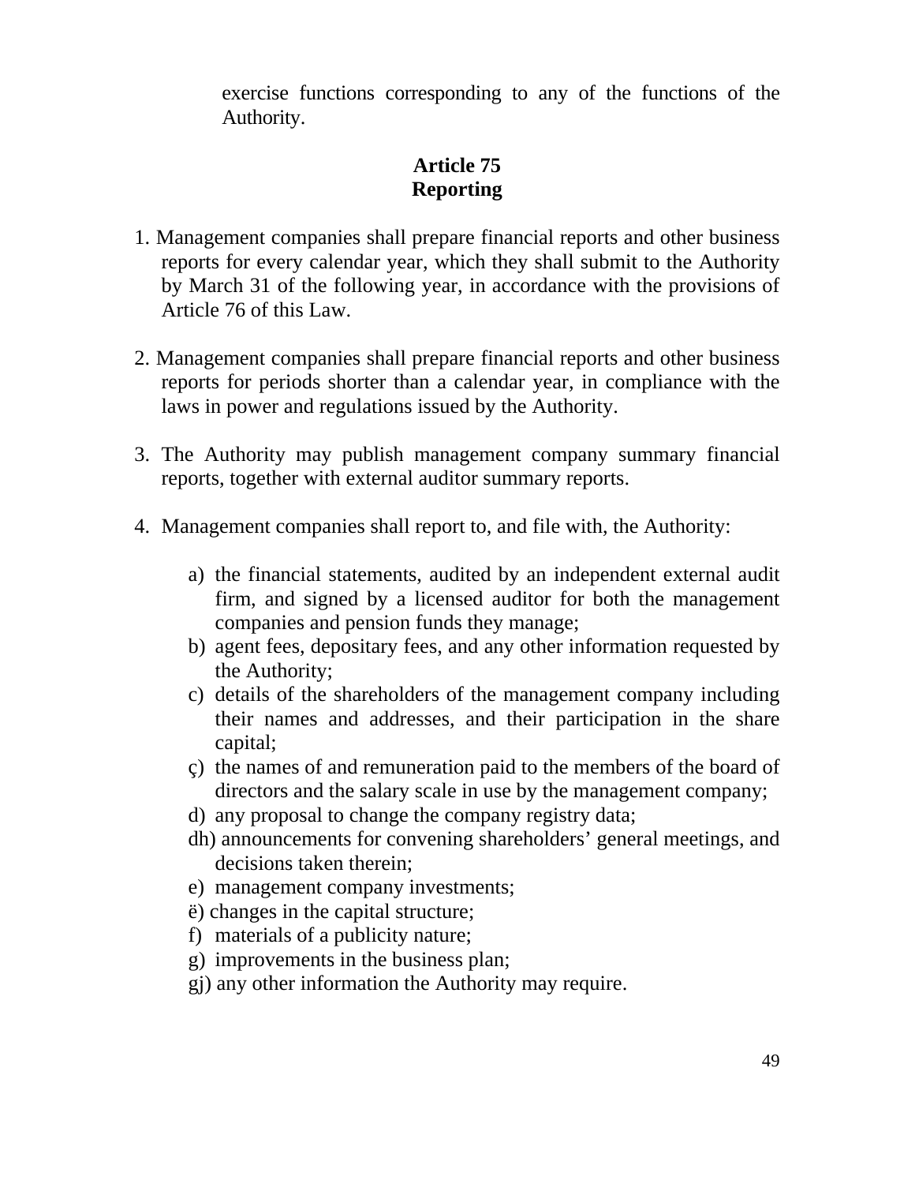exercise functions corresponding to any of the functions of the Authority.

### Article 75
### Reporting

1. Management companies shall prepare financial reports and other business reports for every calendar year, which they shall submit to the Authority by March 31 of the following year, in accordance with the provisions of Article 76 of this Law.

2. Management companies shall prepare financial reports and other business reports for periods shorter than a calendar year, in compliance with the laws in power and regulations issued by the Authority.

3. The Authority may publish management company summary financial reports, together with external auditor summary reports.

4. Management companies shall report to, and file with, the Authority:

   a) the financial statements, audited by an independent external audit firm, and signed by a licensed auditor for both the management companies and pension funds they manage;
   b) agent fees, depositary fees, and any other information requested by the Authority;
   c) details of the shareholders of the management company including their names and addresses, and their participation in the share capital;
   ç) the names of and remuneration paid to the members of the board of directors and the salary scale in use by the management company;
   d) any proposal to change the company registry data;
   dh) announcements for convening shareholders' general meetings, and decisions taken therein;
   e) management company investments;
   ë) changes in the capital structure;
   f) materials of a publicity nature;
   g) improvements in the business plan;
   gj) any other information the Authority may require.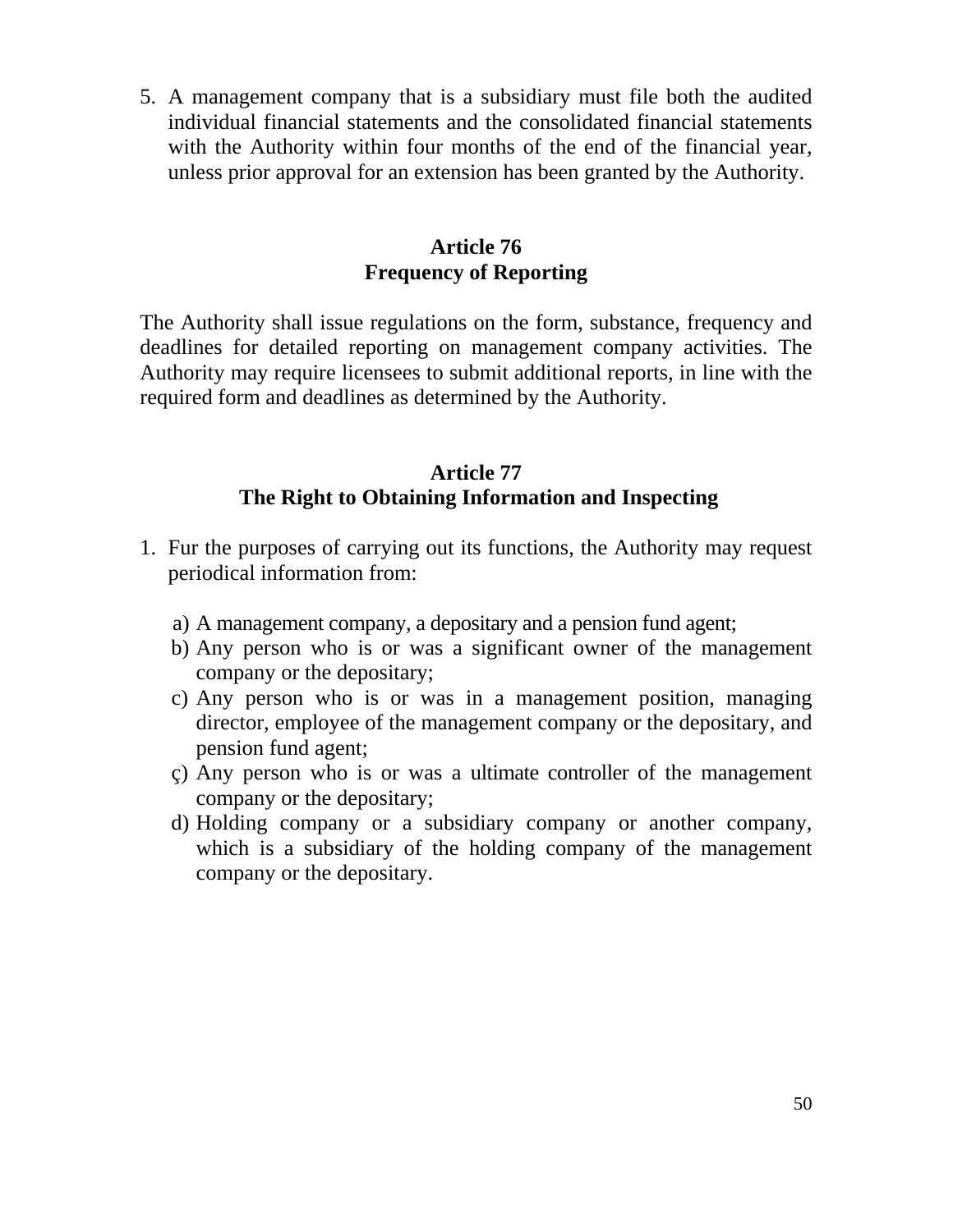5. A management company that is a subsidiary must file both the audited individual financial statements and the consolidated financial statements with the Authority within four months of the end of the financial year, unless prior approval for an extension has been granted by the Authority.

## Article 76
## Frequency of Reporting

The Authority shall issue regulations on the form, substance, frequency and deadlines for detailed reporting on management company activities. The Authority may require licensees to submit additional reports, in line with the required form and deadlines as determined by the Authority.

## Article 77
## The Right to Obtaining Information and Inspecting

1. Fur the purposes of carrying out its functions, the Authority may request periodical information from:

   a) A management company, a depositary and a pension fund agent;
   b) Any person who is or was a significant owner of the management company or the depositary;
   c) Any person who is or was in a management position, managing director, employee of the management company or the depositary, and pension fund agent;
   ç) Any person who is or was a ultimate controller of the management company or the depositary;
   d) Holding company or a subsidiary company or another company, which is a subsidiary of the holding company of the management company or the depositary.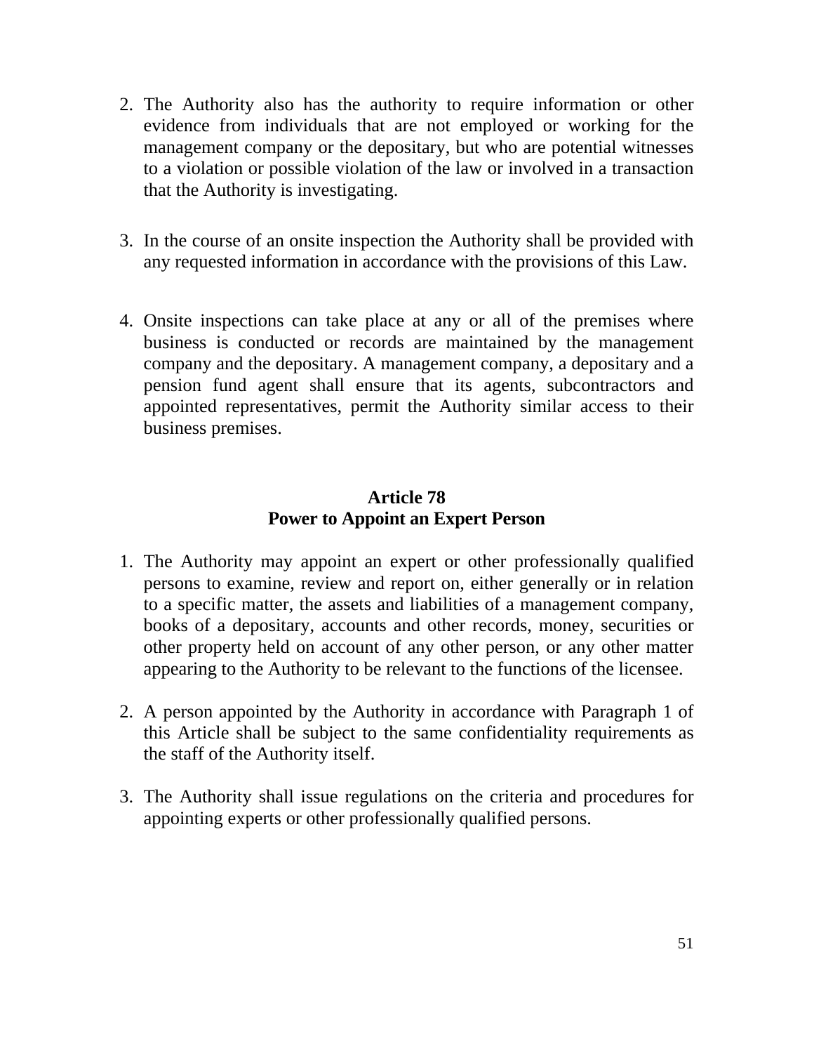2. The Authority also has the authority to require information or other evidence from individuals that are not employed or working for the management company or the depositary, but who are potential witnesses to a violation or possible violation of the law or involved in a transaction that the Authority is investigating.

3. In the course of an onsite inspection the Authority shall be provided with any requested information in accordance with the provisions of this Law.

4. Onsite inspections can take place at any or all of the premises where business is conducted or records are maintained by the management company and the depositary. A management company, a depositary and a pension fund agent shall ensure that its agents, subcontractors and appointed representatives, permit the Authority similar access to their business premises.

**Article 78**
**Power to Appoint an Expert Person**

1. The Authority may appoint an expert or other professionally qualified persons to examine, review and report on, either generally or in relation to a specific matter, the assets and liabilities of a management company, books of a depositary, accounts and other records, money, securities or other property held on account of any other person, or any other matter appearing to the Authority to be relevant to the functions of the licensee.

2. A person appointed by the Authority in accordance with Paragraph 1 of this Article shall be subject to the same confidentiality requirements as the staff of the Authority itself.

3. The Authority shall issue regulations on the criteria and procedures for appointing experts or other professionally qualified persons.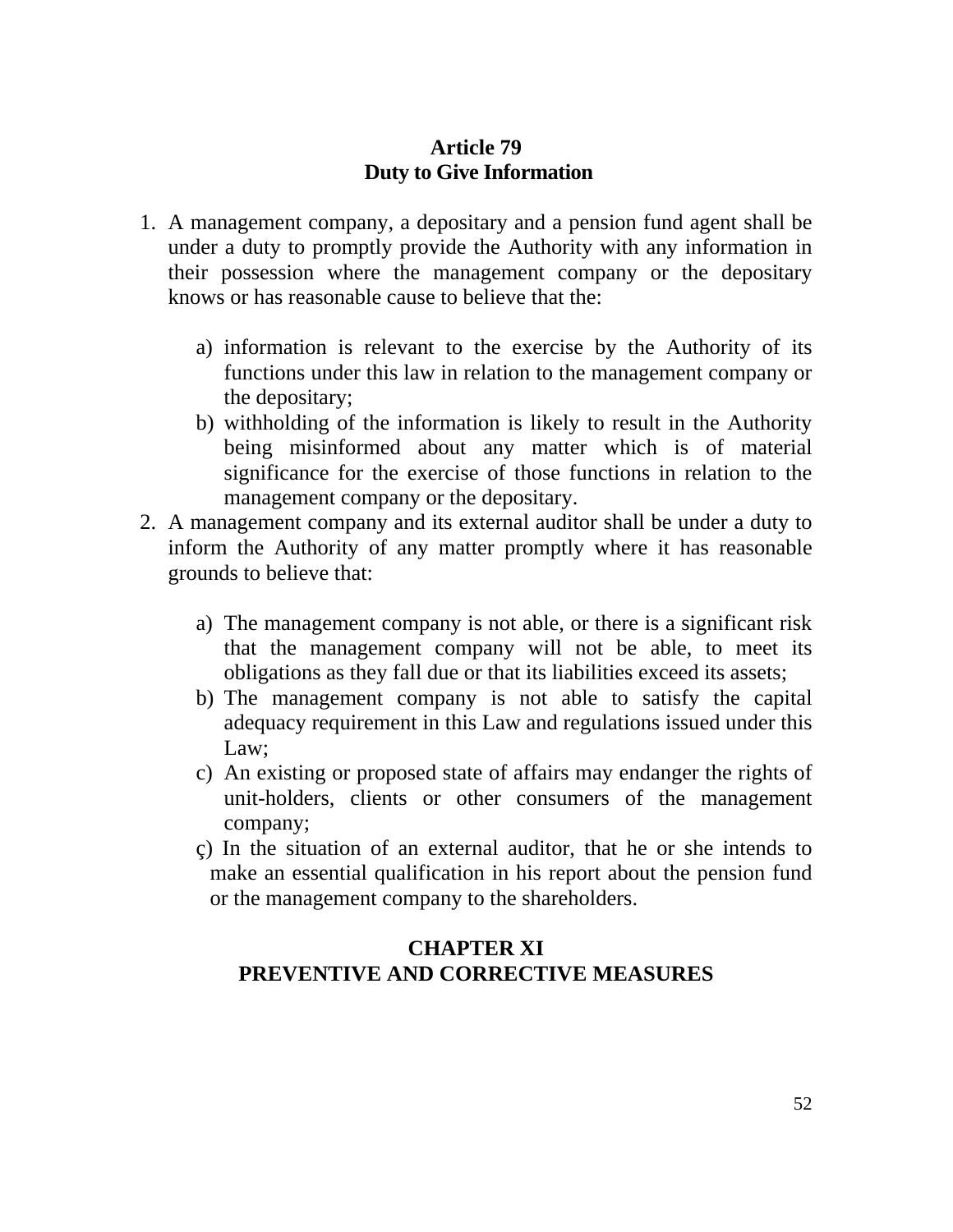## Article 79
## Duty to Give Information

1. A management company, a depositary and a pension fund agent shall be under a duty to promptly provide the Authority with any information in their possession where the management company or the depositary knows or has reasonable cause to believe that the:

    a) information is relevant to the exercise by the Authority of its functions under this law in relation to the management company or the depositary;
    b) withholding of the information is likely to result in the Authority being misinformed about any matter which is of material significance for the exercise of those functions in relation to the management company or the depositary.

2. A management company and its external auditor shall be under a duty to inform the Authority of any matter promptly where it has reasonable grounds to believe that:

    a) The management company is not able, or there is a significant risk that the management company will not be able, to meet its obligations as they fall due or that its liabilities exceed its assets;
    b) The management company is not able to satisfy the capital adequacy requirement in this Law and regulations issued under this Law;
    c) An existing or proposed state of affairs may endanger the rights of unit-holders, clients or other consumers of the management company;
    ç) In the situation of an external auditor, that he or she intends to make an essential qualification in his report about the pension fund or the management company to the shareholders.

# CHAPTER XI
# PREVENTIVE AND CORRECTIVE MEASURES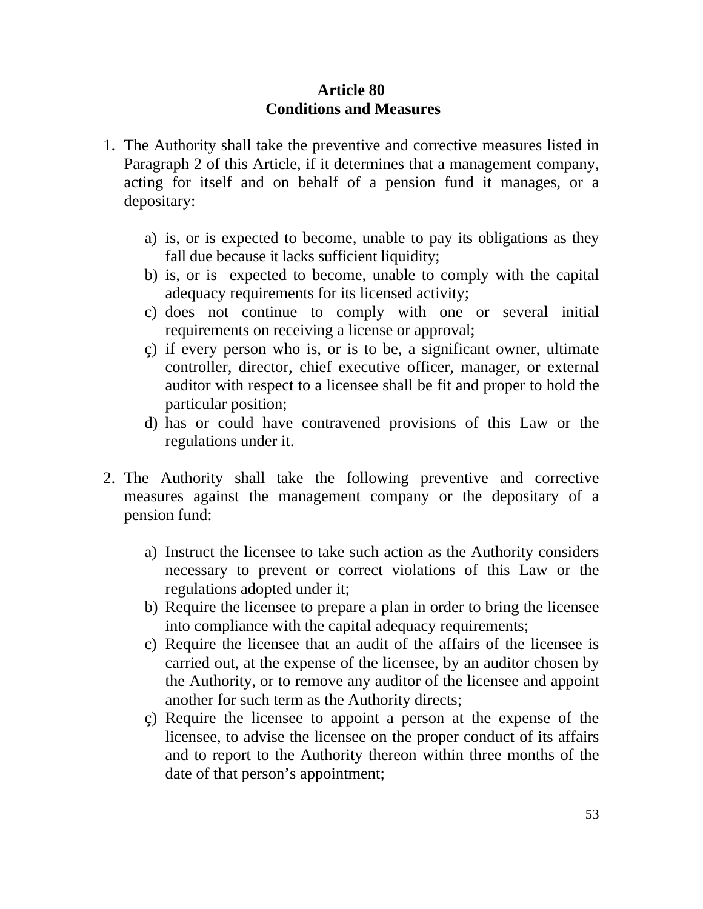**Article 80**
**Conditions and Measures**

1. The Authority shall take the preventive and corrective measures listed in Paragraph 2 of this Article, if it determines that a management company, acting for itself and on behalf of a pension fund it manages, or a depositary:

    a) is, or is expected to become, unable to pay its obligations as they fall due because it lacks sufficient liquidity;
    b) is, or is expected to become, unable to comply with the capital adequacy requirements for its licensed activity;
    c) does not continue to comply with one or several initial requirements on receiving a license or approval;
    ç) if every person who is, or is to be, a significant owner, ultimate controller, director, chief executive officer, manager, or external auditor with respect to a licensee shall be fit and proper to hold the particular position;
    d) has or could have contravened provisions of this Law or the regulations under it.

2. The Authority shall take the following preventive and corrective measures against the management company or the depositary of a pension fund:

    a) Instruct the licensee to take such action as the Authority considers necessary to prevent or correct violations of this Law or the regulations adopted under it;
    b) Require the licensee to prepare a plan in order to bring the licensee into compliance with the capital adequacy requirements;
    c) Require the licensee that an audit of the affairs of the licensee is carried out, at the expense of the licensee, by an auditor chosen by the Authority, or to remove any auditor of the licensee and appoint another for such term as the Authority directs;
    ç) Require the licensee to appoint a person at the expense of the licensee, to advise the licensee on the proper conduct of its affairs and to report to the Authority thereon within three months of the date of that person's appointment;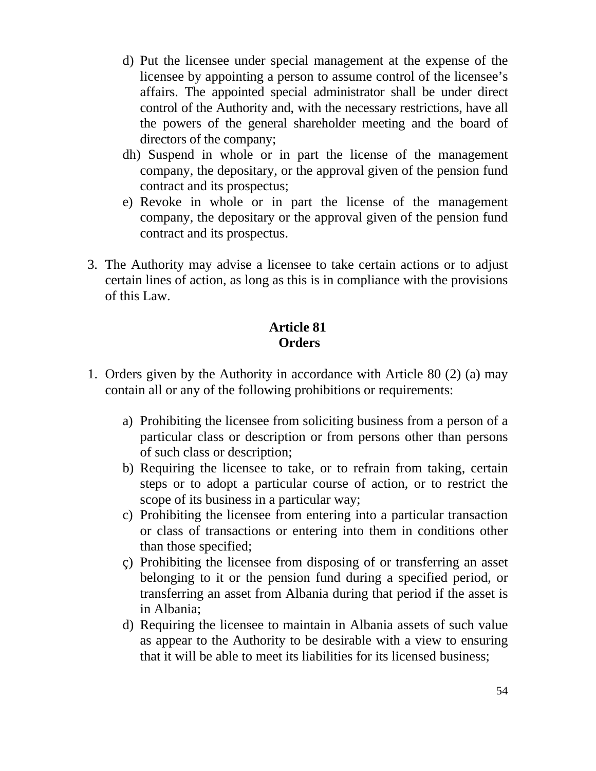d) Put the licensee under special management at the expense of the licensee by appointing a person to assume control of the licensee's affairs. The appointed special administrator shall be under direct control of the Authority and, with the necessary restrictions, have all the powers of the general shareholder meeting and the board of directors of the company;

dh) Suspend in whole or in part the license of the management company, the depositary, or the approval given of the pension fund contract and its prospectus;

e) Revoke in whole or in part the license of the management company, the depositary or the approval given of the pension fund contract and its prospectus.

3. The Authority may advise a licensee to take certain actions or to adjust certain lines of action, as long as this is in compliance with the provisions of this Law.

## Article 81
## Orders

1. Orders given by the Authority in accordance with Article 80 (2) (a) may contain all or any of the following prohibitions or requirements:

a) Prohibiting the licensee from soliciting business from a person of a particular class or description or from persons other than persons of such class or description;

b) Requiring the licensee to take, or to refrain from taking, certain steps or to adopt a particular course of action, or to restrict the scope of its business in a particular way;

c) Prohibiting the licensee from entering into a particular transaction or class of transactions or entering into them in conditions other than those specified;

ç) Prohibiting the licensee from disposing of or transferring an asset belonging to it or the pension fund during a specified period, or transferring an asset from Albania during that period if the asset is in Albania;

d) Requiring the licensee to maintain in Albania assets of such value as appear to the Authority to be desirable with a view to ensuring that it will be able to meet its liabilities for its licensed business;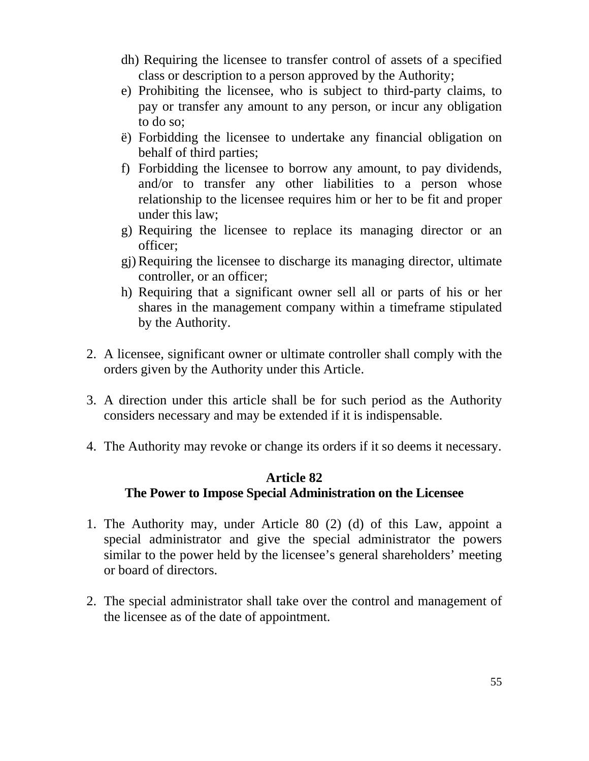dh) Requiring the licensee to transfer control of assets of a specified class or description to a person approved by the Authority;

e) Prohibiting the licensee, who is subject to third-party claims, to pay or transfer any amount to any person, or incur any obligation to do so;

ë) Forbidding the licensee to undertake any financial obligation on behalf of third parties;

f) Forbidding the licensee to borrow any amount, to pay dividends, and/or to transfer any other liabilities to a person whose relationship to the licensee requires him or her to be fit and proper under this law;

g) Requiring the licensee to replace its managing director or an officer;

gj) Requiring the licensee to discharge its managing director, ultimate controller, or an officer;

h) Requiring that a significant owner sell all or parts of his or her shares in the management company within a timeframe stipulated by the Authority.

2. A licensee, significant owner or ultimate controller shall comply with the orders given by the Authority under this Article.

3. A direction under this article shall be for such period as the Authority considers necessary and may be extended if it is indispensable.

4. The Authority may revoke or change its orders if it so deems it necessary.

## Article 82
## The Power to Impose Special Administration on the Licensee

1. The Authority may, under Article 80 (2) (d) of this Law, appoint a special administrator and give the special administrator the powers similar to the power held by the licensee's general shareholders' meeting or board of directors.

2. The special administrator shall take over the control and management of the licensee as of the date of appointment.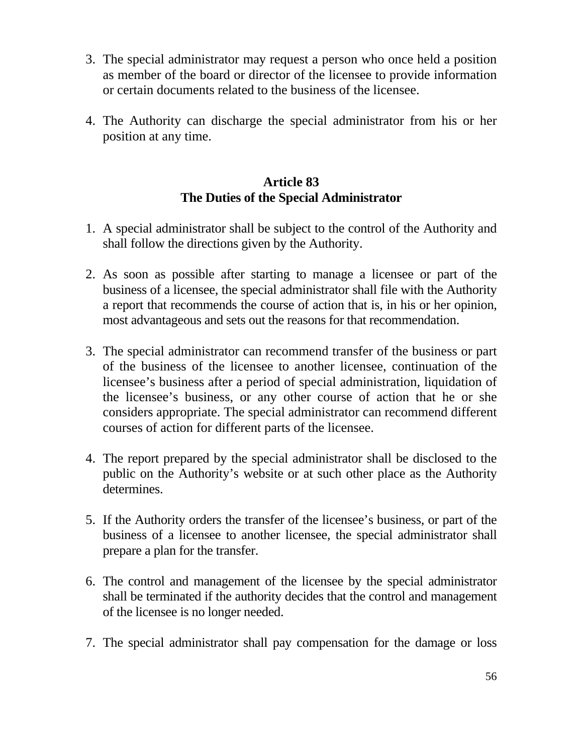3. The special administrator may request a person who once held a position as member of the board or director of the licensee to provide information or certain documents related to the business of the licensee.

4. The Authority can discharge the special administrator from his or her position at any time.

### Article 83
### The Duties of the Special Administrator

1. A special administrator shall be subject to the control of the Authority and shall follow the directions given by the Authority.

2. As soon as possible after starting to manage a licensee or part of the business of a licensee, the special administrator shall file with the Authority a report that recommends the course of action that is, in his or her opinion, most advantageous and sets out the reasons for that recommendation.

3. The special administrator can recommend transfer of the business or part of the business of the licensee to another licensee, continuation of the licensee's business after a period of special administration, liquidation of the licensee's business, or any other course of action that he or she considers appropriate. The special administrator can recommend different courses of action for different parts of the licensee.

4. The report prepared by the special administrator shall be disclosed to the public on the Authority's website or at such other place as the Authority determines.

5. If the Authority orders the transfer of the licensee's business, or part of the business of a licensee to another licensee, the special administrator shall prepare a plan for the transfer.

6. The control and management of the licensee by the special administrator shall be terminated if the authority decides that the control and management of the licensee is no longer needed.

7. The special administrator shall pay compensation for the damage or loss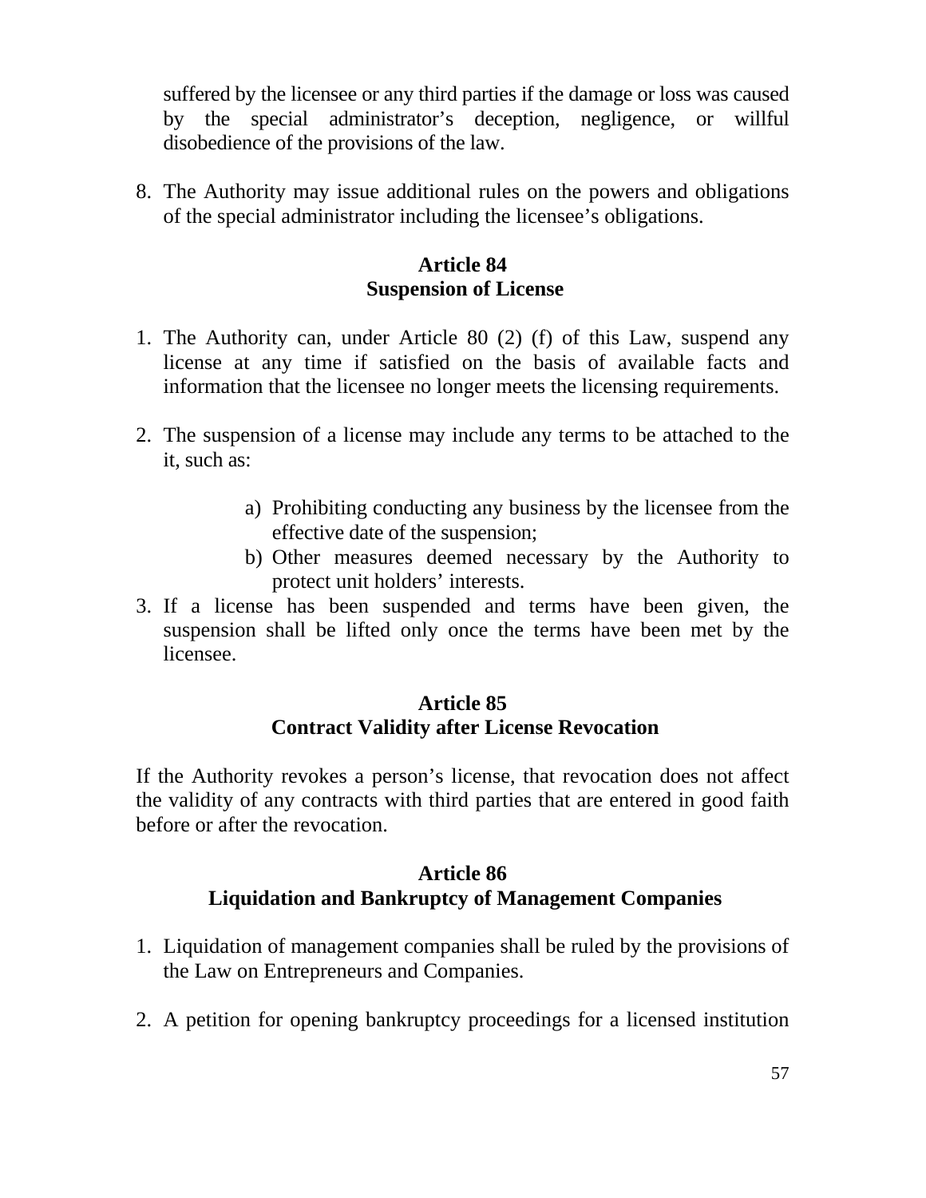suffered by the licensee or any third parties if the damage or loss was caused by the special administrator's deception, negligence, or willful disobedience of the provisions of the law.

8. The Authority may issue additional rules on the powers and obligations of the special administrator including the licensee's obligations.

**Article 84**
**Suspension of License**

1. The Authority can, under Article 80 (2) (f) of this Law, suspend any license at any time if satisfied on the basis of available facts and information that the licensee no longer meets the licensing requirements.

2. The suspension of a license may include any terms to be attached to the it, such as:

    a) Prohibiting conducting any business by the licensee from the effective date of the suspension;
    b) Other measures deemed necessary by the Authority to protect unit holders' interests.

3. If a license has been suspended and terms have been given, the suspension shall be lifted only once the terms have been met by the licensee.

**Article 85**
**Contract Validity after License Revocation**

If the Authority revokes a person's license, that revocation does not affect the validity of any contracts with third parties that are entered in good faith before or after the revocation.

**Article 86**
**Liquidation and Bankruptcy of Management Companies**

1. Liquidation of management companies shall be ruled by the provisions of the Law on Entrepreneurs and Companies.

2. A petition for opening bankruptcy proceedings for a licensed institution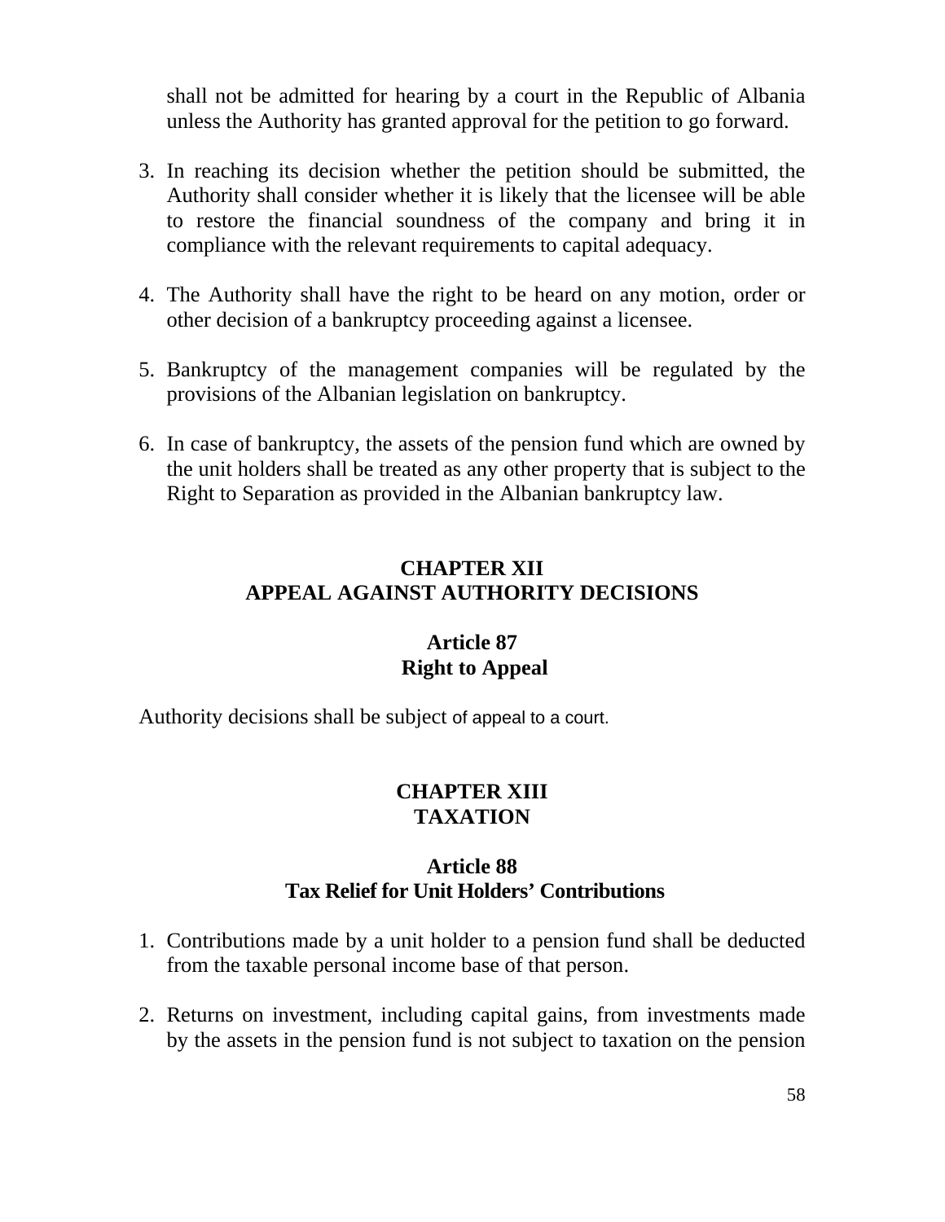shall not be admitted for hearing by a court in the Republic of Albania unless the Authority has granted approval for the petition to go forward.

3. In reaching its decision whether the petition should be submitted, the Authority shall consider whether it is likely that the licensee will be able to restore the financial soundness of the company and bring it in compliance with the relevant requirements to capital adequacy.

4. The Authority shall have the right to be heard on any motion, order or other decision of a bankruptcy proceeding against a licensee.

5. Bankruptcy of the management companies will be regulated by the provisions of the Albanian legislation on bankruptcy.

6. In case of bankruptcy, the assets of the pension fund which are owned by the unit holders shall be treated as any other property that is subject to the Right to Separation as provided in the Albanian bankruptcy law.

## CHAPTER XII
## APPEAL AGAINST AUTHORITY DECISIONS

### Article 87
### Right to Appeal

Authority decisions shall be subject of appeal to a court.

## CHAPTER XIII
## TAXATION

### Article 88
### Tax Relief for Unit Holders' Contributions

1. Contributions made by a unit holder to a pension fund shall be deducted from the taxable personal income base of that person.

2. Returns on investment, including capital gains, from investments made by the assets in the pension fund is not subject to taxation on the pension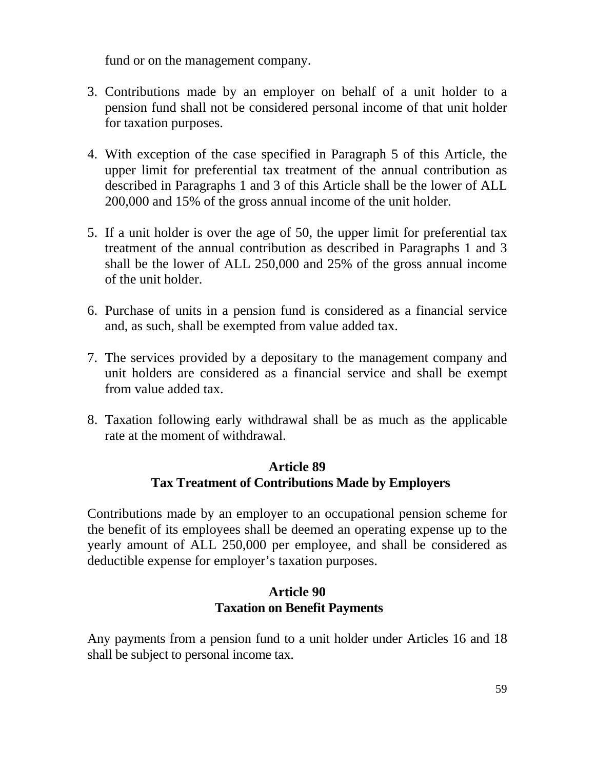fund or on the management company.

3. Contributions made by an employer on behalf of a unit holder to a pension fund shall not be considered personal income of that unit holder for taxation purposes.

4. With exception of the case specified in Paragraph 5 of this Article, the upper limit for preferential tax treatment of the annual contribution as described in Paragraphs 1 and 3 of this Article shall be the lower of ALL 200,000 and 15% of the gross annual income of the unit holder.

5. If a unit holder is over the age of 50, the upper limit for preferential tax treatment of the annual contribution as described in Paragraphs 1 and 3 shall be the lower of ALL 250,000 and 25% of the gross annual income of the unit holder.

6. Purchase of units in a pension fund is considered as a financial service and, as such, shall be exempted from value added tax.

7. The services provided by a depositary to the management company and unit holders are considered as a financial service and shall be exempt from value added tax.

8. Taxation following early withdrawal shall be as much as the applicable rate at the moment of withdrawal.

### Article 89
### Tax Treatment of Contributions Made by Employers

Contributions made by an employer to an occupational pension scheme for the benefit of its employees shall be deemed an operating expense up to the yearly amount of ALL 250,000 per employee, and shall be considered as deductible expense for employer's taxation purposes.

### Article 90
### Taxation on Benefit Payments

Any payments from a pension fund to a unit holder under Articles 16 and 18 shall be subject to personal income tax.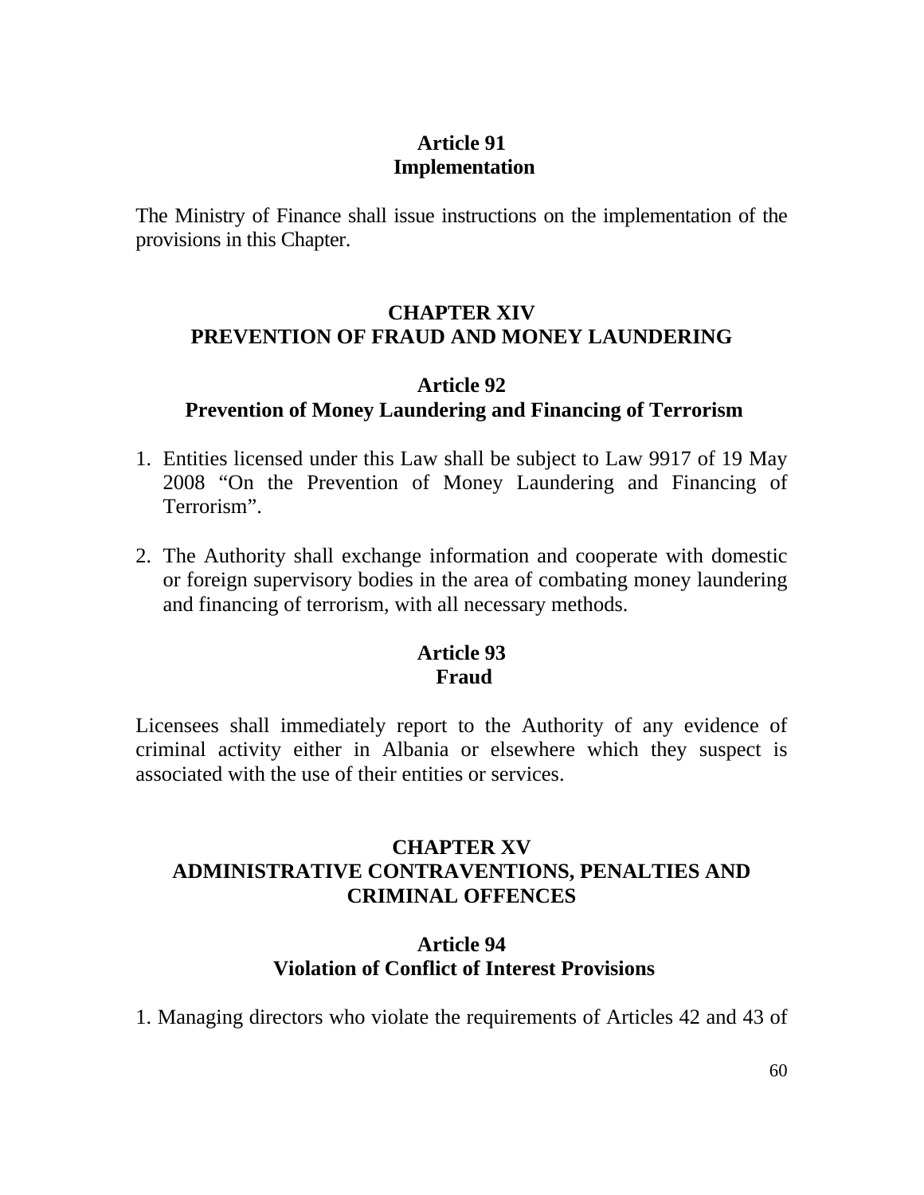### Article 91
### Implementation

The Ministry of Finance shall issue instructions on the implementation of the provisions in this Chapter.

## CHAPTER XIV
## PREVENTION OF FRAUD AND MONEY LAUNDERING

### Article 92
### Prevention of Money Laundering and Financing of Terrorism

1. Entities licensed under this Law shall be subject to Law 9917 of 19 May 2008 "On the Prevention of Money Laundering and Financing of Terrorism".

2. The Authority shall exchange information and cooperate with domestic or foreign supervisory bodies in the area of combating money laundering and financing of terrorism, with all necessary methods.

### Article 93
### Fraud

Licensees shall immediately report to the Authority of any evidence of criminal activity either in Albania or elsewhere which they suspect is associated with the use of their entities or services.

## CHAPTER XV
## ADMINISTRATIVE CONTRAVENTIONS, PENALTIES AND CRIMINAL OFFENCES

### Article 94
### Violation of Conflict of Interest Provisions

1. Managing directors who violate the requirements of Articles 42 and 43 of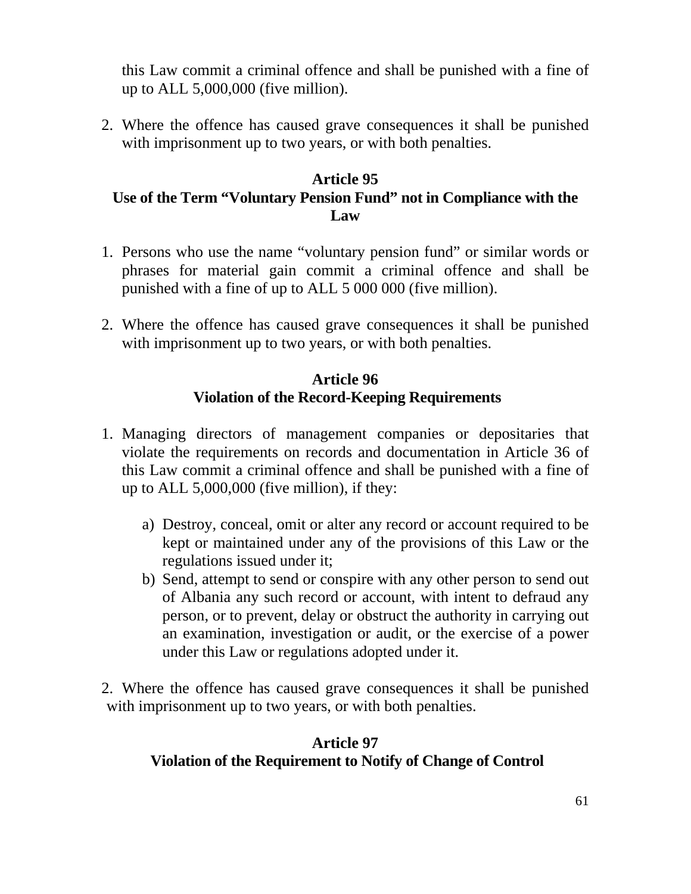this Law commit a criminal offence and shall be punished with a fine of up to ALL 5,000,000 (five million).

2. Where the offence has caused grave consequences it shall be punished with imprisonment up to two years, or with both penalties.

**Article 95**
**Use of the Term "Voluntary Pension Fund" not in Compliance with the Law**

1. Persons who use the name "voluntary pension fund" or similar words or phrases for material gain commit a criminal offence and shall be punished with a fine of up to ALL 5 000 000 (five million).

2. Where the offence has caused grave consequences it shall be punished with imprisonment up to two years, or with both penalties.

**Article 96**
**Violation of the Record-Keeping Requirements**

1. Managing directors of management companies or depositaries that violate the requirements on records and documentation in Article 36 of this Law commit a criminal offence and shall be punished with a fine of up to ALL 5,000,000 (five million), if they:

   a) Destroy, conceal, omit or alter any record or account required to be kept or maintained under any of the provisions of this Law or the regulations issued under it;
   b) Send, attempt to send or conspire with any other person to send out of Albania any such record or account, with intent to defraud any person, or to prevent, delay or obstruct the authority in carrying out an examination, investigation or audit, or the exercise of a power under this Law or regulations adopted under it.

2. Where the offence has caused grave consequences it shall be punished with imprisonment up to two years, or with both penalties.

**Article 97**
**Violation of the Requirement to Notify of Change of Control**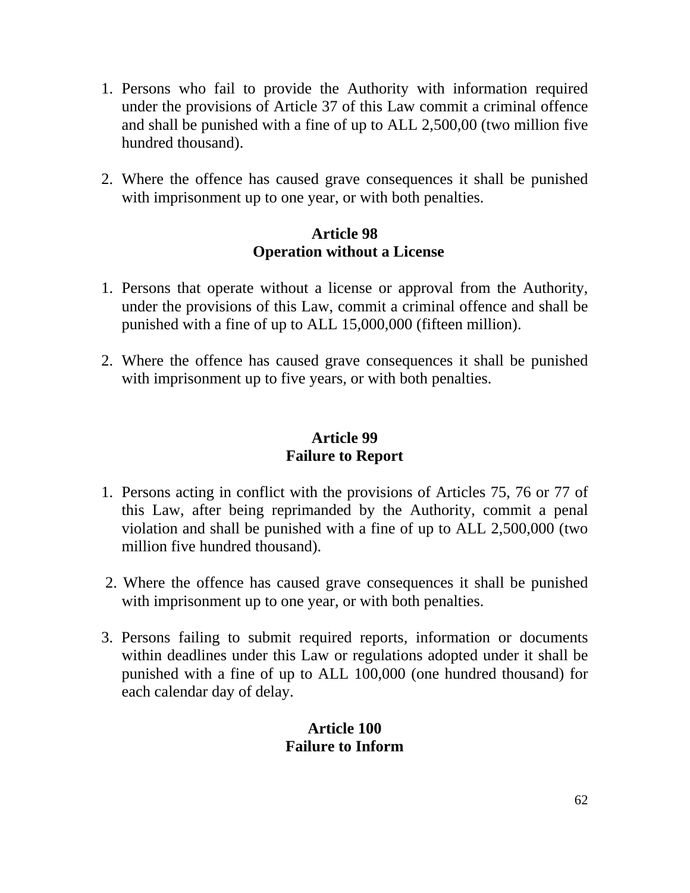1. Persons who fail to provide the Authority with information required under the provisions of Article 37 of this Law commit a criminal offence and shall be punished with a fine of up to ALL 2,500,00 (two million five hundred thousand).

2. Where the offence has caused grave consequences it shall be punished with imprisonment up to one year, or with both penalties.

**Article 98**
**Operation without a License**

1. Persons that operate without a license or approval from the Authority, under the provisions of this Law, commit a criminal offence and shall be punished with a fine of up to ALL 15,000,000 (fifteen million).

2. Where the offence has caused grave consequences it shall be punished with imprisonment up to five years, or with both penalties.

**Article 99**
**Failure to Report**

1. Persons acting in conflict with the provisions of Articles 75, 76 or 77 of this Law, after being reprimanded by the Authority, commit a penal violation and shall be punished with a fine of up to ALL 2,500,000 (two million five hundred thousand).

2. Where the offence has caused grave consequences it shall be punished with imprisonment up to one year, or with both penalties.

3. Persons failing to submit required reports, information or documents within deadlines under this Law or regulations adopted under it shall be punished with a fine of up to ALL 100,000 (one hundred thousand) for each calendar day of delay.

**Article 100**
**Failure to Inform**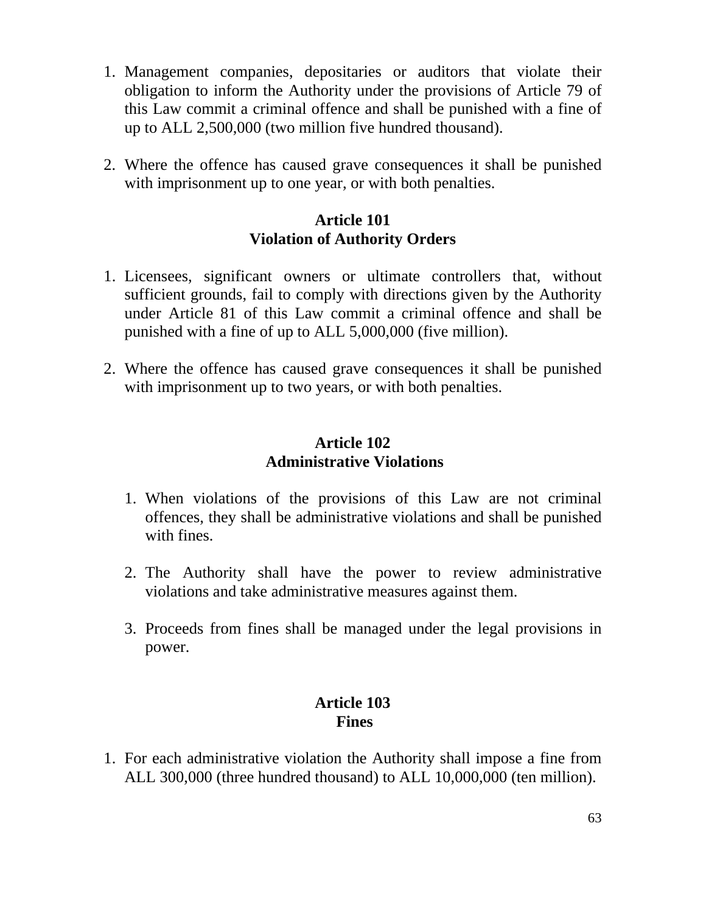1. Management companies, depositaries or auditors that violate their obligation to inform the Authority under the provisions of Article 79 of this Law commit a criminal offence and shall be punished with a fine of up to ALL 2,500,000 (two million five hundred thousand).

2. Where the offence has caused grave consequences it shall be punished with imprisonment up to one year, or with both penalties.

**Article 101**
**Violation of Authority Orders**

1. Licensees, significant owners or ultimate controllers that, without sufficient grounds, fail to comply with directions given by the Authority under Article 81 of this Law commit a criminal offence and shall be punished with a fine of up to ALL 5,000,000 (five million).

2. Where the offence has caused grave consequences it shall be punished with imprisonment up to two years, or with both penalties.

**Article 102**
**Administrative Violations**

1. When violations of the provisions of this Law are not criminal offences, they shall be administrative violations and shall be punished with fines.

2. The Authority shall have the power to review administrative violations and take administrative measures against them.

3. Proceeds from fines shall be managed under the legal provisions in power.

**Article 103**
**Fines**

1. For each administrative violation the Authority shall impose a fine from ALL 300,000 (three hundred thousand) to ALL 10,000,000 (ten million).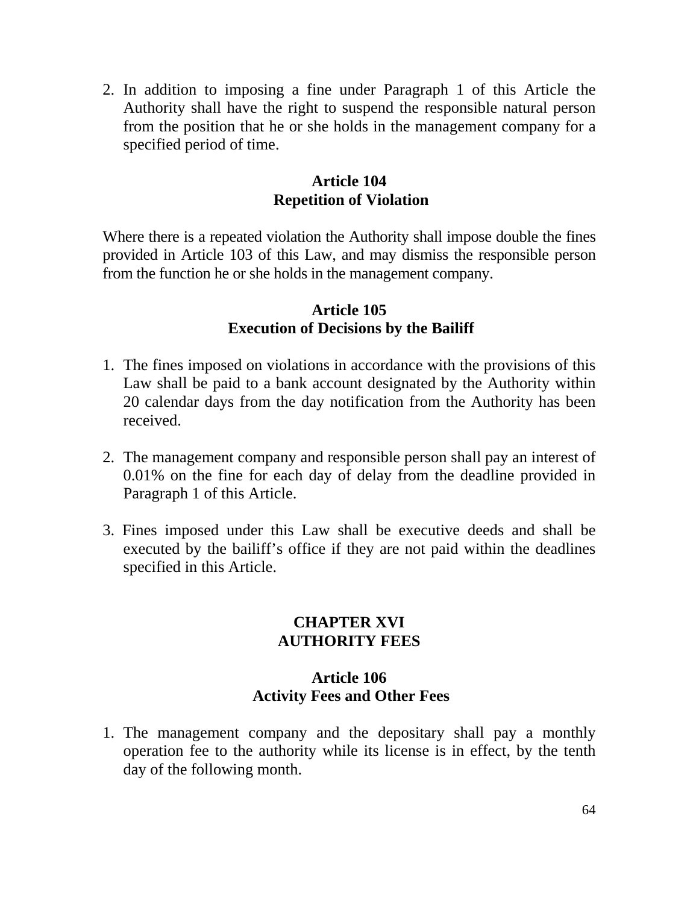2. In addition to imposing a fine under Paragraph 1 of this Article the Authority shall have the right to suspend the responsible natural person from the position that he or she holds in the management company for a specified period of time.

### Article 104
### Repetition of Violation

Where there is a repeated violation the Authority shall impose double the fines provided in Article 103 of this Law, and may dismiss the responsible person from the function he or she holds in the management company.

### Article 105
### Execution of Decisions by the Bailiff

1. The fines imposed on violations in accordance with the provisions of this Law shall be paid to a bank account designated by the Authority within 20 calendar days from the day notification from the Authority has been received.

2. The management company and responsible person shall pay an interest of 0.01% on the fine for each day of delay from the deadline provided in Paragraph 1 of this Article.

3. Fines imposed under this Law shall be executive deeds and shall be executed by the bailiff's office if they are not paid within the deadlines specified in this Article.

## CHAPTER XVI
## AUTHORITY FEES

### Article 106
### Activity Fees and Other Fees

1. The management company and the depositary shall pay a monthly operation fee to the authority while its license is in effect, by the tenth day of the following month.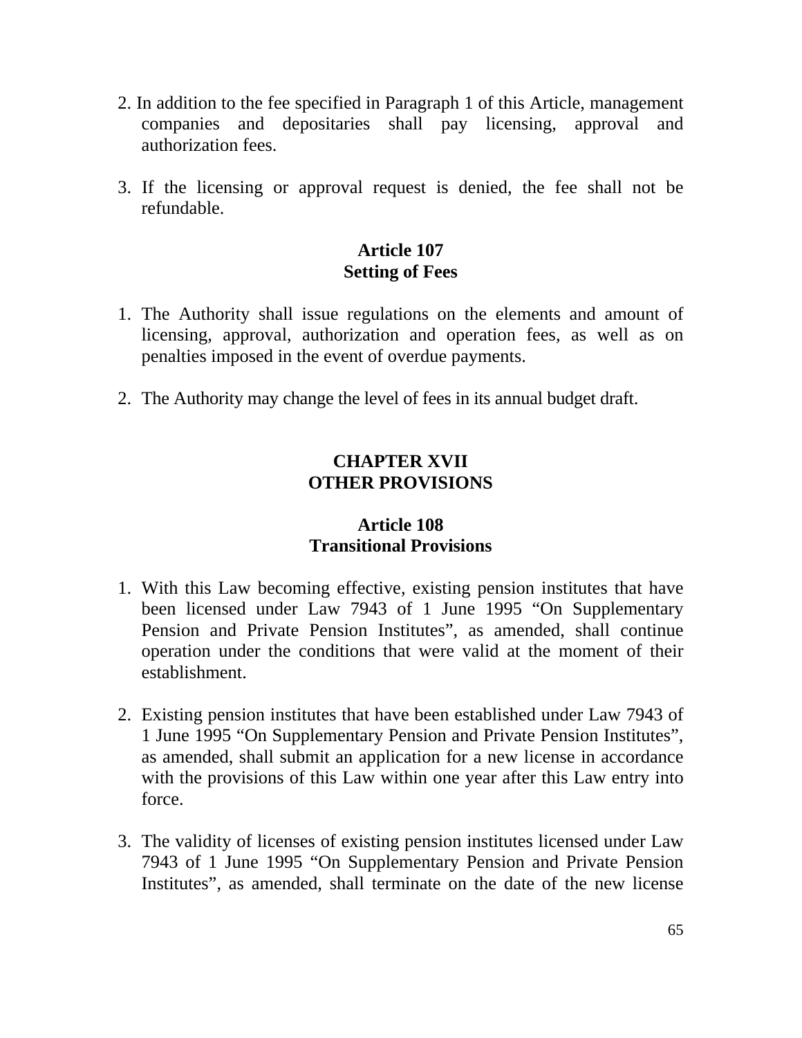2. In addition to the fee specified in Paragraph 1 of this Article, management companies and depositaries shall pay licensing, approval and authorization fees.

3. If the licensing or approval request is denied, the fee shall not be refundable.

### Article 107
### Setting of Fees

1. The Authority shall issue regulations on the elements and amount of licensing, approval, authorization and operation fees, as well as on penalties imposed in the event of overdue payments.

2. The Authority may change the level of fees in its annual budget draft.

## CHAPTER XVII
## OTHER PROVISIONS

### Article 108
### Transitional Provisions

1. With this Law becoming effective, existing pension institutes that have been licensed under Law 7943 of 1 June 1995 "On Supplementary Pension and Private Pension Institutes", as amended, shall continue operation under the conditions that were valid at the moment of their establishment.

2. Existing pension institutes that have been established under Law 7943 of 1 June 1995 "On Supplementary Pension and Private Pension Institutes", as amended, shall submit an application for a new license in accordance with the provisions of this Law within one year after this Law entry into force.

3. The validity of licenses of existing pension institutes licensed under Law 7943 of 1 June 1995 "On Supplementary Pension and Private Pension Institutes", as amended, shall terminate on the date of the new license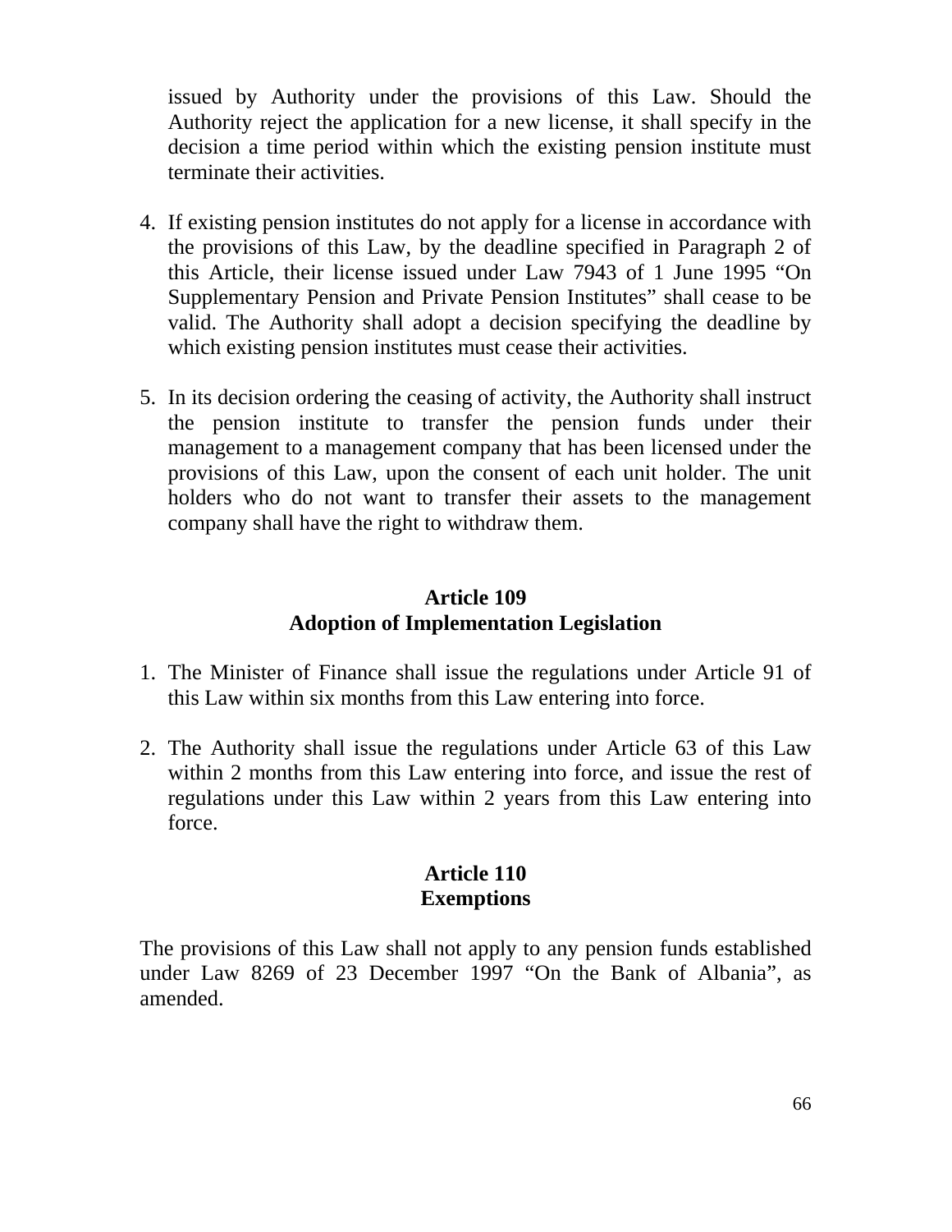issued by Authority under the provisions of this Law. Should the Authority reject the application for a new license, it shall specify in the decision a time period within which the existing pension institute must terminate their activities.

4. If existing pension institutes do not apply for a license in accordance with the provisions of this Law, by the deadline specified in Paragraph 2 of this Article, their license issued under Law 7943 of 1 June 1995 "On Supplementary Pension and Private Pension Institutes" shall cease to be valid. The Authority shall adopt a decision specifying the deadline by which existing pension institutes must cease their activities.

5. In its decision ordering the ceasing of activity, the Authority shall instruct the pension institute to transfer the pension funds under their management to a management company that has been licensed under the provisions of this Law, upon the consent of each unit holder. The unit holders who do not want to transfer their assets to the management company shall have the right to withdraw them.

## Article 109
## Adoption of Implementation Legislation

1. The Minister of Finance shall issue the regulations under Article 91 of this Law within six months from this Law entering into force.

2. The Authority shall issue the regulations under Article 63 of this Law within 2 months from this Law entering into force, and issue the rest of regulations under this Law within 2 years from this Law entering into force.

## Article 110
## Exemptions

The provisions of this Law shall not apply to any pension funds established under Law 8269 of 23 December 1997 "On the Bank of Albania", as amended.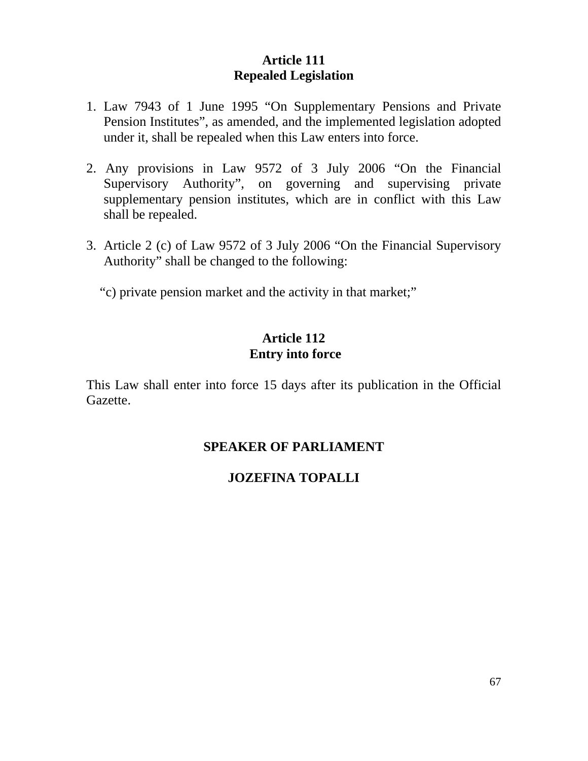**Article 111**
**Repealed Legislation**

1. Law 7943 of 1 June 1995 "On Supplementary Pensions and Private Pension Institutes", as amended, and the implemented legislation adopted under it, shall be repealed when this Law enters into force.

2. Any provisions in Law 9572 of 3 July 2006 "On the Financial Supervisory Authority", on governing and supervising private supplementary pension institutes, which are in conflict with this Law shall be repealed.

3. Article 2 (c) of Law 9572 of 3 July 2006 "On the Financial Supervisory Authority" shall be changed to the following:

   "c) private pension market and the activity in that market;"

**Article 112**
**Entry into force**

This Law shall enter into force 15 days after its publication in the Official Gazette.

**SPEAKER OF PARLIAMENT**

**JOZEFINA TOPALLI**